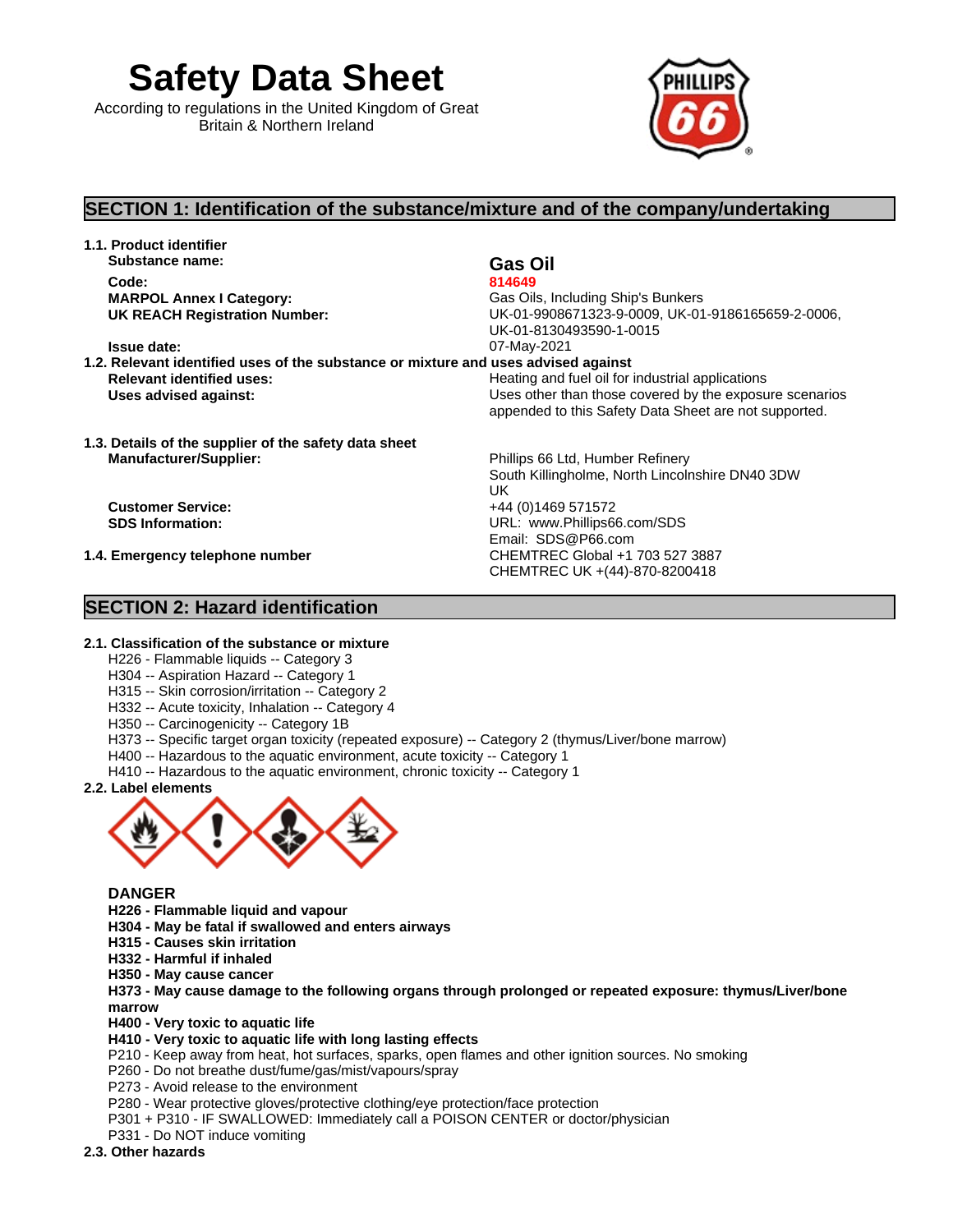# Safety Data Sheet

According to regulations in the United Kingdom of Great Britain & Northern Ireland

## SECTION 1: Identification of the substance/mixture and of the company/undertaking

**1.1. Product identifier**

| | |
|---|---|
| **Substance name:** | **Gas Oil** |
| **Code:** | **814649** |
| **MARPOL Annex I Category:** | Gas Oils, Including Ship's Bunkers |
| **UK REACH Registration Number:** | UK-01-9908671323-9-0009, UK-01-9186165659-2-0006, UK-01-8130493590-1-0015 |
| **Issue date:** | 07-May-2021 |

**1.2. Relevant identified uses of the substance or mixture and uses advised against**

| | |
|---|---|
| **Relevant identified uses:** | Heating and fuel oil for industrial applications |
| **Uses advised against:** | Uses other than those covered by the exposure scenarios appended to this Safety Data Sheet are not supported. |

**1.3. Details of the supplier of the safety data sheet**

| | |
|---|---|
| **Manufacturer/Supplier:** | Phillips 66 Ltd, Humber Refinery<br>South Killingholme, North Lincolnshire DN40 3DW<br>UK |
| **Customer Service:** | +44 (0)1469 571572 |
| **SDS Information:** | URL: www.Phillips66.com/SDS<br>Email: SDS@P66.com |

**1.4. Emergency telephone number**

CHEMTREC Global +1 703 527 3887
CHEMTREC UK +(44)-870-8200418

## SECTION 2: Hazard identification

**2.1. Classification of the substance or mixture**

H226 - Flammable liquids -- Category 3
H304 -- Aspiration Hazard -- Category 1
H315 -- Skin corrosion/irritation -- Category 2
H332 -- Acute toxicity, Inhalation -- Category 4
H350 -- Carcinogenicity -- Category 1B
H373 -- Specific target organ toxicity (repeated exposure) -- Category 2 (thymus/Liver/bone marrow)
H400 -- Hazardous to the aquatic environment, acute toxicity -- Category 1
H410 -- Hazardous to the aquatic environment, chronic toxicity -- Category 1

**2.2. Label elements**

**DANGER**

**H226 - Flammable liquid and vapour**
**H304 - May be fatal if swallowed and enters airways**
**H315 - Causes skin irritation**
**H332 - Harmful if inhaled**
**H350 - May cause cancer**
**H373 - May cause damage to the following organs through prolonged or repeated exposure: thymus/Liver/bone marrow**
**H400 - Very toxic to aquatic life**
**H410 - Very toxic to aquatic life with long lasting effects**

P210 - Keep away from heat, hot surfaces, sparks, open flames and other ignition sources. No smoking
P260 - Do not breathe dust/fume/gas/mist/vapours/spray
P273 - Avoid release to the environment
P280 - Wear protective gloves/protective clothing/eye protection/face protection
P301 + P310 - IF SWALLOWED: Immediately call a POISON CENTER or doctor/physician
P331 - Do NOT induce vomiting

**2.3. Other hazards**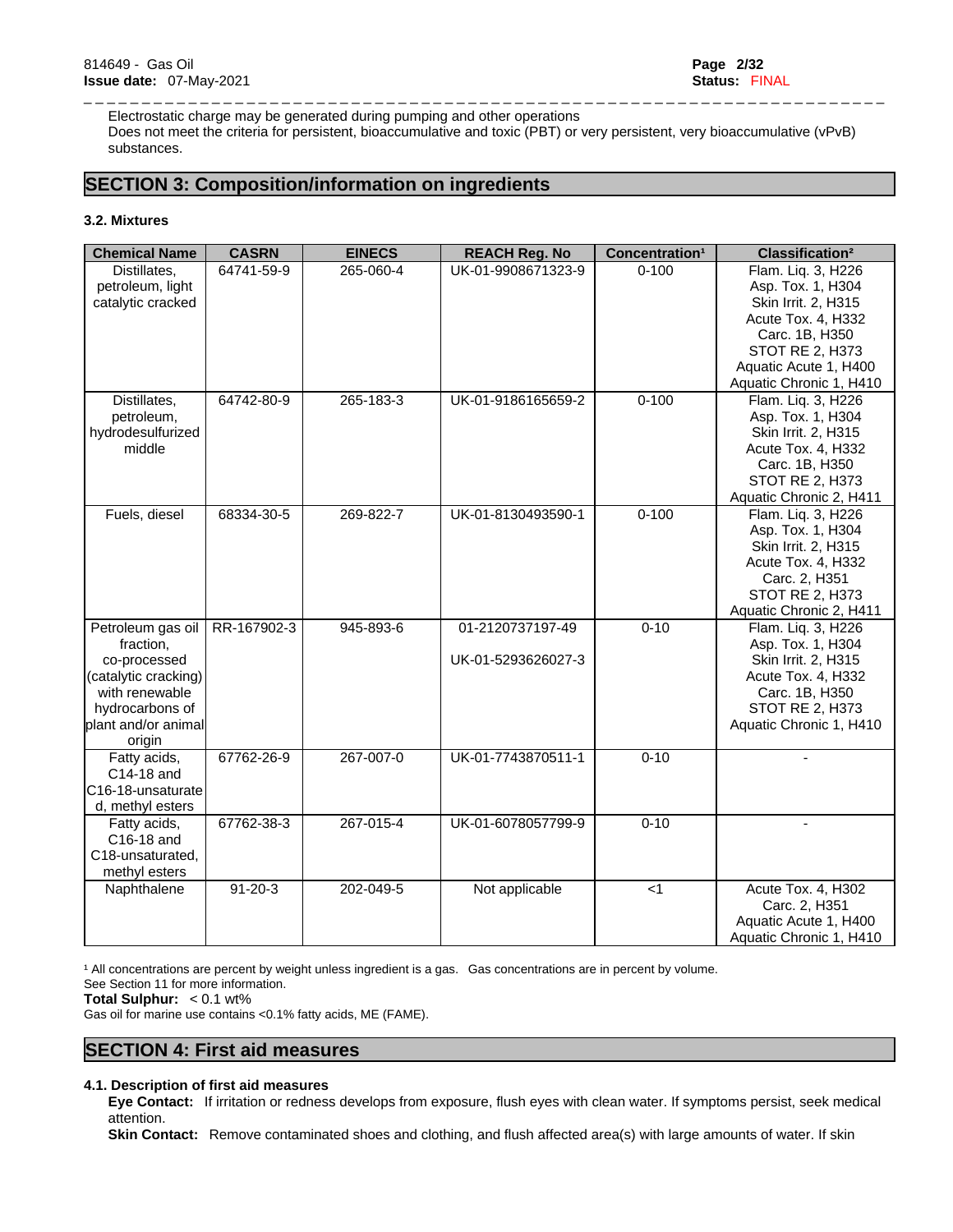Electrostatic charge may be generated during pumping and other operations
Does not meet the criteria for persistent, bioaccumulative and toxic (PBT) or very persistent, very bioaccumulative (vPvB) substances.

## SECTION 3: Composition/information on ingredients

### 3.2. Mixtures

| Chemical Name | CASRN | EINECS | REACH Reg. No | Concentration[1] | Classification[2] |
|---|---|---|---|---|---|
| Distillates, petroleum, light catalytic cracked | 64741-59-9 | 265-060-4 | UK-01-9908671323-9 | 0-100 | Flam. Liq. 3, H226<br>Asp. Tox. 1, H304<br>Skin Irrit. 2, H315<br>Acute Tox. 4, H332<br>Carc. 1B, H350<br>STOT RE 2, H373<br>Aquatic Acute 1, H400<br>Aquatic Chronic 1, H410 |
| Distillates, petroleum, hydrodesulfurized middle | 64742-80-9 | 265-183-3 | UK-01-9186165659-2 | 0-100 | Flam. Liq. 3, H226<br>Asp. Tox. 1, H304<br>Skin Irrit. 2, H315<br>Acute Tox. 4, H332<br>Carc. 1B, H350<br>STOT RE 2, H373<br>Aquatic Chronic 2, H411 |
| Fuels, diesel | 68334-30-5 | 269-822-7 | UK-01-8130493590-1 | 0-100 | Flam. Liq. 3, H226<br>Asp. Tox. 1, H304<br>Skin Irrit. 2, H315<br>Acute Tox. 4, H332<br>Carc. 2, H351<br>STOT RE 2, H373<br>Aquatic Chronic 2, H411 |
| Petroleum gas oil fraction, co-processed (catalytic cracking) with renewable hydrocarbons of plant and/or animal origin | RR-167902-3 | 945-893-6 | 01-2120737197-49<br>UK-01-5293626027-3 | 0-10 | Flam. Liq. 3, H226<br>Asp. Tox. 1, H304<br>Skin Irrit. 2, H315<br>Acute Tox. 4, H332<br>Carc. 1B, H350<br>STOT RE 2, H373<br>Aquatic Chronic 1, H410 |
| Fatty acids, C14-18 and C16-18-unsaturated, methyl esters | 67762-26-9 | 267-007-0 | UK-01-7743870511-1 | 0-10 | - |
| Fatty acids, C16-18 and C18-unsaturated, methyl esters | 67762-38-3 | 267-015-4 | UK-01-6078057799-9 | 0-10 | - |
| Naphthalene | 91-20-3 | 202-049-5 | Not applicable | <1 | Acute Tox. 4, H302<br>Carc. 2, H351<br>Aquatic Acute 1, H400<br>Aquatic Chronic 1, H410 |

[1] All concentrations are percent by weight unless ingredient is a gas. Gas concentrations are in percent by volume.
See Section 11 for more information.
**Total Sulphur:** < 0.1 wt%
Gas oil for marine use contains <0.1% fatty acids, ME (FAME).

## SECTION 4: First aid measures

### 4.1. Description of first aid measures

**Eye Contact:** If irritation or redness develops from exposure, flush eyes with clean water. If symptoms persist, seek medical attention.
**Skin Contact:** Remove contaminated shoes and clothing, and flush affected area(s) with large amounts of water. If skin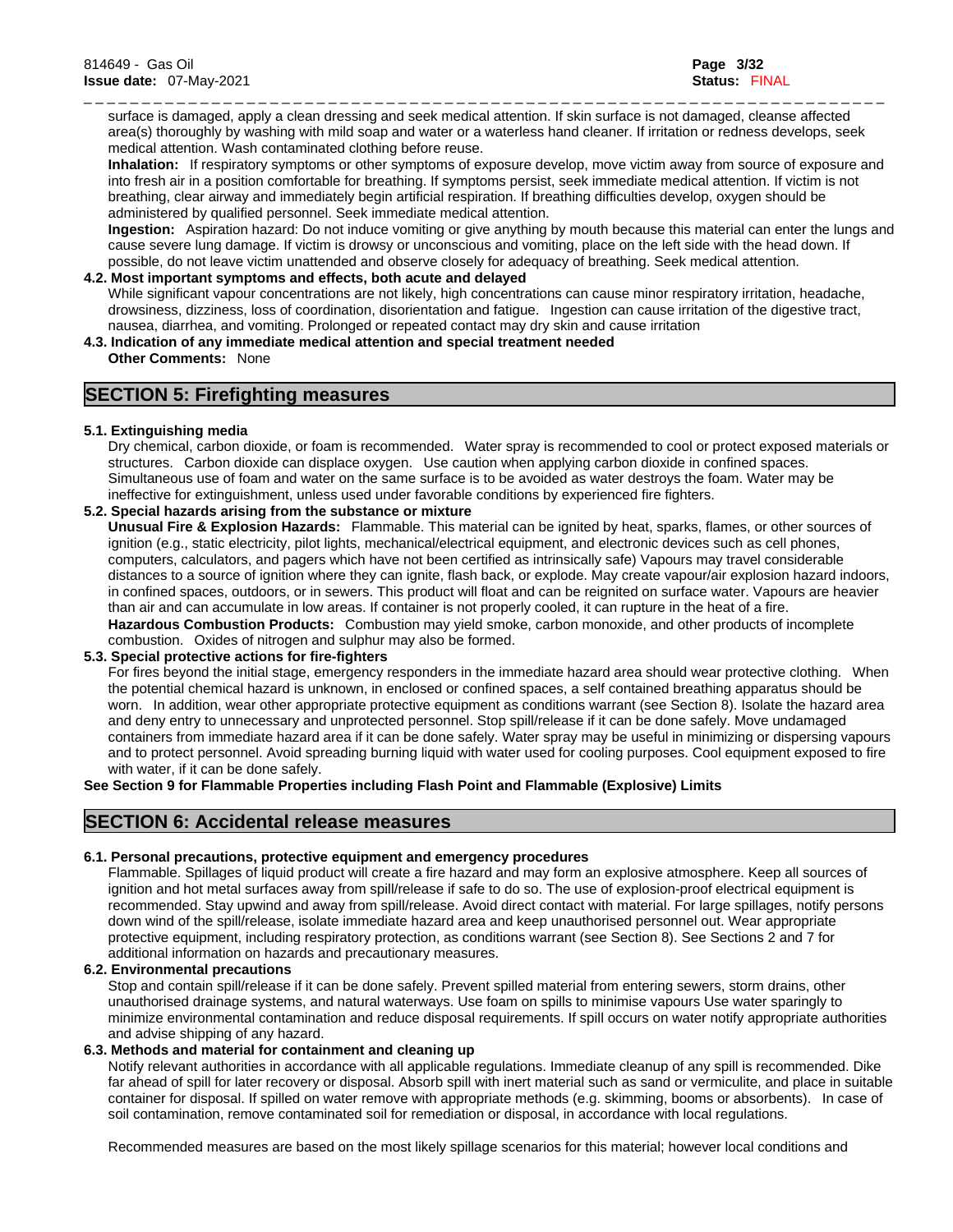surface is damaged, apply a clean dressing and seek medical attention. If skin surface is not damaged, cleanse affected area(s) thoroughly by washing with mild soap and water or a waterless hand cleaner. If irritation or redness develops, seek medical attention. Wash contaminated clothing before reuse.

**Inhalation:** If respiratory symptoms or other symptoms of exposure develop, move victim away from source of exposure and into fresh air in a position comfortable for breathing. If symptoms persist, seek immediate medical attention. If victim is not breathing, clear airway and immediately begin artificial respiration. If breathing difficulties develop, oxygen should be administered by qualified personnel. Seek immediate medical attention.

**Ingestion:** Aspiration hazard: Do not induce vomiting or give anything by mouth because this material can enter the lungs and cause severe lung damage. If victim is drowsy or unconscious and vomiting, place on the left side with the head down. If possible, do not leave victim unattended and observe closely for adequacy of breathing. Seek medical attention.

**4.2. Most important symptoms and effects, both acute and delayed**

While significant vapour concentrations are not likely, high concentrations can cause minor respiratory irritation, headache, drowsiness, dizziness, loss of coordination, disorientation and fatigue. Ingestion can cause irritation of the digestive tract, nausea, diarrhea, and vomiting. Prolonged or repeated contact may dry skin and cause irritation

**4.3. Indication of any immediate medical attention and special treatment needed**

**Other Comments:** None

## SECTION 5: Firefighting measures

**5.1. Extinguishing media**

Dry chemical, carbon dioxide, or foam is recommended. Water spray is recommended to cool or protect exposed materials or structures. Carbon dioxide can displace oxygen. Use caution when applying carbon dioxide in confined spaces. Simultaneous use of foam and water on the same surface is to be avoided as water destroys the foam. Water may be ineffective for extinguishment, unless used under favorable conditions by experienced fire fighters.

**5.2. Special hazards arising from the substance or mixture**

**Unusual Fire & Explosion Hazards:** Flammable. This material can be ignited by heat, sparks, flames, or other sources of ignition (e.g., static electricity, pilot lights, mechanical/electrical equipment, and electronic devices such as cell phones, computers, calculators, and pagers which have not been certified as intrinsically safe) Vapours may travel considerable distances to a source of ignition where they can ignite, flash back, or explode. May create vapour/air explosion hazard indoors, in confined spaces, outdoors, or in sewers. This product will float and can be reignited on surface water. Vapours are heavier than air and can accumulate in low areas. If container is not properly cooled, it can rupture in the heat of a fire.

**Hazardous Combustion Products:** Combustion may yield smoke, carbon monoxide, and other products of incomplete combustion. Oxides of nitrogen and sulphur may also be formed.

**5.3. Special protective actions for fire-fighters**

For fires beyond the initial stage, emergency responders in the immediate hazard area should wear protective clothing. When the potential chemical hazard is unknown, in enclosed or confined spaces, a self contained breathing apparatus should be worn. In addition, wear other appropriate protective equipment as conditions warrant (see Section 8). Isolate the hazard area and deny entry to unnecessary and unprotected personnel. Stop spill/release if it can be done safely. Move undamaged containers from immediate hazard area if it can be done safely. Water spray may be useful in minimizing or dispersing vapours and to protect personnel. Avoid spreading burning liquid with water used for cooling purposes. Cool equipment exposed to fire with water, if it can be done safely.

**See Section 9 for Flammable Properties including Flash Point and Flammable (Explosive) Limits**

## SECTION 6: Accidental release measures

**6.1. Personal precautions, protective equipment and emergency procedures**

Flammable. Spillages of liquid product will create a fire hazard and may form an explosive atmosphere. Keep all sources of ignition and hot metal surfaces away from spill/release if safe to do so. The use of explosion-proof electrical equipment is recommended. Stay upwind and away from spill/release. Avoid direct contact with material. For large spillages, notify persons down wind of the spill/release, isolate immediate hazard area and keep unauthorised personnel out. Wear appropriate protective equipment, including respiratory protection, as conditions warrant (see Section 8). See Sections 2 and 7 for additional information on hazards and precautionary measures.

**6.2. Environmental precautions**

Stop and contain spill/release if it can be done safely. Prevent spilled material from entering sewers, storm drains, other unauthorised drainage systems, and natural waterways. Use foam on spills to minimise vapours Use water sparingly to minimize environmental contamination and reduce disposal requirements. If spill occurs on water notify appropriate authorities and advise shipping of any hazard.

**6.3. Methods and material for containment and cleaning up**

Notify relevant authorities in accordance with all applicable regulations. Immediate cleanup of any spill is recommended. Dike far ahead of spill for later recovery or disposal. Absorb spill with inert material such as sand or vermiculite, and place in suitable container for disposal. If spilled on water remove with appropriate methods (e.g. skimming, booms or absorbents). In case of soil contamination, remove contaminated soil for remediation or disposal, in accordance with local regulations.

Recommended measures are based on the most likely spillage scenarios for this material; however local conditions and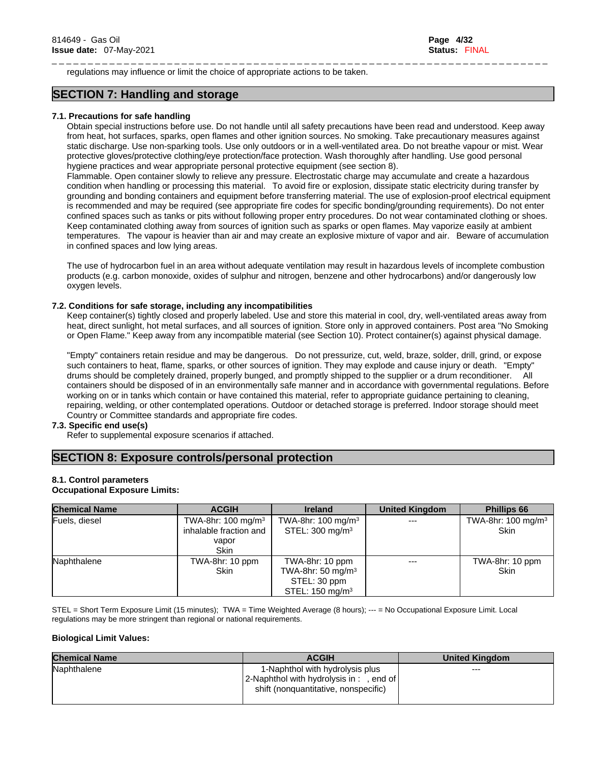regulations may influence or limit the choice of appropriate actions to be taken.

## SECTION 7: Handling and storage

### 7.1. Precautions for safe handling

Obtain special instructions before use. Do not handle until all safety precautions have been read and understood. Keep away from heat, hot surfaces, sparks, open flames and other ignition sources. No smoking. Take precautionary measures against static discharge. Use non-sparking tools. Use only outdoors or in a well-ventilated area. Do not breathe vapour or mist. Wear protective gloves/protective clothing/eye protection/face protection. Wash thoroughly after handling. Use good personal hygiene practices and wear appropriate personal protective equipment (see section 8).

Flammable. Open container slowly to relieve any pressure. Electrostatic charge may accumulate and create a hazardous condition when handling or processing this material. To avoid fire or explosion, dissipate static electricity during transfer by grounding and bonding containers and equipment before transferring material. The use of explosion-proof electrical equipment is recommended and may be required (see appropriate fire codes for specific bonding/grounding requirements). Do not enter confined spaces such as tanks or pits without following proper entry procedures. Do not wear contaminated clothing or shoes. Keep contaminated clothing away from sources of ignition such as sparks or open flames. May vaporize easily at ambient temperatures. The vapour is heavier than air and may create an explosive mixture of vapor and air. Beware of accumulation in confined spaces and low lying areas.

The use of hydrocarbon fuel in an area without adequate ventilation may result in hazardous levels of incomplete combustion products (e.g. carbon monoxide, oxides of sulphur and nitrogen, benzene and other hydrocarbons) and/or dangerously low oxygen levels.

### 7.2. Conditions for safe storage, including any incompatibilities

Keep container(s) tightly closed and properly labeled. Use and store this material in cool, dry, well-ventilated areas away from heat, direct sunlight, hot metal surfaces, and all sources of ignition. Store only in approved containers. Post area "No Smoking or Open Flame." Keep away from any incompatible material (see Section 10). Protect container(s) against physical damage.

"Empty" containers retain residue and may be dangerous. Do not pressurize, cut, weld, braze, solder, drill, grind, or expose such containers to heat, flame, sparks, or other sources of ignition. They may explode and cause injury or death. "Empty" drums should be completely drained, properly bunged, and promptly shipped to the supplier or a drum reconditioner. All containers should be disposed of in an environmentally safe manner and in accordance with governmental regulations. Before working on or in tanks which contain or have contained this material, refer to appropriate guidance pertaining to cleaning, repairing, welding, or other contemplated operations. Outdoor or detached storage is preferred. Indoor storage should meet Country or Committee standards and appropriate fire codes.

### 7.3. Specific end use(s)

Refer to supplemental exposure scenarios if attached.

## SECTION 8: Exposure controls/personal protection

### 8.1. Control parameters

**Occupational Exposure Limits:**

| Chemical Name | ACGIH | Ireland | United Kingdom | Phillips 66 |
|---|---|---|---|---|
| Fuels, diesel | TWA-8hr: 100 mg/m³<br>inhalable fraction and vapor<br>Skin | TWA-8hr: 100 mg/m³<br>STEL: 300 mg/m³ | --- | TWA-8hr: 100 mg/m³<br>Skin |
| Naphthalene | TWA-8hr: 10 ppm<br>Skin | TWA-8hr: 10 ppm<br>TWA-8hr: 50 mg/m³<br>STEL: 30 ppm<br>STEL: 150 mg/m³ | --- | TWA-8hr: 10 ppm<br>Skin |

STEL = Short Term Exposure Limit (15 minutes); TWA = Time Weighted Average (8 hours); --- = No Occupational Exposure Limit. Local regulations may be more stringent than regional or national requirements.

**Biological Limit Values:**

| Chemical Name | ACGIH | United Kingdom |
|---|---|---|
| Naphthalene | 1-Naphthol with hydrolysis plus 2-Naphthol with hydrolysis in : , end of shift (nonquantitative, nonspecific) | --- |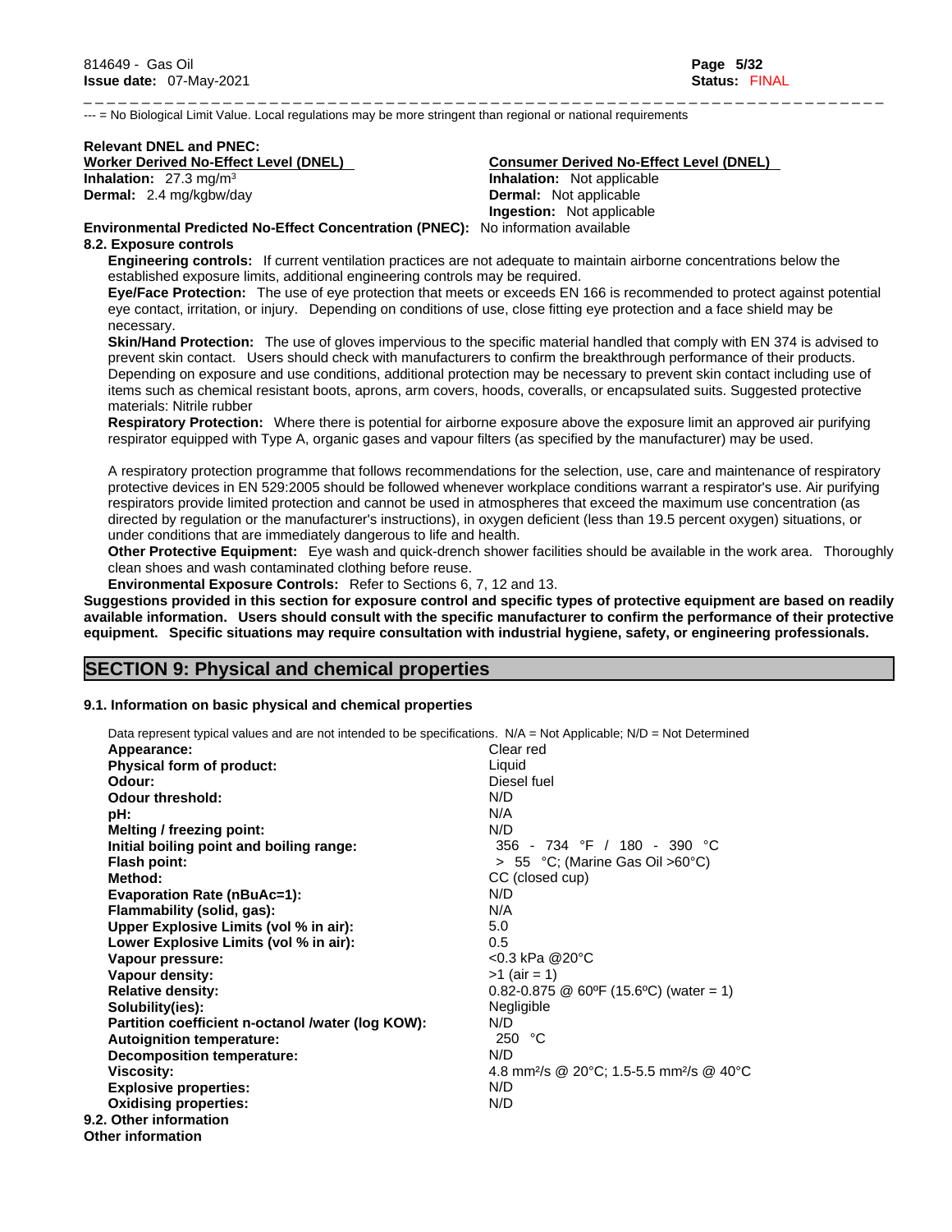--- = No Biological Limit Value. Local regulations may be more stringent than regional or national requirements

**Relevant DNEL and PNEC:**

| Worker Derived No-Effect Level (DNEL) | Consumer Derived No-Effect Level (DNEL) |
|---|---|
| **Inhalation:** 27.3 mg/m³ | **Inhalation:** Not applicable |
| **Dermal:** 2.4 mg/kgbw/day | **Dermal:** Not applicable |
| | **Ingestion:** Not applicable |

**Environmental Predicted No-Effect Concentration (PNEC):** No information available

**8.2. Exposure controls**

**Engineering controls:** If current ventilation practices are not adequate to maintain airborne concentrations below the established exposure limits, additional engineering controls may be required.

**Eye/Face Protection:** The use of eye protection that meets or exceeds EN 166 is recommended to protect against potential eye contact, irritation, or injury. Depending on conditions of use, close fitting eye protection and a face shield may be necessary.

**Skin/Hand Protection:** The use of gloves impervious to the specific material handled that comply with EN 374 is advised to prevent skin contact. Users should check with manufacturers to confirm the breakthrough performance of their products. Depending on exposure and use conditions, additional protection may be necessary to prevent skin contact including use of items such as chemical resistant boots, aprons, arm covers, hoods, coveralls, or encapsulated suits. Suggested protective materials: Nitrile rubber

**Respiratory Protection:** Where there is potential for airborne exposure above the exposure limit an approved air purifying respirator equipped with Type A, organic gases and vapour filters (as specified by the manufacturer) may be used.

A respiratory protection programme that follows recommendations for the selection, use, care and maintenance of respiratory protective devices in EN 529:2005 should be followed whenever workplace conditions warrant a respirator's use. Air purifying respirators provide limited protection and cannot be used in atmospheres that exceed the maximum use concentration (as directed by regulation or the manufacturer's instructions), in oxygen deficient (less than 19.5 percent oxygen) situations, or under conditions that are immediately dangerous to life and health.

**Other Protective Equipment:** Eye wash and quick-drench shower facilities should be available in the work area. Thoroughly clean shoes and wash contaminated clothing before reuse.

**Environmental Exposure Controls:** Refer to Sections 6, 7, 12 and 13.

**Suggestions provided in this section for exposure control and specific types of protective equipment are based on readily available information. Users should consult with the specific manufacturer to confirm the performance of their protective equipment. Specific situations may require consultation with industrial hygiene, safety, or engineering professionals.**

## SECTION 9: Physical and chemical properties

**9.1. Information on basic physical and chemical properties**

Data represent typical values and are not intended to be specifications. N/A = Not Applicable; N/D = Not Determined

| Property | Value |
|---|---|
| **Appearance:** | Clear red |
| **Physical form of product:** | Liquid |
| **Odour:** | Diesel fuel |
| **Odour threshold:** | N/D |
| **pH:** | N/A |
| **Melting / freezing point:** | N/D |
| **Initial boiling point and boiling range:** | 356 - 734 °F / 180 - 390 °C |
| **Flash point:** | > 55 °C; (Marine Gas Oil >60°C) |
| **Method:** | CC (closed cup) |
| **Evaporation Rate (nBuAc=1):** | N/D |
| **Flammability (solid, gas):** | N/A |
| **Upper Explosive Limits (vol % in air):** | 5.0 |
| **Lower Explosive Limits (vol % in air):** | 0.5 |
| **Vapour pressure:** | <0.3 kPa @20°C |
| **Vapour density:** | >1 (air = 1) |
| **Relative density:** | 0.82-0.875 @ 60ºF (15.6ºC) (water = 1) |
| **Solubility(ies):** | Negligible |
| **Partition coefficient n-octanol /water (log KOW):** | N/D |
| **Autoignition temperature:** | 250 °C |
| **Decomposition temperature:** | N/D |
| **Viscosity:** | 4.8 mm²/s @ 20°C; 1.5-5.5 mm²/s @ 40°C |
| **Explosive properties:** | N/D |
| **Oxidising properties:** | N/D |

**9.2. Other information**

**Other information**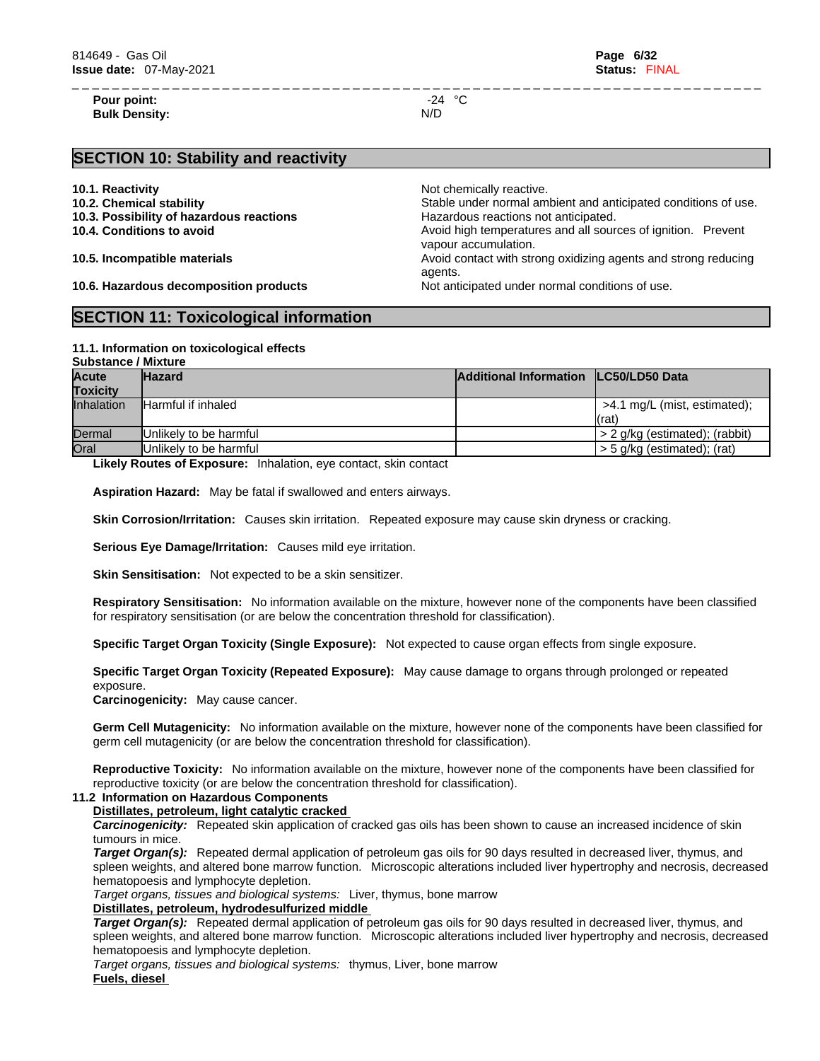**Pour point:** -24 °C
**Bulk Density:** N/D

## SECTION 10: Stability and reactivity

**10.1. Reactivity** Not chemically reactive.
**10.2. Chemical stability** Stable under normal ambient and anticipated conditions of use.
**10.3. Possibility of hazardous reactions** Hazardous reactions not anticipated.
**10.4. Conditions to avoid** Avoid high temperatures and all sources of ignition. Prevent vapour accumulation.
**10.5. Incompatible materials** Avoid contact with strong oxidizing agents and strong reducing agents.
**10.6. Hazardous decomposition products** Not anticipated under normal conditions of use.

## SECTION 11: Toxicological information

### 11.1. Information on toxicological effects

**Substance / Mixture**

| Acute Toxicity | Hazard | Additional Information | LC50/LD50 Data |
|---|---|---|---|
| Inhalation | Harmful if inhaled | | >4.1 mg/L (mist, estimated); (rat) |
| Dermal | Unlikely to be harmful | | > 2 g/kg (estimated); (rabbit) |
| Oral | Unlikely to be harmful | | > 5 g/kg (estimated); (rat) |

**Likely Routes of Exposure:** Inhalation, eye contact, skin contact

**Aspiration Hazard:** May be fatal if swallowed and enters airways.

**Skin Corrosion/Irritation:** Causes skin irritation. Repeated exposure may cause skin dryness or cracking.

**Serious Eye Damage/Irritation:** Causes mild eye irritation.

**Skin Sensitisation:** Not expected to be a skin sensitizer.

**Respiratory Sensitisation:** No information available on the mixture, however none of the components have been classified for respiratory sensitisation (or are below the concentration threshold for classification).

**Specific Target Organ Toxicity (Single Exposure):** Not expected to cause organ effects from single exposure.

**Specific Target Organ Toxicity (Repeated Exposure):** May cause damage to organs through prolonged or repeated exposure.
**Carcinogenicity:** May cause cancer.

**Germ Cell Mutagenicity:** No information available on the mixture, however none of the components have been classified for germ cell mutagenicity (or are below the concentration threshold for classification).

**Reproductive Toxicity:** No information available on the mixture, however none of the components have been classified for reproductive toxicity (or are below the concentration threshold for classification).

### 11.2 Information on Hazardous Components

**Distillates, petroleum, light catalytic cracked**

***Carcinogenicity:*** Repeated skin application of cracked gas oils has been shown to cause an increased incidence of skin tumours in mice.
***Target Organ(s):*** Repeated dermal application of petroleum gas oils for 90 days resulted in decreased liver, thymus, and spleen weights, and altered bone marrow function. Microscopic alterations included liver hypertrophy and necrosis, decreased hematopoesis and lymphocyte depletion.
*Target organs, tissues and biological systems:* Liver, thymus, bone marrow

**Distillates, petroleum, hydrodesulfurized middle**

***Target Organ(s):*** Repeated dermal application of petroleum gas oils for 90 days resulted in decreased liver, thymus, and spleen weights, and altered bone marrow function. Microscopic alterations included liver hypertrophy and necrosis, decreased hematopoesis and lymphocyte depletion.
*Target organs, tissues and biological systems:* thymus, Liver, bone marrow

**Fuels, diesel**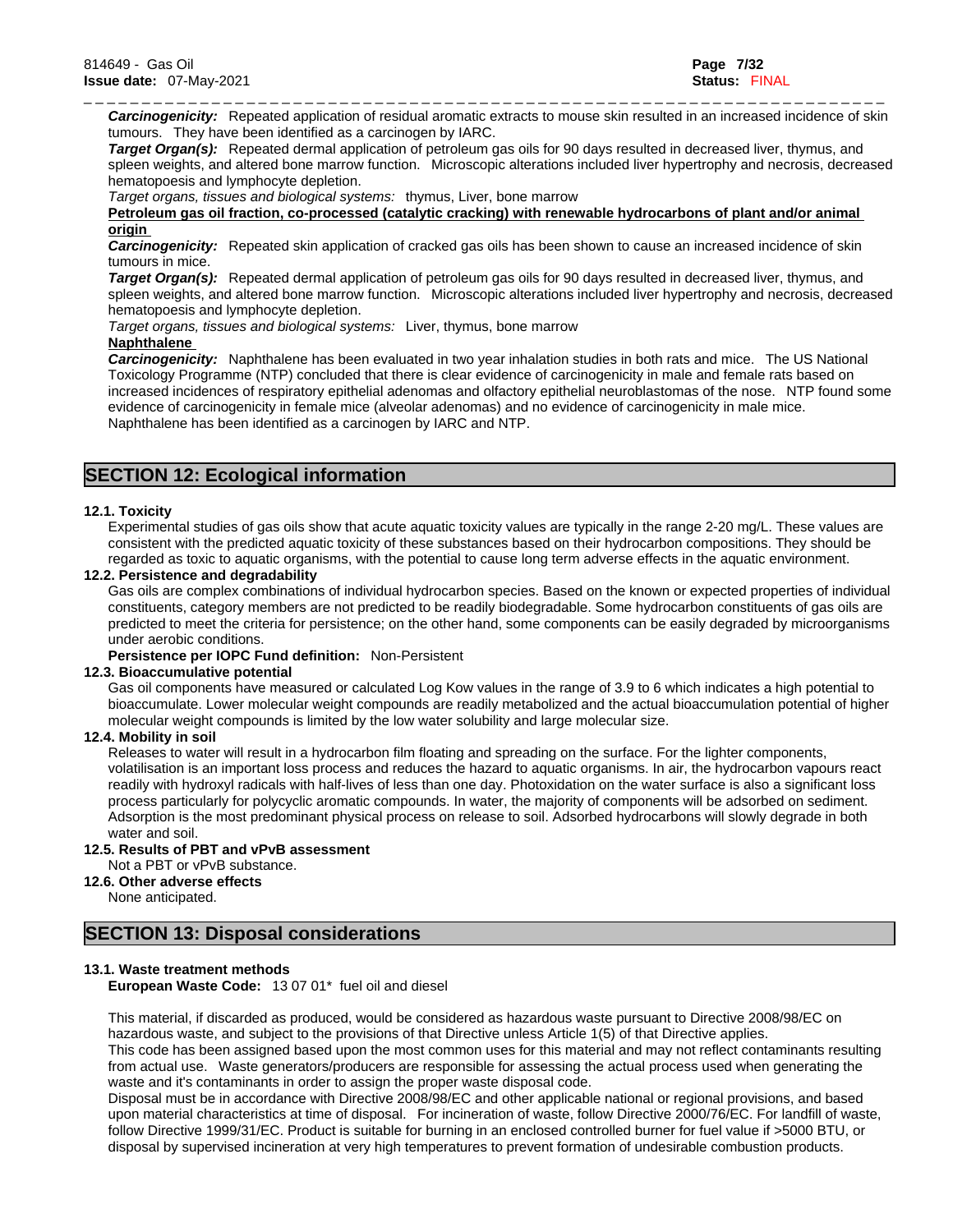***Carcinogenicity:*** Repeated application of residual aromatic extracts to mouse skin resulted in an increased incidence of skin tumours. They have been identified as a carcinogen by IARC.

***Target Organ(s):*** Repeated dermal application of petroleum gas oils for 90 days resulted in decreased liver, thymus, and spleen weights, and altered bone marrow function. Microscopic alterations included liver hypertrophy and necrosis, decreased hematopoesis and lymphocyte depletion.

*Target organs, tissues and biological systems:* thymus, Liver, bone marrow

**Petroleum gas oil fraction, co-processed (catalytic cracking) with renewable hydrocarbons of plant and/or animal origin**

***Carcinogenicity:*** Repeated skin application of cracked gas oils has been shown to cause an increased incidence of skin tumours in mice.

***Target Organ(s):*** Repeated dermal application of petroleum gas oils for 90 days resulted in decreased liver, thymus, and spleen weights, and altered bone marrow function. Microscopic alterations included liver hypertrophy and necrosis, decreased hematopoesis and lymphocyte depletion.

*Target organs, tissues and biological systems:* Liver, thymus, bone marrow

**Naphthalene**

***Carcinogenicity:*** Naphthalene has been evaluated in two year inhalation studies in both rats and mice. The US National Toxicology Programme (NTP) concluded that there is clear evidence of carcinogenicity in male and female rats based on increased incidences of respiratory epithelial adenomas and olfactory epithelial neuroblastomas of the nose. NTP found some evidence of carcinogenicity in female mice (alveolar adenomas) and no evidence of carcinogenicity in male mice. Naphthalene has been identified as a carcinogen by IARC and NTP.

## SECTION 12: Ecological information

### 12.1. Toxicity

Experimental studies of gas oils show that acute aquatic toxicity values are typically in the range 2-20 mg/L. These values are consistent with the predicted aquatic toxicity of these substances based on their hydrocarbon compositions. They should be regarded as toxic to aquatic organisms, with the potential to cause long term adverse effects in the aquatic environment.

### 12.2. Persistence and degradability

Gas oils are complex combinations of individual hydrocarbon species. Based on the known or expected properties of individual constituents, category members are not predicted to be readily biodegradable. Some hydrocarbon constituents of gas oils are predicted to meet the criteria for persistence; on the other hand, some components can be easily degraded by microorganisms under aerobic conditions.

**Persistence per IOPC Fund definition:** Non-Persistent

### 12.3. Bioaccumulative potential

Gas oil components have measured or calculated Log Kow values in the range of 3.9 to 6 which indicates a high potential to bioaccumulate. Lower molecular weight compounds are readily metabolized and the actual bioaccumulation potential of higher molecular weight compounds is limited by the low water solubility and large molecular size.

### 12.4. Mobility in soil

Releases to water will result in a hydrocarbon film floating and spreading on the surface. For the lighter components, volatilisation is an important loss process and reduces the hazard to aquatic organisms. In air, the hydrocarbon vapours react readily with hydroxyl radicals with half-lives of less than one day. Photoxidation on the water surface is also a significant loss process particularly for polycyclic aromatic compounds. In water, the majority of components will be adsorbed on sediment. Adsorption is the most predominant physical process on release to soil. Adsorbed hydrocarbons will slowly degrade in both water and soil.

### 12.5. Results of PBT and vPvB assessment

Not a PBT or vPvB substance.

### 12.6. Other adverse effects

None anticipated.

## SECTION 13: Disposal considerations

### 13.1. Waste treatment methods

**European Waste Code:** 13 07 01* fuel oil and diesel

This material, if discarded as produced, would be considered as hazardous waste pursuant to Directive 2008/98/EC on hazardous waste, and subject to the provisions of that Directive unless Article 1(5) of that Directive applies.
This code has been assigned based upon the most common uses for this material and may not reflect contaminants resulting from actual use. Waste generators/producers are responsible for assessing the actual process used when generating the waste and it's contaminants in order to assign the proper waste disposal code.
Disposal must be in accordance with Directive 2008/98/EC and other applicable national or regional provisions, and based upon material characteristics at time of disposal. For incineration of waste, follow Directive 2000/76/EC. For landfill of waste, follow Directive 1999/31/EC. Product is suitable for burning in an enclosed controlled burner for fuel value if >5000 BTU, or disposal by supervised incineration at very high temperatures to prevent formation of undesirable combustion products.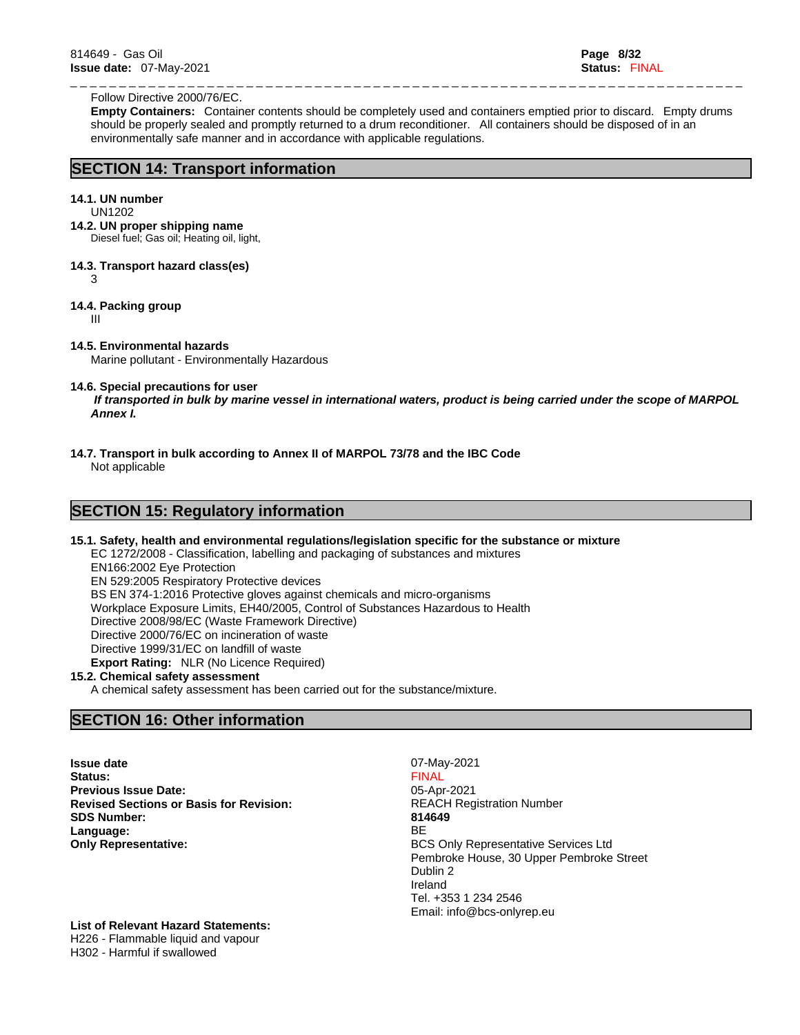Follow Directive 2000/76/EC.

**Empty Containers:** Container contents should be completely used and containers emptied prior to discard. Empty drums should be properly sealed and promptly returned to a drum reconditioner. All containers should be disposed of in an environmentally safe manner and in accordance with applicable regulations.

## SECTION 14: Transport information

**14.1. UN number**

UN1202

**14.2. UN proper shipping name**

Diesel fuel; Gas oil; Heating oil, light,

**14.3. Transport hazard class(es)**

3

**14.4. Packing group**

III

**14.5. Environmental hazards**

Marine pollutant - Environmentally Hazardous

**14.6. Special precautions for user**

***If transported in bulk by marine vessel in international waters, product is being carried under the scope of MARPOL Annex I.***

**14.7. Transport in bulk according to Annex II of MARPOL 73/78 and the IBC Code**

Not applicable

## SECTION 15: Regulatory information

**15.1. Safety, health and environmental regulations/legislation specific for the substance or mixture**

EC 1272/2008 - Classification, labelling and packaging of substances and mixtures
EN166:2002 Eye Protection
EN 529:2005 Respiratory Protective devices
BS EN 374-1:2016 Protective gloves against chemicals and micro-organisms
Workplace Exposure Limits, EH40/2005, Control of Substances Hazardous to Health
Directive 2008/98/EC (Waste Framework Directive)
Directive 2000/76/EC on incineration of waste
Directive 1999/31/EC on landfill of waste
**Export Rating:** NLR (No Licence Required)

**15.2. Chemical safety assessment**

A chemical safety assessment has been carried out for the substance/mixture.

## SECTION 16: Other information

**Issue date** 07-May-2021
**Status:** FINAL
**Previous Issue Date:** 05-Apr-2021
**Revised Sections or Basis for Revision:** REACH Registration Number
**SDS Number:** **814649**
**Language:** BE
**Only Representative:** BCS Only Representative Services Ltd
Pembroke House, 30 Upper Pembroke Street
Dublin 2
Ireland
Tel. +353 1 234 2546
Email: info@bcs-onlyrep.eu

**List of Relevant Hazard Statements:**

H226 - Flammable liquid and vapour
H302 - Harmful if swallowed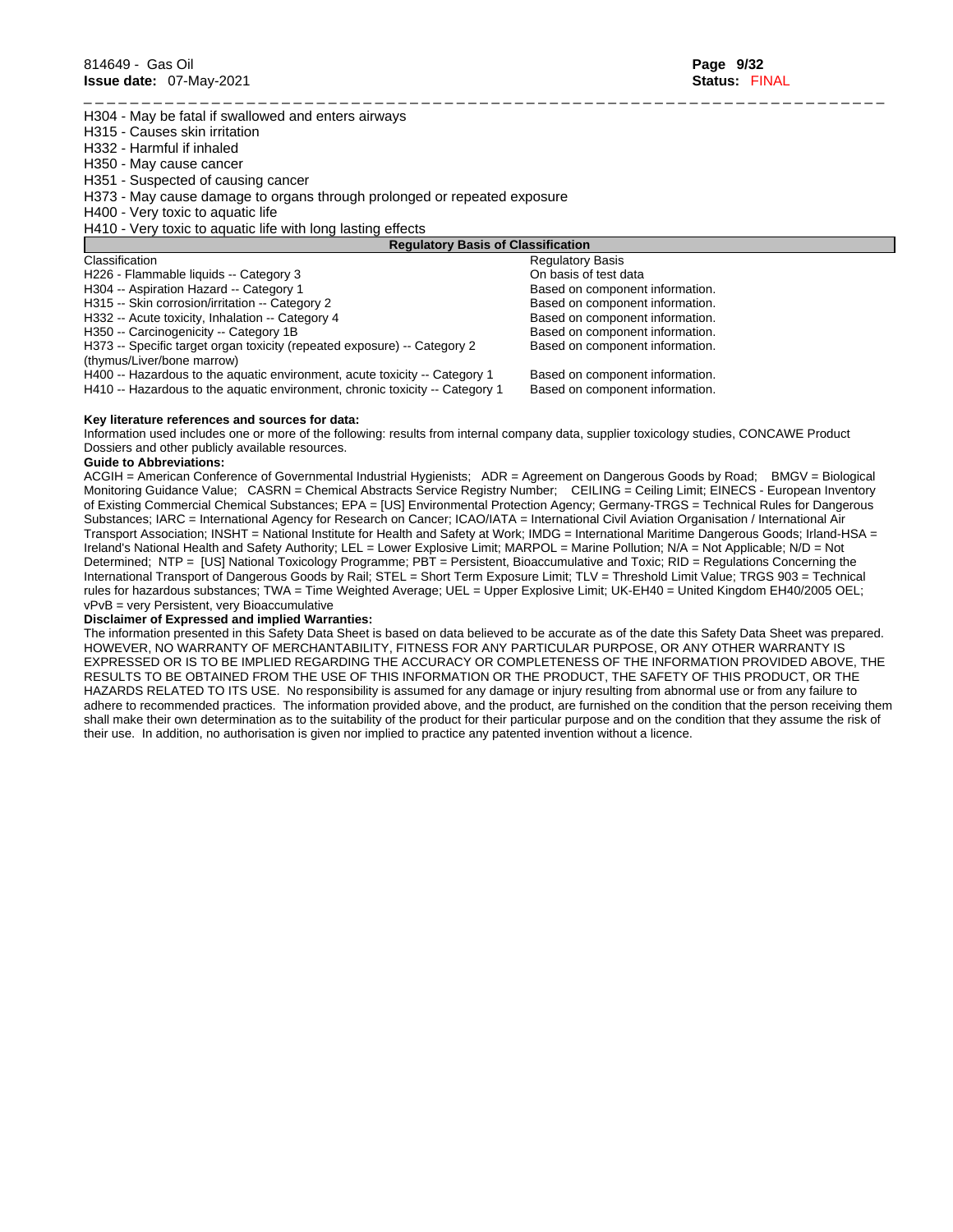H304 - May be fatal if swallowed and enters airways
H315 - Causes skin irritation
H332 - Harmful if inhaled
H350 - May cause cancer
H351 - Suspected of causing cancer
H373 - May cause damage to organs through prolonged or repeated exposure
H400 - Very toxic to aquatic life
H410 - Very toxic to aquatic life with long lasting effects

**Regulatory Basis of Classification**

| Classification | Regulatory Basis |
| --- | --- |
| H226 - Flammable liquids -- Category 3 | On basis of test data |
| H304 -- Aspiration Hazard -- Category 1 | Based on component information. |
| H315 -- Skin corrosion/irritation -- Category 2 | Based on component information. |
| H332 -- Acute toxicity, Inhalation -- Category 4 | Based on component information. |
| H350 -- Carcinogenicity -- Category 1B | Based on component information. |
| H373 -- Specific target organ toxicity (repeated exposure) -- Category 2 (thymus/Liver/bone marrow) | Based on component information. |
| H400 -- Hazardous to the aquatic environment, acute toxicity -- Category 1 | Based on component information. |
| H410 -- Hazardous to the aquatic environment, chronic toxicity -- Category 1 | Based on component information. |

**Key literature references and sources for data:**
Information used includes one or more of the following: results from internal company data, supplier toxicology studies, CONCAWE Product Dossiers and other publicly available resources.

**Guide to Abbreviations:**
ACGIH = American Conference of Governmental Industrial Hygienists; ADR = Agreement on Dangerous Goods by Road; BMGV = Biological Monitoring Guidance Value; CASRN = Chemical Abstracts Service Registry Number; CEILING = Ceiling Limit; EINECS - European Inventory of Existing Commercial Chemical Substances; EPA = [US] Environmental Protection Agency; Germany-TRGS = Technical Rules for Dangerous Substances; IARC = International Agency for Research on Cancer; ICAO/IATA = International Civil Aviation Organisation / International Air Transport Association; INSHT = National Institute for Health and Safety at Work; IMDG = International Maritime Dangerous Goods; Irland-HSA = Ireland's National Health and Safety Authority; LEL = Lower Explosive Limit; MARPOL = Marine Pollution; N/A = Not Applicable; N/D = Not Determined; NTP = [US] National Toxicology Programme; PBT = Persistent, Bioaccumulative and Toxic; RID = Regulations Concerning the International Transport of Dangerous Goods by Rail; STEL = Short Term Exposure Limit; TLV = Threshold Limit Value; TRGS 903 = Technical rules for hazardous substances; TWA = Time Weighted Average; UEL = Upper Explosive Limit; UK-EH40 = United Kingdom EH40/2005 OEL; vPvB = very Persistent, very Bioaccumulative

**Disclaimer of Expressed and implied Warranties:**
The information presented in this Safety Data Sheet is based on data believed to be accurate as of the date this Safety Data Sheet was prepared. HOWEVER, NO WARRANTY OF MERCHANTABILITY, FITNESS FOR ANY PARTICULAR PURPOSE, OR ANY OTHER WARRANTY IS EXPRESSED OR IS TO BE IMPLIED REGARDING THE ACCURACY OR COMPLETENESS OF THE INFORMATION PROVIDED ABOVE, THE RESULTS TO BE OBTAINED FROM THE USE OF THIS INFORMATION OR THE PRODUCT, THE SAFETY OF THIS PRODUCT, OR THE HAZARDS RELATED TO ITS USE. No responsibility is assumed for any damage or injury resulting from abnormal use or from any failure to adhere to recommended practices. The information provided above, and the product, are furnished on the condition that the person receiving them shall make their own determination as to the suitability of the product for their particular purpose and on the condition that they assume the risk of their use. In addition, no authorisation is given nor implied to practice any patented invention without a licence.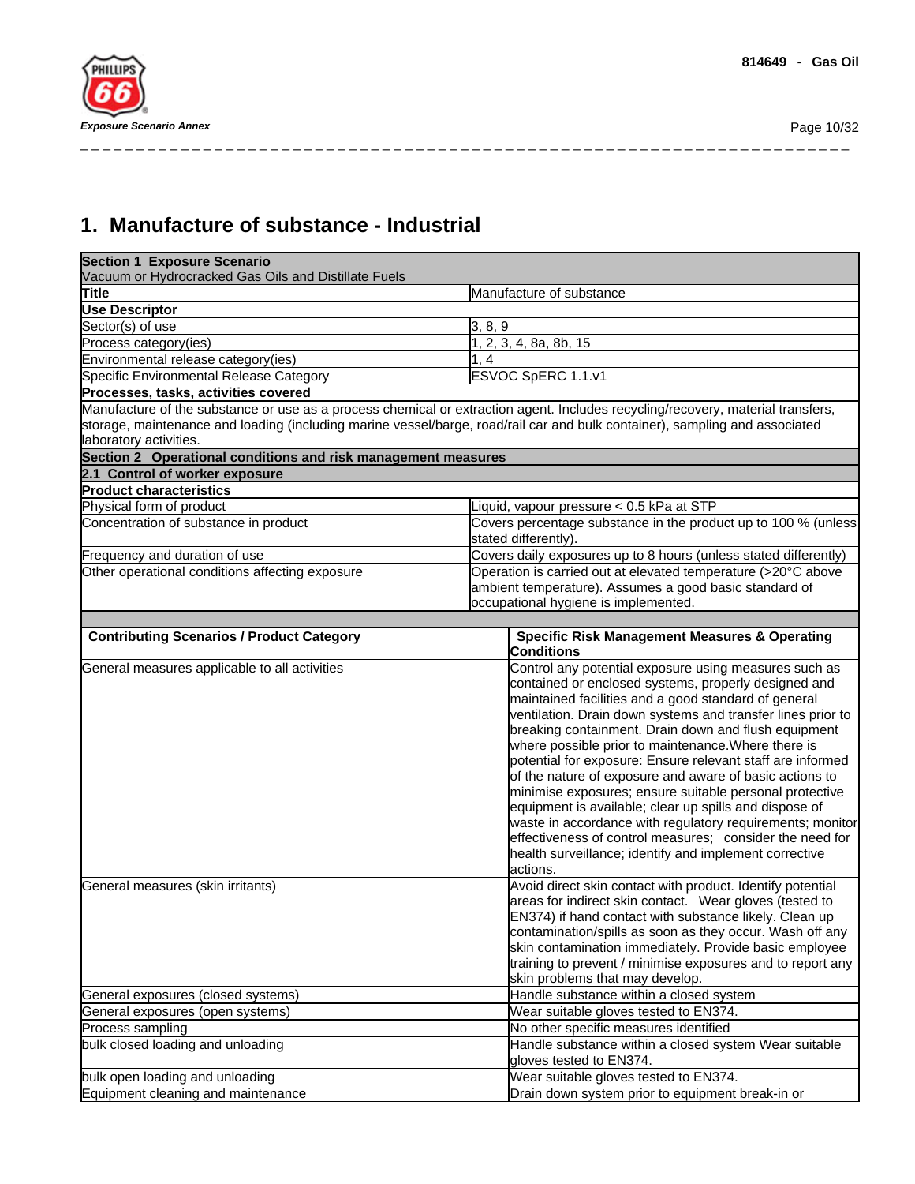# 1. Manufacture of substance - Industrial

| **Section 1 Exposure Scenario**<br>Vacuum or Hydrocracked Gas Oils and Distillate Fuels | |
|---|---|
| **Title** | Manufacture of substance |
| **Use Descriptor** | |
| Sector(s) of use | 3, 8, 9 |
| Process category(ies) | 1, 2, 3, 4, 8a, 8b, 15 |
| Environmental release category(ies) | 1, 4 |
| Specific Environmental Release Category | ESVOC SpERC 1.1.v1 |
| **Processes, tasks, activities covered** | |
| Manufacture of the substance or use as a process chemical or extraction agent. Includes recycling/recovery, material transfers, storage, maintenance and loading (including marine vessel/barge, road/rail car and bulk container), sampling and associated laboratory activities. | |
| **Section 2 Operational conditions and risk management measures** | |
| **2.1 Control of worker exposure** | |
| **Product characteristics** | |
| Physical form of product | Liquid, vapour pressure < 0.5 kPa at STP |
| Concentration of substance in product | Covers percentage substance in the product up to 100 % (unless stated differently). |
| Frequency and duration of use | Covers daily exposures up to 8 hours (unless stated differently) |
| Other operational conditions affecting exposure | Operation is carried out at elevated temperature (>20°C above ambient temperature). Assumes a good basic standard of occupational hygiene is implemented. |

| **Contributing Scenarios / Product Category** | **Specific Risk Management Measures & Operating Conditions** |
|---|---|
| General measures applicable to all activities | Control any potential exposure using measures such as contained or enclosed systems, properly designed and maintained facilities and a good standard of general ventilation. Drain down systems and transfer lines prior to breaking containment. Drain down and flush equipment where possible prior to maintenance.Where there is potential for exposure: Ensure relevant staff are informed of the nature of exposure and aware of basic actions to minimise exposures; ensure suitable personal protective equipment is available; clear up spills and dispose of waste in accordance with regulatory requirements; monitor effectiveness of control measures; consider the need for health surveillance; identify and implement corrective actions. |
| General measures (skin irritants) | Avoid direct skin contact with product. Identify potential areas for indirect skin contact. Wear gloves (tested to EN374) if hand contact with substance likely. Clean up contamination/spills as soon as they occur. Wash off any skin contamination immediately. Provide basic employee training to prevent / minimise exposures and to report any skin problems that may develop. |
| General exposures (closed systems) | Handle substance within a closed system |
| General exposures (open systems) | Wear suitable gloves tested to EN374. |
| Process sampling | No other specific measures identified |
| bulk closed loading and unloading | Handle substance within a closed system Wear suitable gloves tested to EN374. |
| bulk open loading and unloading | Wear suitable gloves tested to EN374. |
| Equipment cleaning and maintenance | Drain down system prior to equipment break-in or |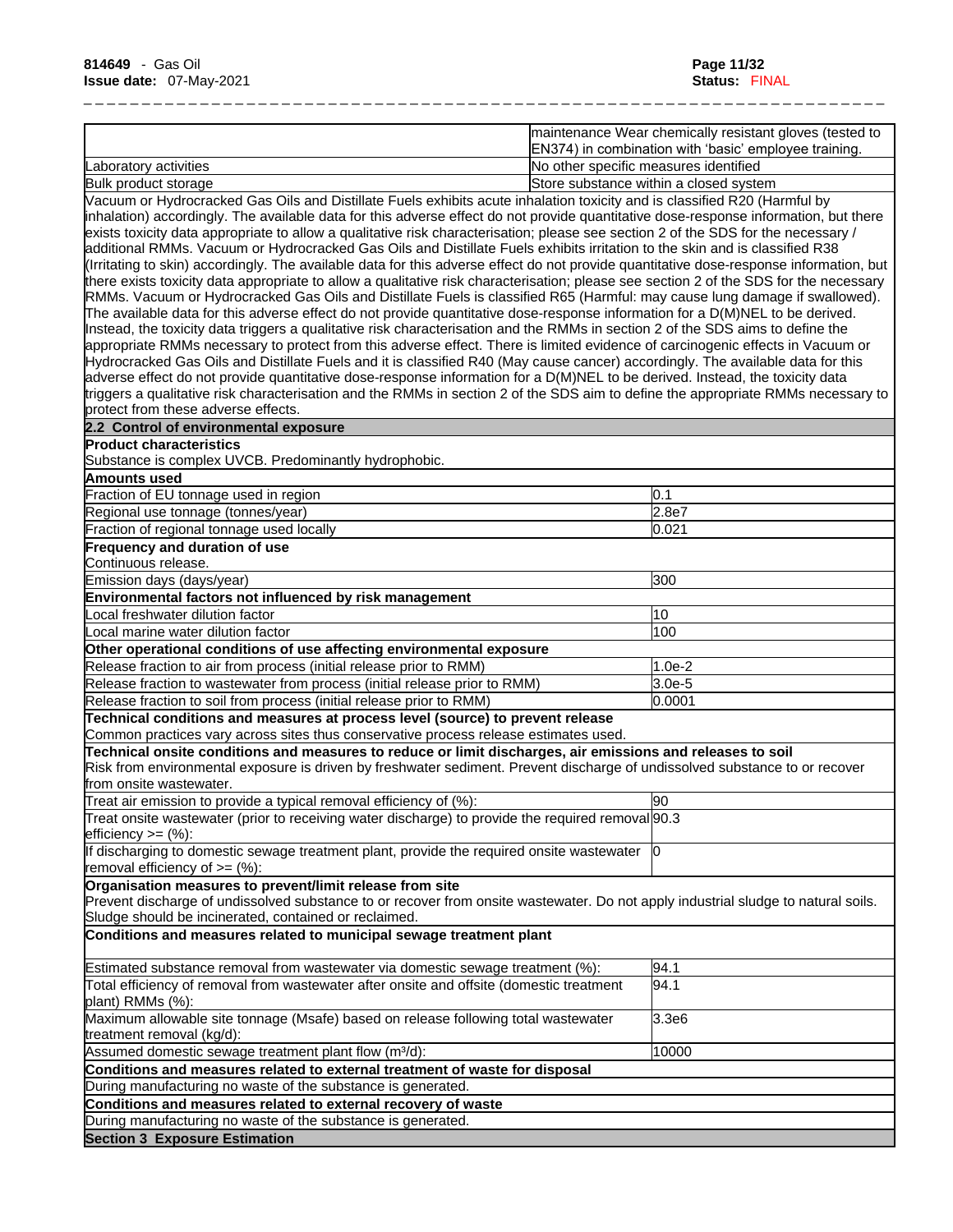| | |
|---|---|
| | maintenance Wear chemically resistant gloves (tested to EN374) in combination with 'basic' employee training. |
| Laboratory activities | No other specific measures identified |
| Bulk product storage | Store substance within a closed system |

Vacuum or Hydrocracked Gas Oils and Distillate Fuels exhibits acute inhalation toxicity and is classified R20 (Harmful by inhalation) accordingly. The available data for this adverse effect do not provide quantitative dose-response information, but there exists toxicity data appropriate to allow a qualitative risk characterisation; please see section 2 of the SDS for the necessary / additional RMMs. Vacuum or Hydrocracked Gas Oils and Distillate Fuels exhibits irritation to the skin and is classified R38 (Irritating to skin) accordingly. The available data for this adverse effect do not provide quantitative dose-response information, but there exists toxicity data appropriate to allow a qualitative risk characterisation; please see section 2 of the SDS for the necessary RMMs. Vacuum or Hydrocracked Gas Oils and Distillate Fuels is classified R65 (Harmful: may cause lung damage if swallowed). The available data for this adverse effect do not provide quantitative dose-response information for a D(M)NEL to be derived. Instead, the toxicity data triggers a qualitative risk characterisation and the RMMs in section 2 of the SDS aims to define the appropriate RMMs necessary to protect from this adverse effect. There is limited evidence of carcinogenic effects in Vacuum or Hydrocracked Gas Oils and Distillate Fuels and it is classified R40 (May cause cancer) accordingly. The available data for this adverse effect do not provide quantitative dose-response information for a D(M)NEL to be derived. Instead, the toxicity data triggers a qualitative risk characterisation and the RMMs in section 2 of the SDS aim to define the appropriate RMMs necessary to protect from these adverse effects.

## 2.2 Control of environmental exposure

**Product characteristics**

Substance is complex UVCB. Predominantly hydrophobic.

**Amounts used**

| | |
|---|---|
| Fraction of EU tonnage used in region | 0.1 |
| Regional use tonnage (tonnes/year) | 2.8e7 |
| Fraction of regional tonnage used locally | 0.021 |

**Frequency and duration of use**

Continuous release.

| | |
|---|---|
| Emission days (days/year) | 300 |

**Environmental factors not influenced by risk management**

| | |
|---|---|
| Local freshwater dilution factor | 10 |
| Local marine water dilution factor | 100 |

**Other operational conditions of use affecting environmental exposure**

| | |
|---|---|
| Release fraction to air from process (initial release prior to RMM) | 1.0e-2 |
| Release fraction to wastewater from process (initial release prior to RMM) | 3.0e-5 |
| Release fraction to soil from process (initial release prior to RMM) | 0.0001 |

**Technical conditions and measures at process level (source) to prevent release**

Common practices vary across sites thus conservative process release estimates used.

**Technical onsite conditions and measures to reduce or limit discharges, air emissions and releases to soil**

Risk from environmental exposure is driven by freshwater sediment. Prevent discharge of undissolved substance to or recover from onsite wastewater.

| | |
|---|---|
| Treat air emission to provide a typical removal efficiency of (%): | 90 |
| Treat onsite wastewater (prior to receiving water discharge) to provide the required removal efficiency >= (%): | 90.3 |
| If discharging to domestic sewage treatment plant, provide the required onsite wastewater removal efficiency of >= (%): | 0 |

**Organisation measures to prevent/limit release from site**

Prevent discharge of undissolved substance to or recover from onsite wastewater. Do not apply industrial sludge to natural soils. Sludge should be incinerated, contained or reclaimed.

**Conditions and measures related to municipal sewage treatment plant**

| | |
|---|---|
| Estimated substance removal from wastewater via domestic sewage treatment (%): | 94.1 |
| Total efficiency of removal from wastewater after onsite and offsite (domestic treatment plant) RMMs (%): | 94.1 |
| Maximum allowable site tonnage (Msafe) based on release following total wastewater treatment removal (kg/d): | 3.3e6 |
| Assumed domestic sewage treatment plant flow ($m^3$/d): | 10000 |

**Conditions and measures related to external treatment of waste for disposal**

During manufacturing no waste of the substance is generated.

**Conditions and measures related to external recovery of waste**

During manufacturing no waste of the substance is generated.

## Section 3 Exposure Estimation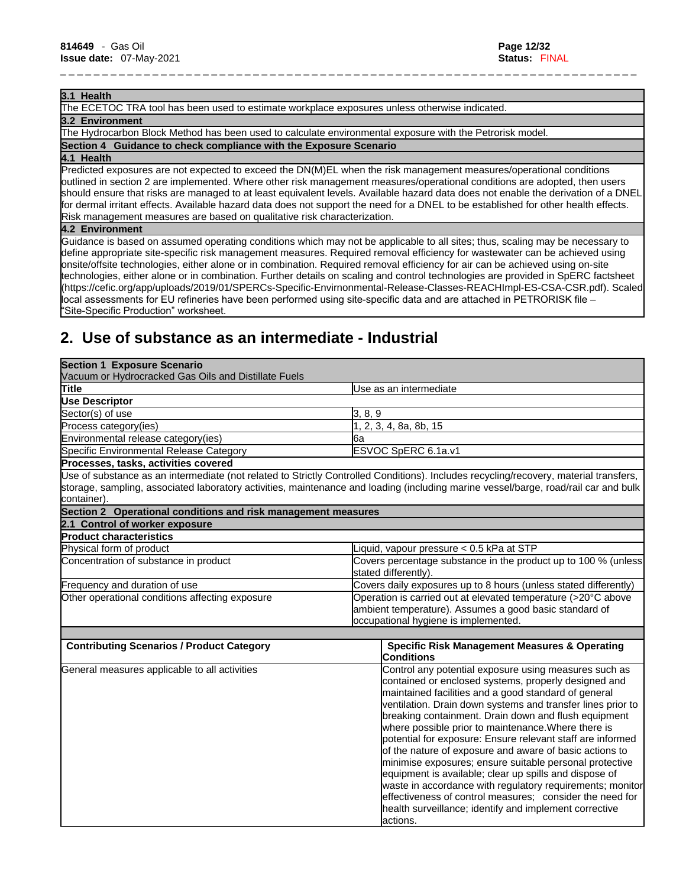| **3.1 Health** |
|---|
| The ECETOC TRA tool has been used to estimate workplace exposures unless otherwise indicated. |
| **3.2 Environment** |
| The Hydrocarbon Block Method has been used to calculate environmental exposure with the Petrorisk model. |
| **Section 4 Guidance to check compliance with the Exposure Scenario** |
| **4.1 Health** |
| Predicted exposures are not expected to exceed the DN(M)EL when the risk management measures/operational conditions outlined in section 2 are implemented. Where other risk management measures/operational conditions are adopted, then users should ensure that risks are managed to at least equivalent levels. Available hazard data does not enable the derivation of a DNEL for dermal irritant effects. Available hazard data does not support the need for a DNEL to be established for other health effects. Risk management measures are based on qualitative risk characterization. |
| **4.2 Environment** |
| Guidance is based on assumed operating conditions which may not be applicable to all sites; thus, scaling may be necessary to define appropriate site-specific risk management measures. Required removal efficiency for wastewater can be achieved using onsite/offsite technologies, either alone or in combination. Required removal efficiency for air can be achieved using on-site technologies, either alone or in combination. Further details on scaling and control technologies are provided in SpERC factsheet (https://cefic.org/app/uploads/2019/01/SPERCs-Specific-Envirnonmental-Release-Classes-REACHImpl-ES-CSA-CSR.pdf). Scaled local assessments for EU refineries have been performed using site-specific data and are attached in PETRORISK file – "Site-Specific Production" worksheet. |

## 2. Use of substance as an intermediate - Industrial

| **Section 1 Exposure Scenario**<br>Vacuum or Hydrocracked Gas Oils and Distillate Fuels | |
|---|---|
| **Title** | Use as an intermediate |
| **Use Descriptor** | |
| Sector(s) of use | 3, 8, 9 |
| Process category(ies) | 1, 2, 3, 4, 8a, 8b, 15 |
| Environmental release category(ies) | 6a |
| Specific Environmental Release Category | ESVOC SpERC 6.1a.v1 |
| **Processes, tasks, activities covered** | |
| Use of substance as an intermediate (not related to Strictly Controlled Conditions). Includes recycling/recovery, material transfers, storage, sampling, associated laboratory activities, maintenance and loading (including marine vessel/barge, road/rail car and bulk container). | |
| **Section 2 Operational conditions and risk management measures** | |
| **2.1 Control of worker exposure** | |
| **Product characteristics** | |
| Physical form of product | Liquid, vapour pressure < 0.5 kPa at STP |
| Concentration of substance in product | Covers percentage substance in the product up to 100 % (unless stated differently). |
| Frequency and duration of use | Covers daily exposures up to 8 hours (unless stated differently) |
| Other operational conditions affecting exposure | Operation is carried out at elevated temperature (>20°C above ambient temperature). Assumes a good basic standard of occupational hygiene is implemented. |

| **Contributing Scenarios / Product Category** | **Specific Risk Management Measures & Operating Conditions** |
|---|---|
| General measures applicable to all activities | Control any potential exposure using measures such as contained or enclosed systems, properly designed and maintained facilities and a good standard of general ventilation. Drain down systems and transfer lines prior to breaking containment. Drain down and flush equipment where possible prior to maintenance.Where there is potential for exposure: Ensure relevant staff are informed of the nature of exposure and aware of basic actions to minimise exposures; ensure suitable personal protective equipment is available; clear up spills and dispose of waste in accordance with regulatory requirements; monitor effectiveness of control measures; consider the need for health surveillance; identify and implement corrective actions. |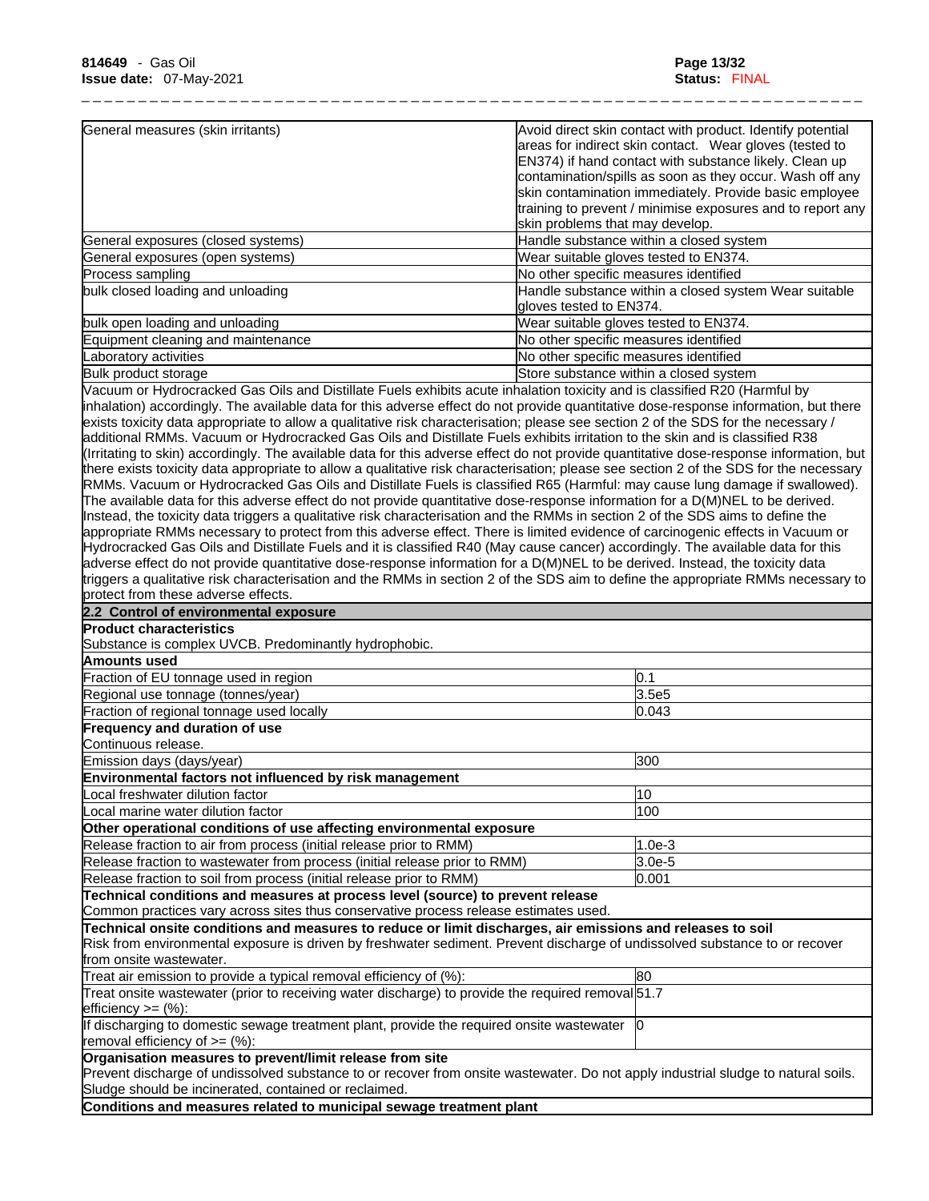| General measures (skin irritants) | Avoid direct skin contact with product. Identify potential areas for indirect skin contact. Wear gloves (tested to EN374) if hand contact with substance likely. Clean up contamination/spills as soon as they occur. Wash off any skin contamination immediately. Provide basic employee training to prevent / minimise exposures and to report any skin problems that may develop. |
|---|---|
| General exposures (closed systems) | Handle substance within a closed system |
| General exposures (open systems) | Wear suitable gloves tested to EN374. |
| Process sampling | No other specific measures identified |
| bulk closed loading and unloading | Handle substance within a closed system Wear suitable gloves tested to EN374. |
| bulk open loading and unloading | Wear suitable gloves tested to EN374. |
| Equipment cleaning and maintenance | No other specific measures identified |
| Laboratory activities | No other specific measures identified |
| Bulk product storage | Store substance within a closed system |

Vacuum or Hydrocracked Gas Oils and Distillate Fuels exhibits acute inhalation toxicity and is classified R20 (Harmful by inhalation) accordingly. The available data for this adverse effect do not provide quantitative dose-response information, but there exists toxicity data appropriate to allow a qualitative risk characterisation; please see section 2 of the SDS for the necessary / additional RMMs. Vacuum or Hydrocracked Gas Oils and Distillate Fuels exhibits irritation to the skin and is classified R38 (Irritating to skin) accordingly. The available data for this adverse effect do not provide quantitative dose-response information, but there exists toxicity data appropriate to allow a qualitative risk characterisation; please see section 2 of the SDS for the necessary RMMs. Vacuum or Hydrocracked Gas Oils and Distillate Fuels is classified R65 (Harmful: may cause lung damage if swallowed). The available data for this adverse effect do not provide quantitative dose-response information for a D(M)NEL to be derived. Instead, the toxicity data triggers a qualitative risk characterisation and the RMMs in section 2 of the SDS aims to define the appropriate RMMs necessary to protect from this adverse effect. There is limited evidence of carcinogenic effects in Vacuum or Hydrocracked Gas Oils and Distillate Fuels and it is classified R40 (May cause cancer) accordingly. The available data for this adverse effect do not provide quantitative dose-response information for a D(M)NEL to be derived. Instead, the toxicity data triggers a qualitative risk characterisation and the RMMs in section 2 of the SDS aim to define the appropriate RMMs necessary to protect from these adverse effects.

**2.2 Control of environmental exposure**

**Product characteristics**

Substance is complex UVCB. Predominantly hydrophobic.

**Amounts used**

| | |
|---|---|
| Fraction of EU tonnage used in region | 0.1 |
| Regional use tonnage (tonnes/year) | 3.5e5 |
| Fraction of regional tonnage used locally | 0.043 |

**Frequency and duration of use**

Continuous release.

| | |
|---|---|
| Emission days (days/year) | 300 |

**Environmental factors not influenced by risk management**

| | |
|---|---|
| Local freshwater dilution factor | 10 |
| Local marine water dilution factor | 100 |

**Other operational conditions of use affecting environmental exposure**

| | |
|---|---|
| Release fraction to air from process (initial release prior to RMM) | 1.0e-3 |
| Release fraction to wastewater from process (initial release prior to RMM) | 3.0e-5 |
| Release fraction to soil from process (initial release prior to RMM) | 0.001 |

**Technical conditions and measures at process level (source) to prevent release**

Common practices vary across sites thus conservative process release estimates used.

**Technical onsite conditions and measures to reduce or limit discharges, air emissions and releases to soil**

Risk from environmental exposure is driven by freshwater sediment. Prevent discharge of undissolved substance to or recover from onsite wastewater.

| | |
|---|---|
| Treat air emission to provide a typical removal efficiency of (%): | 80 |
| Treat onsite wastewater (prior to receiving water discharge) to provide the required removal efficiency >= (%): | 51.7 |
| If discharging to domestic sewage treatment plant, provide the required onsite wastewater removal efficiency of >= (%): | 0 |

**Organisation measures to prevent/limit release from site**

Prevent discharge of undissolved substance to or recover from onsite wastewater. Do not apply industrial sludge to natural soils. Sludge should be incinerated, contained or reclaimed.

**Conditions and measures related to municipal sewage treatment plant**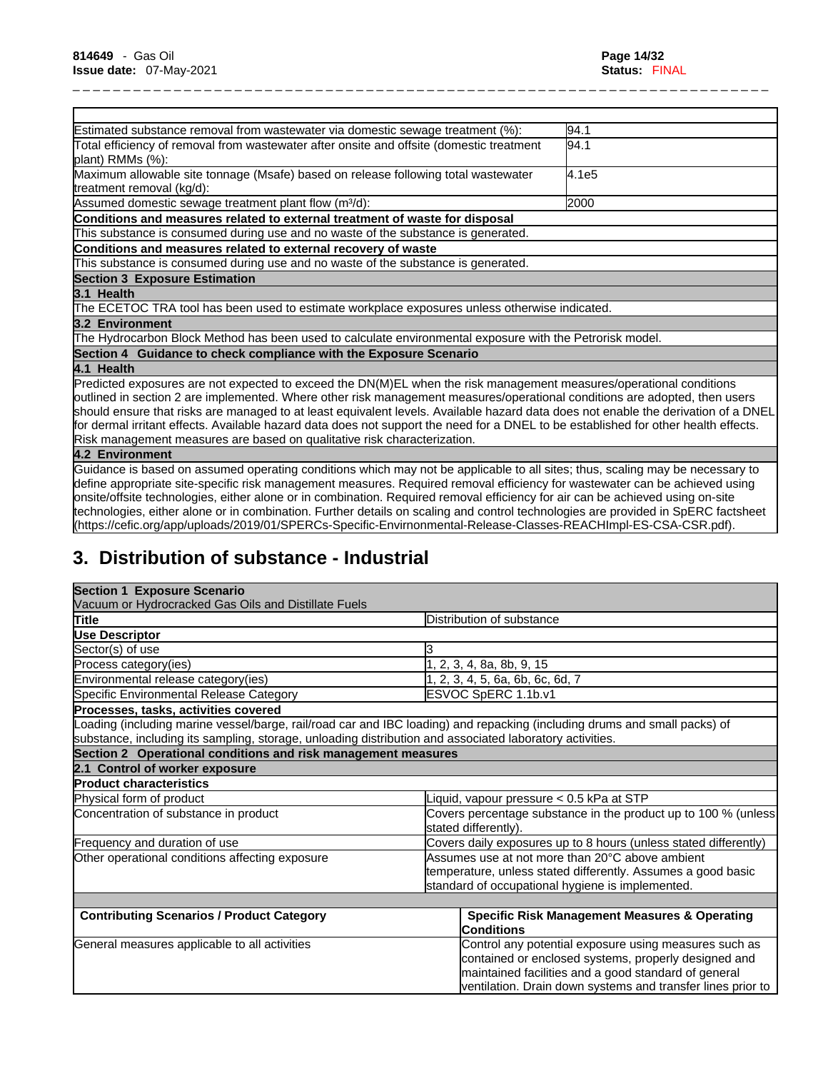| | |
|---|---|
| Estimated substance removal from wastewater via domestic sewage treatment (%): | 94.1 |
| Total efficiency of removal from wastewater after onsite and offsite (domestic treatment plant) RMMs (%): | 94.1 |
| Maximum allowable site tonnage (Msafe) based on release following total wastewater treatment removal (kg/d): | 4.1e5 |
| Assumed domestic sewage treatment plant flow (m³/d): | 2000 |
| **Conditions and measures related to external treatment of waste for disposal** | |
| This substance is consumed during use and no waste of the substance is generated. | |
| **Conditions and measures related to external recovery of waste** | |
| This substance is consumed during use and no waste of the substance is generated. | |
| **Section 3 Exposure Estimation** | |
| **3.1 Health** | |
| The ECETOC TRA tool has been used to estimate workplace exposures unless otherwise indicated. | |
| **3.2 Environment** | |
| The Hydrocarbon Block Method has been used to calculate environmental exposure with the Petrorisk model. | |
| **Section 4 Guidance to check compliance with the Exposure Scenario** | |
| **4.1 Health** | |
| Predicted exposures are not expected to exceed the DN(M)EL when the risk management measures/operational conditions outlined in section 2 are implemented. Where other risk management measures/operational conditions are adopted, then users should ensure that risks are managed to at least equivalent levels. Available hazard data does not enable the derivation of a DNEL for dermal irritant effects. Available hazard data does not support the need for a DNEL to be established for other health effects. Risk management measures are based on qualitative risk characterization. | |
| **4.2 Environment** | |
| Guidance is based on assumed operating conditions which may not be applicable to all sites; thus, scaling may be necessary to define appropriate site-specific risk management measures. Required removal efficiency for wastewater can be achieved using onsite/offsite technologies, either alone or in combination. Required removal efficiency for air can be achieved using on-site technologies, either alone or in combination. Further details on scaling and control technologies are provided in SpERC factsheet (https://cefic.org/app/uploads/2019/01/SPERCs-Specific-Envirnonmental-Release-Classes-REACHImpl-ES-CSA-CSR.pdf). | |

## 3. Distribution of substance - Industrial

| **Section 1 Exposure Scenario**<br>Vacuum or Hydrocracked Gas Oils and Distillate Fuels | |
|---|---|
| **Title** | Distribution of substance |
| **Use Descriptor** | |
| Sector(s) of use | 3 |
| Process category(ies) | 1, 2, 3, 4, 8a, 8b, 9, 15 |
| Environmental release category(ies) | 1, 2, 3, 4, 5, 6a, 6b, 6c, 6d, 7 |
| Specific Environmental Release Category | ESVOC SpERC 1.1b.v1 |
| **Processes, tasks, activities covered** | |
| Loading (including marine vessel/barge, rail/road car and IBC loading) and repacking (including drums and small packs) of substance, including its sampling, storage, unloading distribution and associated laboratory activities. | |
| **Section 2 Operational conditions and risk management measures** | |
| **2.1 Control of worker exposure** | |
| **Product characteristics** | |
| Physical form of product | Liquid, vapour pressure < 0.5 kPa at STP |
| Concentration of substance in product | Covers percentage substance in the product up to 100 % (unless stated differently). |
| Frequency and duration of use | Covers daily exposures up to 8 hours (unless stated differently) |
| Other operational conditions affecting exposure | Assumes use at not more than 20°C above ambient temperature, unless stated differently. Assumes a good basic standard of occupational hygiene is implemented. |

| Contributing Scenarios / Product Category | Specific Risk Management Measures & Operating Conditions |
|---|---|
| General measures applicable to all activities | Control any potential exposure using measures such as contained or enclosed systems, properly designed and maintained facilities and a good standard of general ventilation. Drain down systems and transfer lines prior to |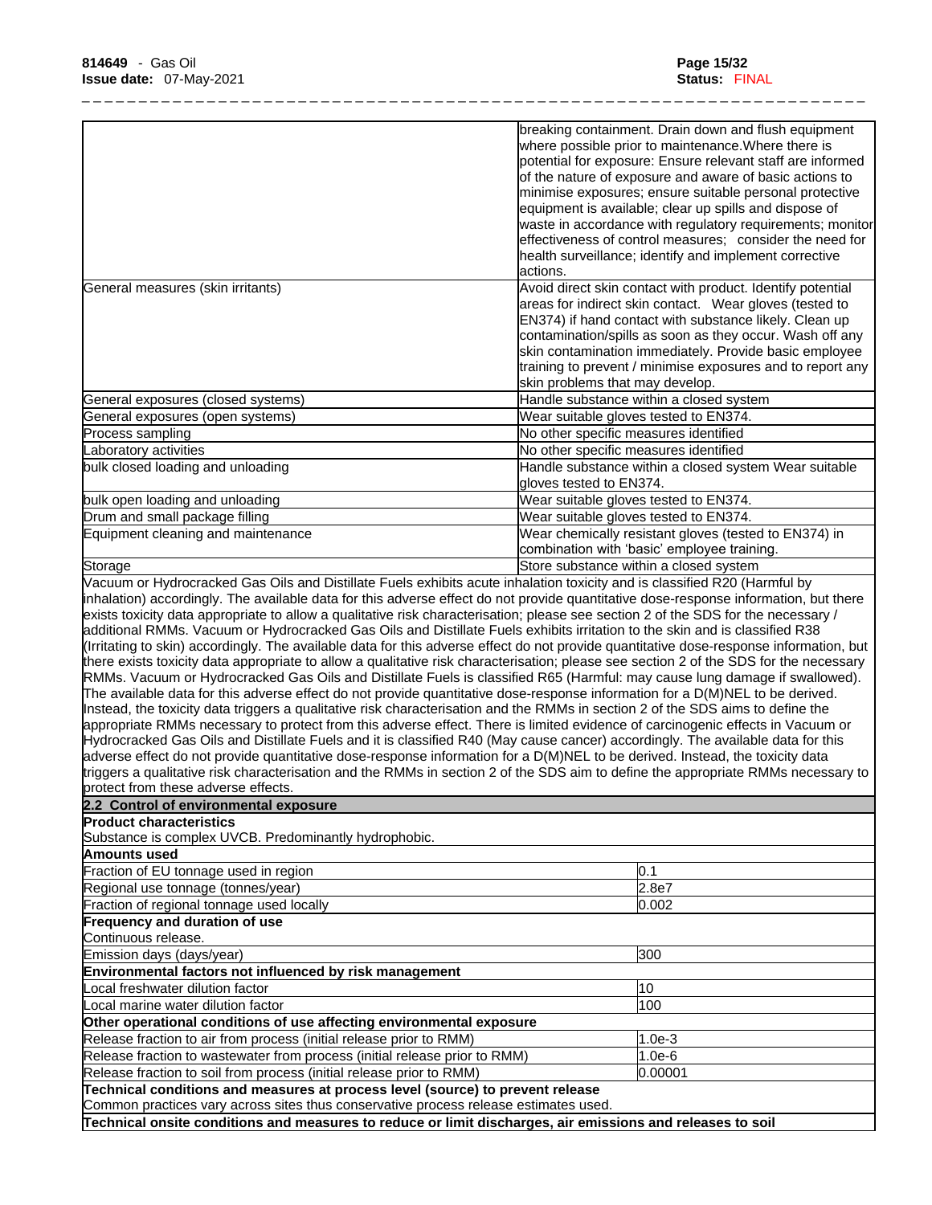| | |
|---|---|
| | breaking containment. Drain down and flush equipment where possible prior to maintenance.Where there is potential for exposure: Ensure relevant staff are informed of the nature of exposure and aware of basic actions to minimise exposures; ensure suitable personal protective equipment is available; clear up spills and dispose of waste in accordance with regulatory requirements; monitor effectiveness of control measures; consider the need for health surveillance; identify and implement corrective actions. |
| General measures (skin irritants) | Avoid direct skin contact with product. Identify potential areas for indirect skin contact. Wear gloves (tested to EN374) if hand contact with substance likely. Clean up contamination/spills as soon as they occur. Wash off any skin contamination immediately. Provide basic employee training to prevent / minimise exposures and to report any skin problems that may develop. |
| General exposures (closed systems) | Handle substance within a closed system |
| General exposures (open systems) | Wear suitable gloves tested to EN374. |
| Process sampling | No other specific measures identified |
| Laboratory activities | No other specific measures identified |
| bulk closed loading and unloading | Handle substance within a closed system Wear suitable gloves tested to EN374. |
| bulk open loading and unloading | Wear suitable gloves tested to EN374. |
| Drum and small package filling | Wear suitable gloves tested to EN374. |
| Equipment cleaning and maintenance | Wear chemically resistant gloves (tested to EN374) in combination with 'basic' employee training. |
| Storage | Store substance within a closed system |

Vacuum or Hydrocracked Gas Oils and Distillate Fuels exhibits acute inhalation toxicity and is classified R20 (Harmful by inhalation) accordingly. The available data for this adverse effect do not provide quantitative dose-response information, but there exists toxicity data appropriate to allow a qualitative risk characterisation; please see section 2 of the SDS for the necessary / additional RMMs. Vacuum or Hydrocracked Gas Oils and Distillate Fuels exhibits irritation to the skin and is classified R38 (Irritating to skin) accordingly. The available data for this adverse effect do not provide quantitative dose-response information, but there exists toxicity data appropriate to allow a qualitative risk characterisation; please see section 2 of the SDS for the necessary RMMs. Vacuum or Hydrocracked Gas Oils and Distillate Fuels is classified R65 (Harmful: may cause lung damage if swallowed). The available data for this adverse effect do not provide quantitative dose-response information for a D(M)NEL to be derived. Instead, the toxicity data triggers a qualitative risk characterisation and the RMMs in section 2 of the SDS aims to define the appropriate RMMs necessary to protect from this adverse effect. There is limited evidence of carcinogenic effects in Vacuum or Hydrocracked Gas Oils and Distillate Fuels and it is classified R40 (May cause cancer) accordingly. The available data for this adverse effect do not provide quantitative dose-response information for a D(M)NEL to be derived. Instead, the toxicity data triggers a qualitative risk characterisation and the RMMs in section 2 of the SDS aim to define the appropriate RMMs necessary to protect from these adverse effects.

**2.2 Control of environmental exposure**

**Product characteristics**

Substance is complex UVCB. Predominantly hydrophobic.

| **Amounts used** | |
|---|---|
| Fraction of EU tonnage used in region | 0.1 |
| Regional use tonnage (tonnes/year) | 2.8e7 |
| Fraction of regional tonnage used locally | 0.002 |

**Frequency and duration of use**

Continuous release.

| | |
|---|---|
| Emission days (days/year) | 300 |

| **Environmental factors not influenced by risk management** | |
|---|---|
| Local freshwater dilution factor | 10 |
| Local marine water dilution factor | 100 |

| **Other operational conditions of use affecting environmental exposure** | |
|---|---|
| Release fraction to air from process (initial release prior to RMM) | 1.0e-3 |
| Release fraction to wastewater from process (initial release prior to RMM) | 1.0e-6 |
| Release fraction to soil from process (initial release prior to RMM) | 0.00001 |

**Technical conditions and measures at process level (source) to prevent release**

Common practices vary across sites thus conservative process release estimates used.

**Technical onsite conditions and measures to reduce or limit discharges, air emissions and releases to soil**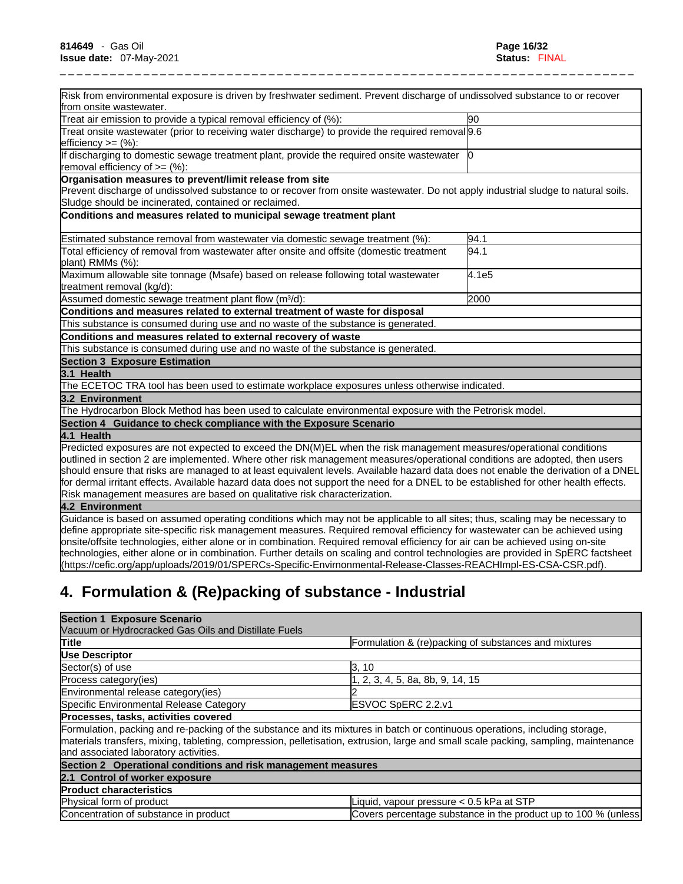| | |
|---|---|
| Risk from environmental exposure is driven by freshwater sediment. Prevent discharge of undissolved substance to or recover from onsite wastewater. | |
| Treat air emission to provide a typical removal efficiency of (%): | 90 |
| Treat onsite wastewater (prior to receiving water discharge) to provide the required removal efficiency >= (%): | 9.6 |
| If discharging to domestic sewage treatment plant, provide the required onsite wastewater removal efficiency of >= (%): | 0 |
| **Organisation measures to prevent/limit release from site** | |
| Prevent discharge of undissolved substance to or recover from onsite wastewater. Do not apply industrial sludge to natural soils. Sludge should be incinerated, contained or reclaimed. | |
| **Conditions and measures related to municipal sewage treatment plant** | |
| Estimated substance removal from wastewater via domestic sewage treatment (%): | 94.1 |
| Total efficiency of removal from wastewater after onsite and offsite (domestic treatment plant) RMMs (%): | 94.1 |
| Maximum allowable site tonnage (Msafe) based on release following total wastewater treatment removal (kg/d): | 4.1e5 |
| Assumed domestic sewage treatment plant flow (m³/d): | 2000 |
| **Conditions and measures related to external treatment of waste for disposal** | |
| This substance is consumed during use and no waste of the substance is generated. | |
| **Conditions and measures related to external recovery of waste** | |
| This substance is consumed during use and no waste of the substance is generated. | |
| **Section 3 Exposure Estimation** | |
| **3.1 Health** | |
| The ECETOC TRA tool has been used to estimate workplace exposures unless otherwise indicated. | |
| **3.2 Environment** | |
| The Hydrocarbon Block Method has been used to calculate environmental exposure with the Petrorisk model. | |
| **Section 4 Guidance to check compliance with the Exposure Scenario** | |
| **4.1 Health** | |
| Predicted exposures are not expected to exceed the DN(M)EL when the risk management measures/operational conditions outlined in section 2 are implemented. Where other risk management measures/operational conditions are adopted, then users should ensure that risks are managed to at least equivalent levels. Available hazard data does not enable the derivation of a DNEL for dermal irritant effects. Available hazard data does not support the need for a DNEL to be established for other health effects. Risk management measures are based on qualitative risk characterization. | |
| **4.2 Environment** | |
| Guidance is based on assumed operating conditions which may not be applicable to all sites; thus, scaling may be necessary to define appropriate site-specific risk management measures. Required removal efficiency for wastewater can be achieved using onsite/offsite technologies, either alone or in combination. Required removal efficiency for air can be achieved using on-site technologies, either alone or in combination. Further details on scaling and control technologies are provided in SpERC factsheet (https://cefic.org/app/uploads/2019/01/SPERCs-Specific-Envirnonmental-Release-Classes-REACHImpl-ES-CSA-CSR.pdf). | |

# 4. Formulation & (Re)packing of substance - Industrial

| | |
|---|---|
| **Section 1 Exposure Scenario** Vacuum or Hydrocracked Gas Oils and Distillate Fuels | |
| **Title** | Formulation & (re)packing of substances and mixtures |
| **Use Descriptor** | |
| Sector(s) of use | 3, 10 |
| Process category(ies) | 1, 2, 3, 4, 5, 8a, 8b, 9, 14, 15 |
| Environmental release category(ies) | 2 |
| Specific Environmental Release Category | ESVOC SpERC 2.2.v1 |
| **Processes, tasks, activities covered** | |
| Formulation, packing and re-packing of the substance and its mixtures in batch or continuous operations, including storage, materials transfers, mixing, tableting, compression, pelletisation, extrusion, large and small scale packing, sampling, maintenance and associated laboratory activities. | |
| **Section 2 Operational conditions and risk management measures** | |
| **2.1 Control of worker exposure** | |
| **Product characteristics** | |
| Physical form of product | Liquid, vapour pressure < 0.5 kPa at STP |
| Concentration of substance in product | Covers percentage substance in the product up to 100 % (unless |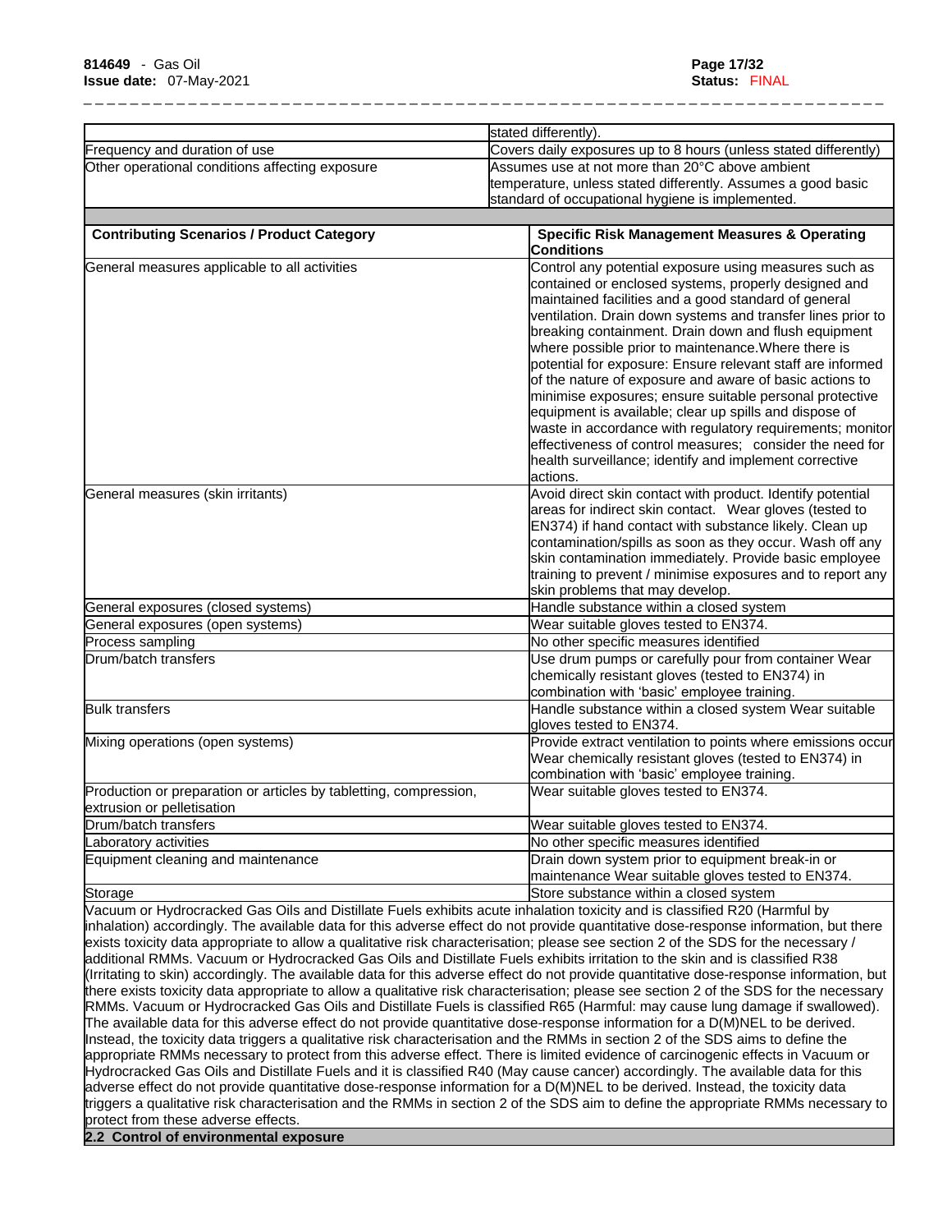| | |
|---|---|
| | stated differently). |
| Frequency and duration of use | Covers daily exposures up to 8 hours (unless stated differently) |
| Other operational conditions affecting exposure | Assumes use at not more than 20°C above ambient temperature, unless stated differently. Assumes a good basic standard of occupational hygiene is implemented. |

| Contributing Scenarios / Product Category | Specific Risk Management Measures & Operating Conditions |
|---|---|
| General measures applicable to all activities | Control any potential exposure using measures such as contained or enclosed systems, properly designed and maintained facilities and a good standard of general ventilation. Drain down systems and transfer lines prior to breaking containment. Drain down and flush equipment where possible prior to maintenance.Where there is potential for exposure: Ensure relevant staff are informed of the nature of exposure and aware of basic actions to minimise exposures; ensure suitable personal protective equipment is available; clear up spills and dispose of waste in accordance with regulatory requirements; monitor effectiveness of control measures; consider the need for health surveillance; identify and implement corrective actions. |
| General measures (skin irritants) | Avoid direct skin contact with product. Identify potential areas for indirect skin contact. Wear gloves (tested to EN374) if hand contact with substance likely. Clean up contamination/spills as soon as they occur. Wash off any skin contamination immediately. Provide basic employee training to prevent / minimise exposures and to report any skin problems that may develop. |
| General exposures (closed systems) | Handle substance within a closed system |
| General exposures (open systems) | Wear suitable gloves tested to EN374. |
| Process sampling | No other specific measures identified |
| Drum/batch transfers | Use drum pumps or carefully pour from container Wear chemically resistant gloves (tested to EN374) in combination with 'basic' employee training. |
| Bulk transfers | Handle substance within a closed system Wear suitable gloves tested to EN374. |
| Mixing operations (open systems) | Provide extract ventilation to points where emissions occur Wear chemically resistant gloves (tested to EN374) in combination with 'basic' employee training. |
| Production or preparation or articles by tabletting, compression, extrusion or pelletisation | Wear suitable gloves tested to EN374. |
| Drum/batch transfers | Wear suitable gloves tested to EN374. |
| Laboratory activities | No other specific measures identified |
| Equipment cleaning and maintenance | Drain down system prior to equipment break-in or maintenance Wear suitable gloves tested to EN374. |
| Storage | Store substance within a closed system |

Vacuum or Hydrocracked Gas Oils and Distillate Fuels exhibits acute inhalation toxicity and is classified R20 (Harmful by inhalation) accordingly. The available data for this adverse effect do not provide quantitative dose-response information, but there exists toxicity data appropriate to allow a qualitative risk characterisation; please see section 2 of the SDS for the necessary / additional RMMs. Vacuum or Hydrocracked Gas Oils and Distillate Fuels exhibits irritation to the skin and is classified R38 (Irritating to skin) accordingly. The available data for this adverse effect do not provide quantitative dose-response information, but there exists toxicity data appropriate to allow a qualitative risk characterisation; please see section 2 of the SDS for the necessary RMMs. Vacuum or Hydrocracked Gas Oils and Distillate Fuels is classified R65 (Harmful: may cause lung damage if swallowed). The available data for this adverse effect do not provide quantitative dose-response information for a D(M)NEL to be derived. Instead, the toxicity data triggers a qualitative risk characterisation and the RMMs in section 2 of the SDS aims to define the appropriate RMMs necessary to protect from this adverse effect. There is limited evidence of carcinogenic effects in Vacuum or Hydrocracked Gas Oils and Distillate Fuels and it is classified R40 (May cause cancer) accordingly. The available data for this adverse effect do not provide quantitative dose-response information for a D(M)NEL to be derived. Instead, the toxicity data triggers a qualitative risk characterisation and the RMMs in section 2 of the SDS aim to define the appropriate RMMs necessary to protect from these adverse effects.

**2.2 Control of environmental exposure**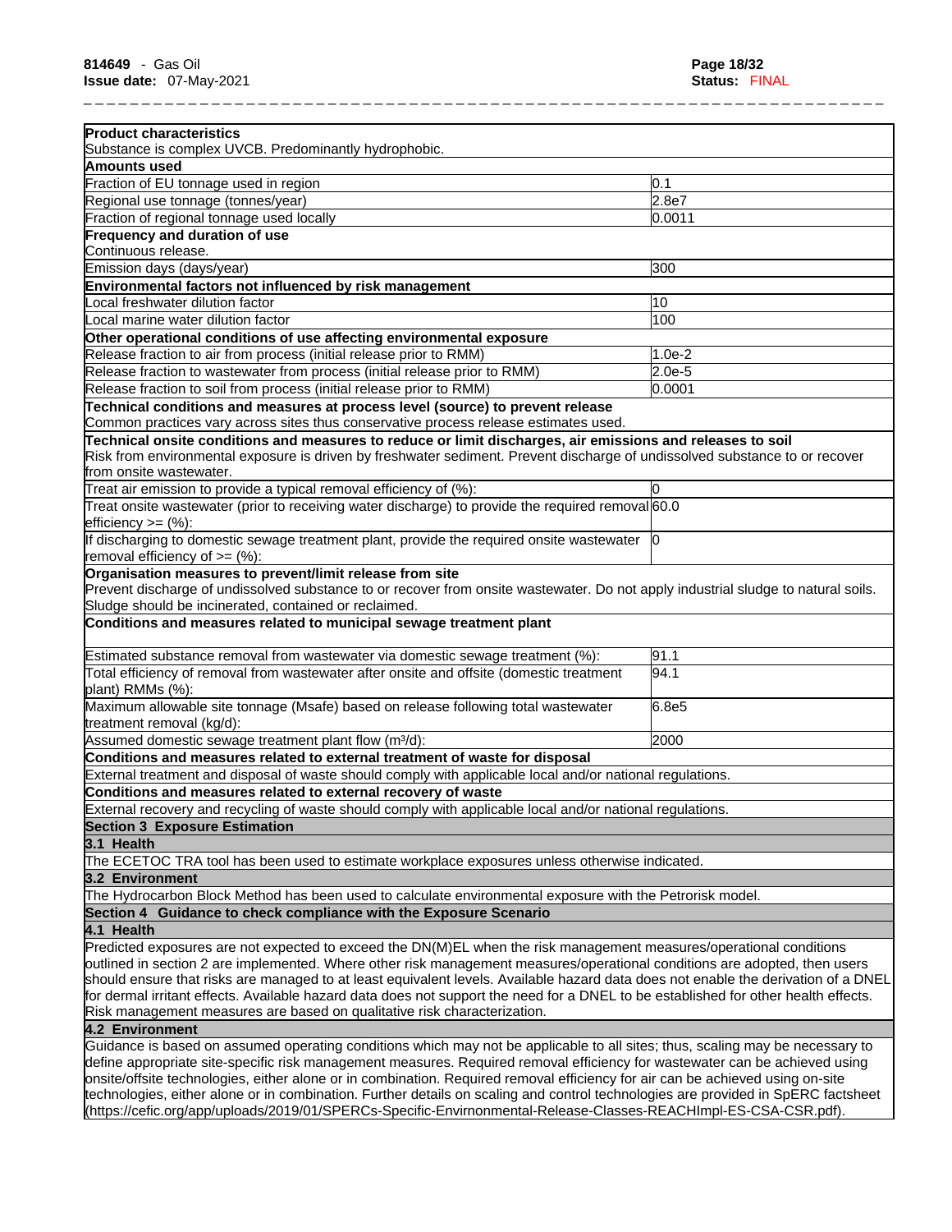| **Product characteristics** | |
|---|---|
| Substance is complex UVCB. Predominantly hydrophobic. | |
| **Amounts used** | |
| Fraction of EU tonnage used in region | 0.1 |
| Regional use tonnage (tonnes/year) | 2.8e7 |
| Fraction of regional tonnage used locally | 0.0011 |
| **Frequency and duration of use** | |
| Continuous release. | |
| Emission days (days/year) | 300 |
| **Environmental factors not influenced by risk management** | |
| Local freshwater dilution factor | 10 |
| Local marine water dilution factor | 100 |
| **Other operational conditions of use affecting environmental exposure** | |
| Release fraction to air from process (initial release prior to RMM) | 1.0e-2 |
| Release fraction to wastewater from process (initial release prior to RMM) | 2.0e-5 |
| Release fraction to soil from process (initial release prior to RMM) | 0.0001 |
| **Technical conditions and measures at process level (source) to prevent release** | |
| Common practices vary across sites thus conservative process release estimates used. | |
| **Technical onsite conditions and measures to reduce or limit discharges, air emissions and releases to soil** | |
| Risk from environmental exposure is driven by freshwater sediment. Prevent discharge of undissolved substance to or recover from onsite wastewater. | |
| Treat air emission to provide a typical removal efficiency of (%): | 0 |
| Treat onsite wastewater (prior to receiving water discharge) to provide the required removal efficiency >= (%): | 60.0 |
| If discharging to domestic sewage treatment plant, provide the required onsite wastewater removal efficiency of >= (%): | 0 |
| **Organisation measures to prevent/limit release from site** | |
| Prevent discharge of undissolved substance to or recover from onsite wastewater. Do not apply industrial sludge to natural soils. Sludge should be incinerated, contained or reclaimed. | |
| **Conditions and measures related to municipal sewage treatment plant** | |
| Estimated substance removal from wastewater via domestic sewage treatment (%): | 91.1 |
| Total efficiency of removal from wastewater after onsite and offsite (domestic treatment plant) RMMs (%): | 94.1 |
| Maximum allowable site tonnage (Msafe) based on release following total wastewater treatment removal (kg/d): | 6.8e5 |
| Assumed domestic sewage treatment plant flow (m³/d): | 2000 |
| **Conditions and measures related to external treatment of waste for disposal** | |
| External treatment and disposal of waste should comply with applicable local and/or national regulations. | |
| **Conditions and measures related to external recovery of waste** | |
| External recovery and recycling of waste should comply with applicable local and/or national regulations. | |

## Section 3 Exposure Estimation

### 3.1 Health

The ECETOC TRA tool has been used to estimate workplace exposures unless otherwise indicated.

### 3.2 Environment

The Hydrocarbon Block Method has been used to calculate environmental exposure with the Petrorisk model.

## Section 4 Guidance to check compliance with the Exposure Scenario

### 4.1 Health

Predicted exposures are not expected to exceed the DN(M)EL when the risk management measures/operational conditions outlined in section 2 are implemented. Where other risk management measures/operational conditions are adopted, then users should ensure that risks are managed to at least equivalent levels. Available hazard data does not enable the derivation of a DNEL for dermal irritant effects. Available hazard data does not support the need for a DNEL to be established for other health effects. Risk management measures are based on qualitative risk characterization.

### 4.2 Environment

Guidance is based on assumed operating conditions which may not be applicable to all sites; thus, scaling may be necessary to define appropriate site-specific risk management measures. Required removal efficiency for wastewater can be achieved using onsite/offsite technologies, either alone or in combination. Required removal efficiency for air can be achieved using on-site technologies, either alone or in combination. Further details on scaling and control technologies are provided in SpERC factsheet (https://cefic.org/app/uploads/2019/01/SPERCs-Specific-Envirnonmental-Release-Classes-REACHImpl-ES-CSA-CSR.pdf).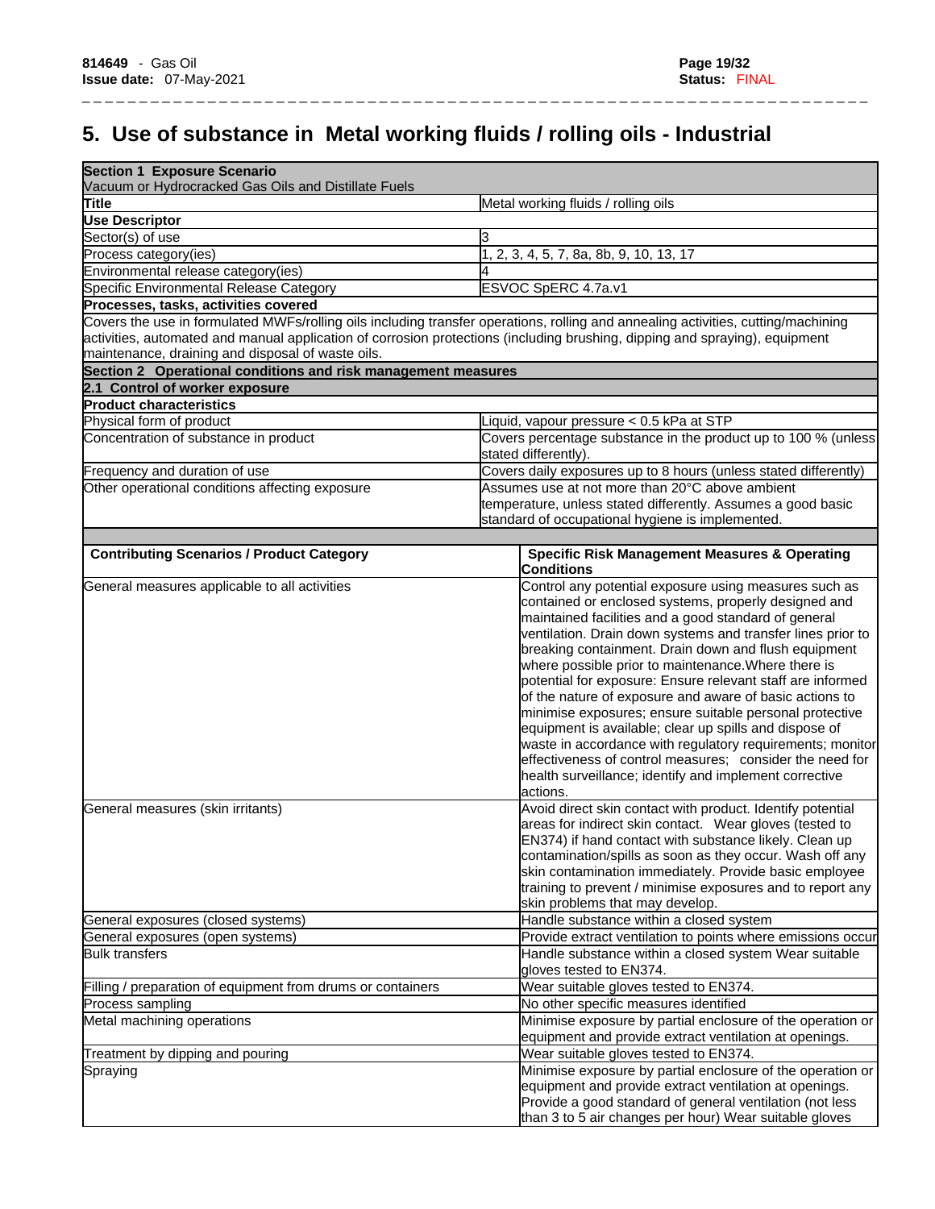# 5. Use of substance in Metal working fluids / rolling oils - Industrial

| **Section 1 Exposure Scenario** | |
|---|---|
| Vacuum or Hydrocracked Gas Oils and Distillate Fuels | |
| **Title** | Metal working fluids / rolling oils |
| **Use Descriptor** | |
| Sector(s) of use | 3 |
| Process category(ies) | 1, 2, 3, 4, 5, 7, 8a, 8b, 9, 10, 13, 17 |
| Environmental release category(ies) | 4 |
| Specific Environmental Release Category | ESVOC SpERC 4.7a.v1 |
| **Processes, tasks, activities covered** | |
| Covers the use in formulated MWFs/rolling oils including transfer operations, rolling and annealing activities, cutting/machining activities, automated and manual application of corrosion protections (including brushing, dipping and spraying), equipment maintenance, draining and disposal of waste oils. | |
| **Section 2 Operational conditions and risk management measures** | |
| **2.1 Control of worker exposure** | |
| **Product characteristics** | |
| Physical form of product | Liquid, vapour pressure < 0.5 kPa at STP |
| Concentration of substance in product | Covers percentage substance in the product up to 100 % (unless stated differently). |
| Frequency and duration of use | Covers daily exposures up to 8 hours (unless stated differently) |
| Other operational conditions affecting exposure | Assumes use at not more than 20°C above ambient temperature, unless stated differently. Assumes a good basic standard of occupational hygiene is implemented. |

| **Contributing Scenarios / Product Category** | **Specific Risk Management Measures & Operating Conditions** |
|---|---|
| General measures applicable to all activities | Control any potential exposure using measures such as contained or enclosed systems, properly designed and maintained facilities and a good standard of general ventilation. Drain down systems and transfer lines prior to breaking containment. Drain down and flush equipment where possible prior to maintenance.Where there is potential for exposure: Ensure relevant staff are informed of the nature of exposure and aware of basic actions to minimise exposures; ensure suitable personal protective equipment is available; clear up spills and dispose of waste in accordance with regulatory requirements; monitor effectiveness of control measures; consider the need for health surveillance; identify and implement corrective actions. |
| General measures (skin irritants) | Avoid direct skin contact with product. Identify potential areas for indirect skin contact. Wear gloves (tested to EN374) if hand contact with substance likely. Clean up contamination/spills as soon as they occur. Wash off any skin contamination immediately. Provide basic employee training to prevent / minimise exposures and to report any skin problems that may develop. |
| General exposures (closed systems) | Handle substance within a closed system |
| General exposures (open systems) | Provide extract ventilation to points where emissions occur |
| Bulk transfers | Handle substance within a closed system Wear suitable gloves tested to EN374. |
| Filling / preparation of equipment from drums or containers | Wear suitable gloves tested to EN374. |
| Process sampling | No other specific measures identified |
| Metal machining operations | Minimise exposure by partial enclosure of the operation or equipment and provide extract ventilation at openings. |
| Treatment by dipping and pouring | Wear suitable gloves tested to EN374. |
| Spraying | Minimise exposure by partial enclosure of the operation or equipment and provide extract ventilation at openings. Provide a good standard of general ventilation (not less than 3 to 5 air changes per hour) Wear suitable gloves |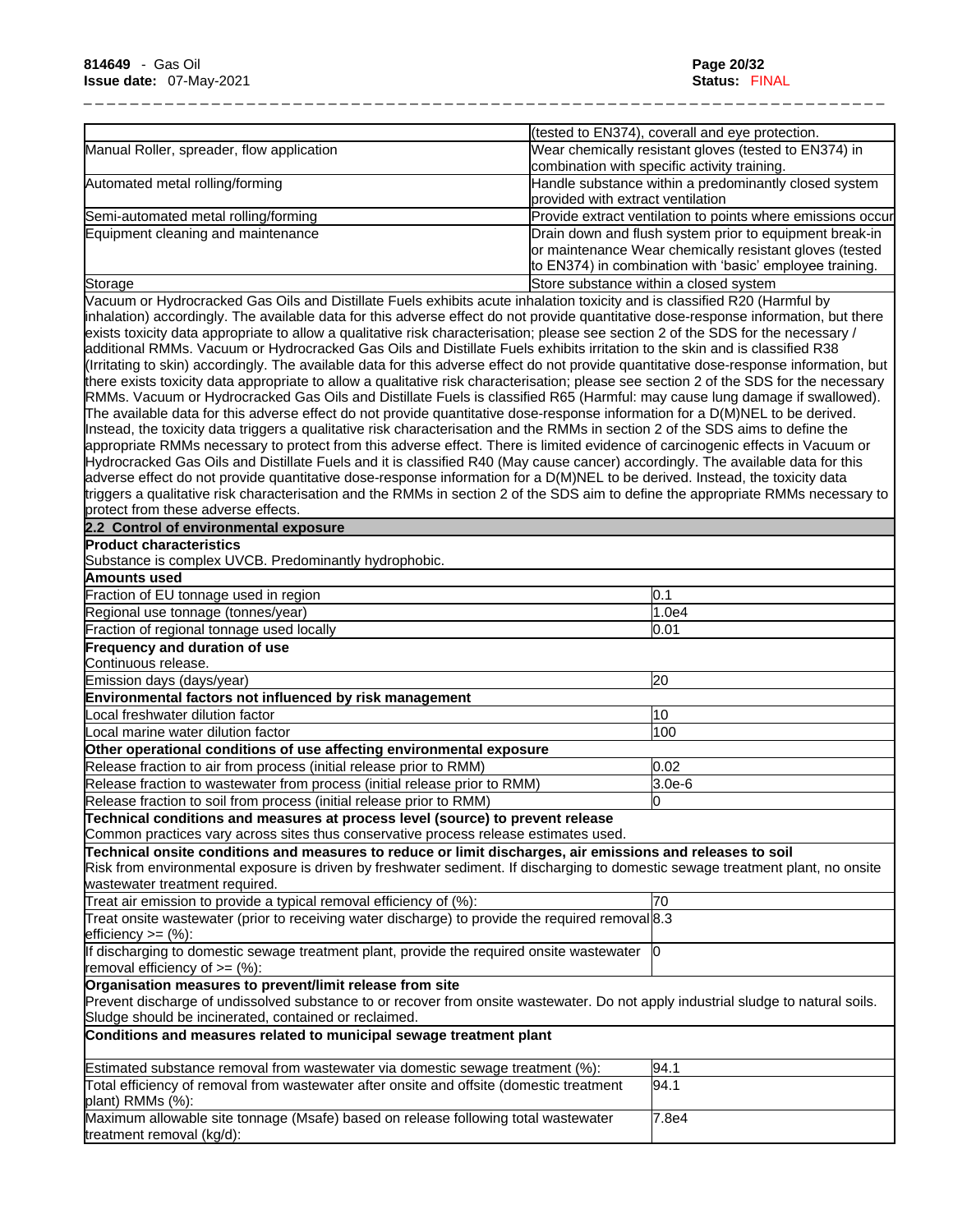| | |
|---|---|
| | (tested to EN374), coverall and eye protection. |
| Manual Roller, spreader, flow application | Wear chemically resistant gloves (tested to EN374) in combination with specific activity training. |
| Automated metal rolling/forming | Handle substance within a predominantly closed system provided with extract ventilation |
| Semi-automated metal rolling/forming | Provide extract ventilation to points where emissions occur |
| Equipment cleaning and maintenance | Drain down and flush system prior to equipment break-in or maintenance Wear chemically resistant gloves (tested to EN374) in combination with 'basic' employee training. |
| Storage | Store substance within a closed system |

Vacuum or Hydrocracked Gas Oils and Distillate Fuels exhibits acute inhalation toxicity and is classified R20 (Harmful by inhalation) accordingly. The available data for this adverse effect do not provide quantitative dose-response information, but there exists toxicity data appropriate to allow a qualitative risk characterisation; please see section 2 of the SDS for the necessary / additional RMMs. Vacuum or Hydrocracked Gas Oils and Distillate Fuels exhibits irritation to the skin and is classified R38 (Irritating to skin) accordingly. The available data for this adverse effect do not provide quantitative dose-response information, but there exists toxicity data appropriate to allow a qualitative risk characterisation; please see section 2 of the SDS for the necessary RMMs. Vacuum or Hydrocracked Gas Oils and Distillate Fuels is classified R65 (Harmful: may cause lung damage if swallowed). The available data for this adverse effect do not provide quantitative dose-response information for a D(M)NEL to be derived. Instead, the toxicity data triggers a qualitative risk characterisation and the RMMs in section 2 of the SDS aims to define the appropriate RMMs necessary to protect from this adverse effect. There is limited evidence of carcinogenic effects in Vacuum or Hydrocracked Gas Oils and Distillate Fuels and it is classified R40 (May cause cancer) accordingly. The available data for this adverse effect do not provide quantitative dose-response information for a D(M)NEL to be derived. Instead, the toxicity data triggers a qualitative risk characterisation and the RMMs in section 2 of the SDS aim to define the appropriate RMMs necessary to protect from these adverse effects.

**2.2 Control of environmental exposure**

**Product characteristics**

Substance is complex UVCB. Predominantly hydrophobic.

| **Amounts used** | |
|---|---|
| Fraction of EU tonnage used in region | 0.1 |
| Regional use tonnage (tonnes/year) | 1.0e4 |
| Fraction of regional tonnage used locally | 0.01 |

**Frequency and duration of use**

Continuous release.

| | |
|---|---|
| Emission days (days/year) | 20 |

| **Environmental factors not influenced by risk management** | |
|---|---|
| Local freshwater dilution factor | 10 |
| Local marine water dilution factor | 100 |

| **Other operational conditions of use affecting environmental exposure** | |
|---|---|
| Release fraction to air from process (initial release prior to RMM) | 0.02 |
| Release fraction to wastewater from process (initial release prior to RMM) | 3.0e-6 |
| Release fraction to soil from process (initial release prior to RMM) | 0 |

**Technical conditions and measures at process level (source) to prevent release**

Common practices vary across sites thus conservative process release estimates used.

**Technical onsite conditions and measures to reduce or limit discharges, air emissions and releases to soil**

Risk from environmental exposure is driven by freshwater sediment. If discharging to domestic sewage treatment plant, no onsite wastewater treatment required.

| | |
|---|---|
| Treat air emission to provide a typical removal efficiency of (%): | 70 |
| Treat onsite wastewater (prior to receiving water discharge) to provide the required removal efficiency >= (%): | 8.3 |
| If discharging to domestic sewage treatment plant, provide the required onsite wastewater removal efficiency of >= (%): | 0 |

**Organisation measures to prevent/limit release from site**

Prevent discharge of undissolved substance to or recover from onsite wastewater. Do not apply industrial sludge to natural soils. Sludge should be incinerated, contained or reclaimed.

**Conditions and measures related to municipal sewage treatment plant**

| | |
|---|---|
| Estimated substance removal from wastewater via domestic sewage treatment (%): | 94.1 |
| Total efficiency of removal from wastewater after onsite and offsite (domestic treatment plant) RMMs (%): | 94.1 |
| Maximum allowable site tonnage (Msafe) based on release following total wastewater treatment removal (kg/d): | 7.8e4 |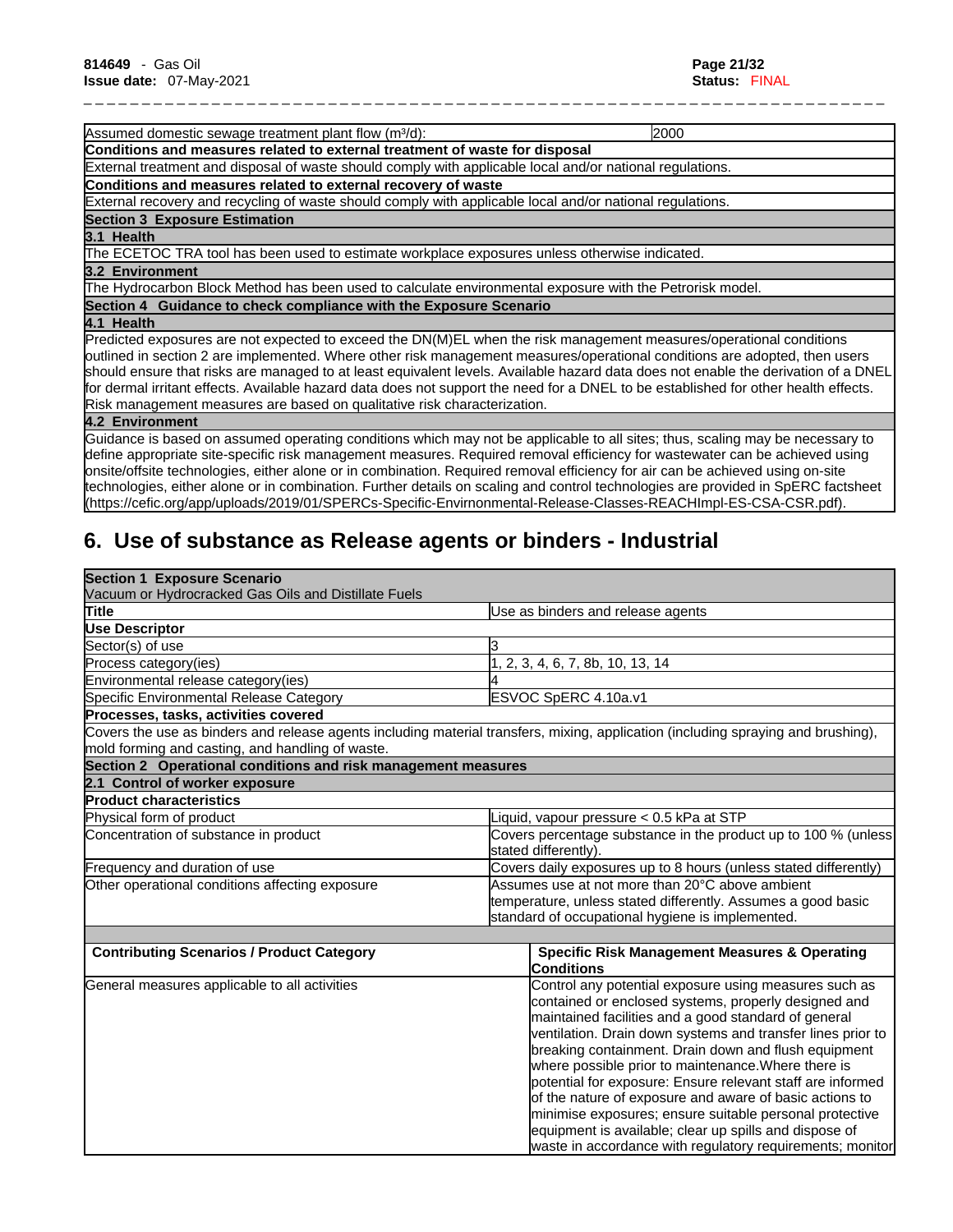| | |
|---|---|
| Assumed domestic sewage treatment plant flow ($m^3$/d): | 2000 |
| **Conditions and measures related to external treatment of waste for disposal** | |
| External treatment and disposal of waste should comply with applicable local and/or national regulations. | |
| **Conditions and measures related to external recovery of waste** | |
| External recovery and recycling of waste should comply with applicable local and/or national regulations. | |
| **Section 3 Exposure Estimation** | |
| **3.1 Health** | |
| The ECETOC TRA tool has been used to estimate workplace exposures unless otherwise indicated. | |
| **3.2 Environment** | |
| The Hydrocarbon Block Method has been used to calculate environmental exposure with the Petrorisk model. | |
| **Section 4 Guidance to check compliance with the Exposure Scenario** | |
| **4.1 Health** | |
| Predicted exposures are not expected to exceed the DN(M)EL when the risk management measures/operational conditions outlined in section 2 are implemented. Where other risk management measures/operational conditions are adopted, then users should ensure that risks are managed to at least equivalent levels. Available hazard data does not enable the derivation of a DNEL for dermal irritant effects. Available hazard data does not support the need for a DNEL to be established for other health effects. Risk management measures are based on qualitative risk characterization. | |
| **4.2 Environment** | |
| Guidance is based on assumed operating conditions which may not be applicable to all sites; thus, scaling may be necessary to define appropriate site-specific risk management measures. Required removal efficiency for wastewater can be achieved using onsite/offsite technologies, either alone or in combination. Required removal efficiency for air can be achieved using on-site technologies, either alone or in combination. Further details on scaling and control technologies are provided in SpERC factsheet (https://cefic.org/app/uploads/2019/01/SPERCs-Specific-Envirnonmental-Release-Classes-REACHImpl-ES-CSA-CSR.pdf). | |

## 6. Use of substance as Release agents or binders - Industrial

| | |
|---|---|
| **Section 1 Exposure Scenario**<br>Vacuum or Hydrocracked Gas Oils and Distillate Fuels | |
| **Title** | Use as binders and release agents |
| **Use Descriptor** | |
| Sector(s) of use | 3 |
| Process category(ies) | 1, 2, 3, 4, 6, 7, 8b, 10, 13, 14 |
| Environmental release category(ies) | 4 |
| Specific Environmental Release Category | ESVOC SpERC 4.10a.v1 |
| **Processes, tasks, activities covered** | |
| Covers the use as binders and release agents including material transfers, mixing, application (including spraying and brushing), mold forming and casting, and handling of waste. | |
| **Section 2 Operational conditions and risk management measures** | |
| **2.1 Control of worker exposure** | |
| **Product characteristics** | |
| Physical form of product | Liquid, vapour pressure < 0.5 kPa at STP |
| Concentration of substance in product | Covers percentage substance in the product up to 100 % (unless stated differently). |
| Frequency and duration of use | Covers daily exposures up to 8 hours (unless stated differently) |
| Other operational conditions affecting exposure | Assumes use at not more than 20°C above ambient temperature, unless stated differently. Assumes a good basic standard of occupational hygiene is implemented. |

| Contributing Scenarios / Product Category | Specific Risk Management Measures & Operating Conditions |
|---|---|
| General measures applicable to all activities | Control any potential exposure using measures such as contained or enclosed systems, properly designed and maintained facilities and a good standard of general ventilation. Drain down systems and transfer lines prior to breaking containment. Drain down and flush equipment where possible prior to maintenance.Where there is potential for exposure: Ensure relevant staff are informed of the nature of exposure and aware of basic actions to minimise exposures; ensure suitable personal protective equipment is available; clear up spills and dispose of waste in accordance with regulatory requirements; monitor |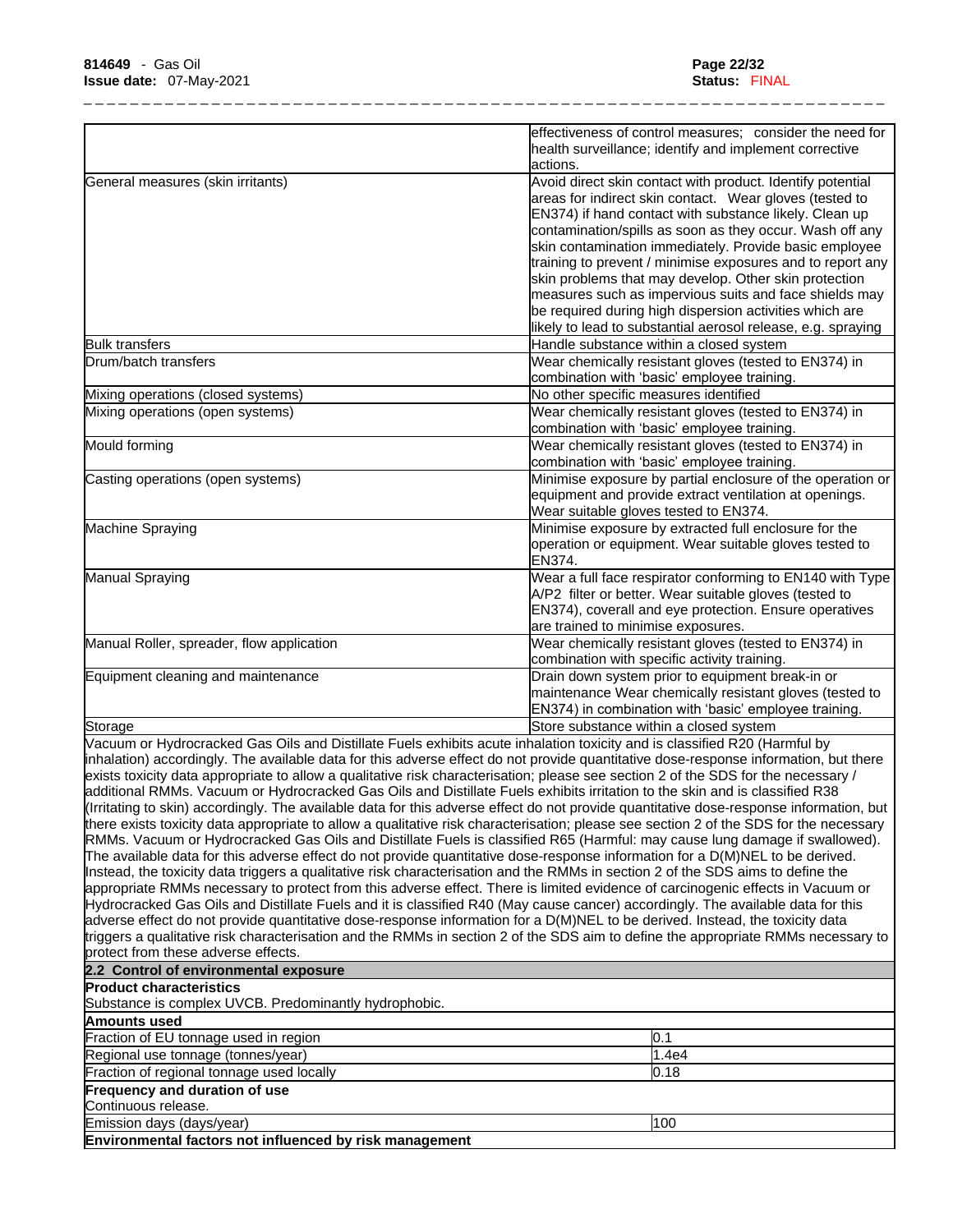| | |
|---|---|
| | effectiveness of control measures; consider the need for health surveillance; identify and implement corrective actions. |
| General measures (skin irritants) | Avoid direct skin contact with product. Identify potential areas for indirect skin contact. Wear gloves (tested to EN374) if hand contact with substance likely. Clean up contamination/spills as soon as they occur. Wash off any skin contamination immediately. Provide basic employee training to prevent / minimise exposures and to report any skin problems that may develop. Other skin protection measures such as impervious suits and face shields may be required during high dispersion activities which are likely to lead to substantial aerosol release, e.g. spraying |
| Bulk transfers | Handle substance within a closed system |
| Drum/batch transfers | Wear chemically resistant gloves (tested to EN374) in combination with 'basic' employee training. |
| Mixing operations (closed systems) | No other specific measures identified |
| Mixing operations (open systems) | Wear chemically resistant gloves (tested to EN374) in combination with 'basic' employee training. |
| Mould forming | Wear chemically resistant gloves (tested to EN374) in combination with 'basic' employee training. |
| Casting operations (open systems) | Minimise exposure by partial enclosure of the operation or equipment and provide extract ventilation at openings. Wear suitable gloves tested to EN374. |
| Machine Spraying | Minimise exposure by extracted full enclosure for the operation or equipment. Wear suitable gloves tested to EN374. |
| Manual Spraying | Wear a full face respirator conforming to EN140 with Type A/P2 filter or better. Wear suitable gloves (tested to EN374), coverall and eye protection. Ensure operatives are trained to minimise exposures. |
| Manual Roller, spreader, flow application | Wear chemically resistant gloves (tested to EN374) in combination with specific activity training. |
| Equipment cleaning and maintenance | Drain down system prior to equipment break-in or maintenance Wear chemically resistant gloves (tested to EN374) in combination with 'basic' employee training. |
| Storage | Store substance within a closed system |

Vacuum or Hydrocracked Gas Oils and Distillate Fuels exhibits acute inhalation toxicity and is classified R20 (Harmful by inhalation) accordingly. The available data for this adverse effect do not provide quantitative dose-response information, but there exists toxicity data appropriate to allow a qualitative risk characterisation; please see section 2 of the SDS for the necessary / additional RMMs. Vacuum or Hydrocracked Gas Oils and Distillate Fuels exhibits irritation to the skin and is classified R38 (Irritating to skin) accordingly. The available data for this adverse effect do not provide quantitative dose-response information, but there exists toxicity data appropriate to allow a qualitative risk characterisation; please see section 2 of the SDS for the necessary RMMs. Vacuum or Hydrocracked Gas Oils and Distillate Fuels is classified R65 (Harmful: may cause lung damage if swallowed). The available data for this adverse effect do not provide quantitative dose-response information for a D(M)NEL to be derived. Instead, the toxicity data triggers a qualitative risk characterisation and the RMMs in section 2 of the SDS aims to define the appropriate RMMs necessary to protect from this adverse effect. There is limited evidence of carcinogenic effects in Vacuum or Hydrocracked Gas Oils and Distillate Fuels and it is classified R40 (May cause cancer) accordingly. The available data for this adverse effect do not provide quantitative dose-response information for a D(M)NEL to be derived. Instead, the toxicity data triggers a qualitative risk characterisation and the RMMs in section 2 of the SDS aim to define the appropriate RMMs necessary to protect from these adverse effects.

**2.2 Control of environmental exposure**

**Product characteristics**

Substance is complex UVCB. Predominantly hydrophobic.

**Amounts used**

| | |
|---|---|
| Fraction of EU tonnage used in region | 0.1 |
| Regional use tonnage (tonnes/year) | 1.4e4 |
| Fraction of regional tonnage used locally | 0.18 |

**Frequency and duration of use**

Continuous release.

| | |
|---|---|
| Emission days (days/year) | 100 |

**Environmental factors not influenced by risk management**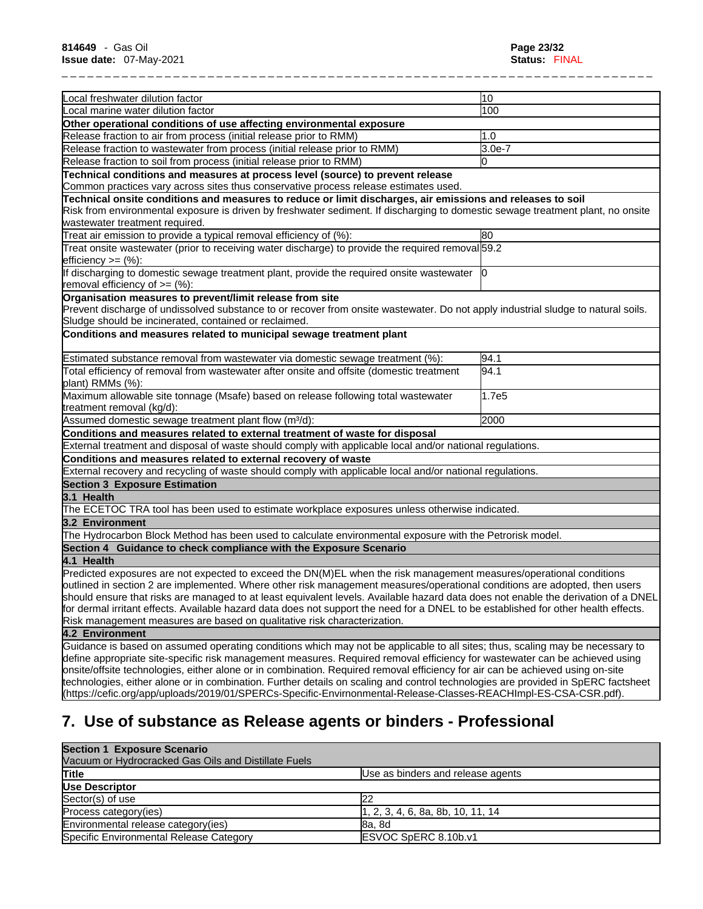| | |
|---|---|
| Local freshwater dilution factor | 10 |
| Local marine water dilution factor | 100 |
| **Other operational conditions of use affecting environmental exposure** | |
| Release fraction to air from process (initial release prior to RMM) | 1.0 |
| Release fraction to wastewater from process (initial release prior to RMM) | 3.0e-7 |
| Release fraction to soil from process (initial release prior to RMM) | 0 |
| **Technical conditions and measures at process level (source) to prevent release** Common practices vary across sites thus conservative process release estimates used. | |
| **Technical onsite conditions and measures to reduce or limit discharges, air emissions and releases to soil** Risk from environmental exposure is driven by freshwater sediment. If discharging to domestic sewage treatment plant, no onsite wastewater treatment required. | |
| Treat air emission to provide a typical removal efficiency of (%): | 80 |
| Treat onsite wastewater (prior to receiving water discharge) to provide the required removal efficiency >= (%): | 59.2 |
| If discharging to domestic sewage treatment plant, provide the required onsite wastewater removal efficiency of >= (%): | 0 |
| **Organisation measures to prevent/limit release from site** Prevent discharge of undissolved substance to or recover from onsite wastewater. Do not apply industrial sludge to natural soils. Sludge should be incinerated, contained or reclaimed. | |
| **Conditions and measures related to municipal sewage treatment plant** | |
| Estimated substance removal from wastewater via domestic sewage treatment (%): | 94.1 |
| Total efficiency of removal from wastewater after onsite and offsite (domestic treatment plant) RMMs (%): | 94.1 |
| Maximum allowable site tonnage (Msafe) based on release following total wastewater treatment removal (kg/d): | 1.7e5 |
| Assumed domestic sewage treatment plant flow ($m^3$/d): | 2000 |
| **Conditions and measures related to external treatment of waste for disposal** | |
| External treatment and disposal of waste should comply with applicable local and/or national regulations. | |
| **Conditions and measures related to external recovery of waste** | |
| External recovery and recycling of waste should comply with applicable local and/or national regulations. | |
| **Section 3 Exposure Estimation** | |
| **3.1 Health** | |
| The ECETOC TRA tool has been used to estimate workplace exposures unless otherwise indicated. | |
| **3.2 Environment** | |
| The Hydrocarbon Block Method has been used to calculate environmental exposure with the Petrorisk model. | |
| **Section 4 Guidance to check compliance with the Exposure Scenario** | |
| **4.1 Health** | |
| Predicted exposures are not expected to exceed the DN(M)EL when the risk management measures/operational conditions outlined in section 2 are implemented. Where other risk management measures/operational conditions are adopted, then users should ensure that risks are managed to at least equivalent levels. Available hazard data does not enable the derivation of a DNEL for dermal irritant effects. Available hazard data does not support the need for a DNEL to be established for other health effects. Risk management measures are based on qualitative risk characterization. | |
| **4.2 Environment** | |
| Guidance is based on assumed operating conditions which may not be applicable to all sites; thus, scaling may be necessary to define appropriate site-specific risk management measures. Required removal efficiency for wastewater can be achieved using onsite/offsite technologies, either alone or in combination. Required removal efficiency for air can be achieved using on-site technologies, either alone or in combination. Further details on scaling and control technologies are provided in SpERC factsheet (https://cefic.org/app/uploads/2019/01/SPERCs-Specific-Envirnonmental-Release-Classes-REACHImpl-ES-CSA-CSR.pdf). | |

## 7. Use of substance as Release agents or binders - Professional

| **Section 1 Exposure Scenario** Vacuum or Hydrocracked Gas Oils and Distillate Fuels | |
|---|---|
| **Title** | Use as binders and release agents |
| **Use Descriptor** | |
| Sector(s) of use | 22 |
| Process category(ies) | 1, 2, 3, 4, 6, 8a, 8b, 10, 11, 14 |
| Environmental release category(ies) | 8a, 8d |
| Specific Environmental Release Category | ESVOC SpERC 8.10b.v1 |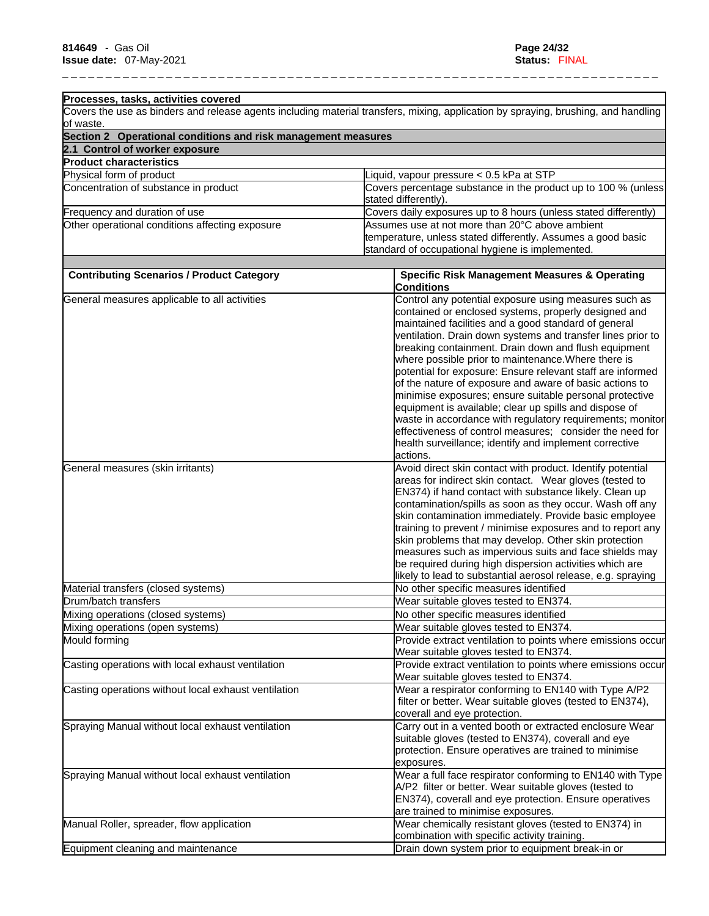| Processes, tasks, activities covered | |
|---|---|
| Covers the use as binders and release agents including material transfers, mixing, application by spraying, brushing, and handling of waste. | |
| **Section 2 Operational conditions and risk management measures** | |
| **2.1 Control of worker exposure** | |
| **Product characteristics** | |
| Physical form of product | Liquid, vapour pressure < 0.5 kPa at STP |
| Concentration of substance in product | Covers percentage substance in the product up to 100 % (unless stated differently). |
| Frequency and duration of use | Covers daily exposures up to 8 hours (unless stated differently) |
| Other operational conditions affecting exposure | Assumes use at not more than 20°C above ambient temperature, unless stated differently. Assumes a good basic standard of occupational hygiene is implemented. |

| Contributing Scenarios / Product Category | Specific Risk Management Measures & Operating Conditions |
|---|---|
| General measures applicable to all activities | Control any potential exposure using measures such as contained or enclosed systems, properly designed and maintained facilities and a good standard of general ventilation. Drain down systems and transfer lines prior to breaking containment. Drain down and flush equipment where possible prior to maintenance.Where there is potential for exposure: Ensure relevant staff are informed of the nature of exposure and aware of basic actions to minimise exposures; ensure suitable personal protective equipment is available; clear up spills and dispose of waste in accordance with regulatory requirements; monitor effectiveness of control measures; consider the need for health surveillance; identify and implement corrective actions. |
| General measures (skin irritants) | Avoid direct skin contact with product. Identify potential areas for indirect skin contact. Wear gloves (tested to EN374) if hand contact with substance likely. Clean up contamination/spills as soon as they occur. Wash off any skin contamination immediately. Provide basic employee training to prevent / minimise exposures and to report any skin problems that may develop. Other skin protection measures such as impervious suits and face shields may be required during high dispersion activities which are likely to lead to substantial aerosol release, e.g. spraying |
| Material transfers (closed systems) | No other specific measures identified |
| Drum/batch transfers | Wear suitable gloves tested to EN374. |
| Mixing operations (closed systems) | No other specific measures identified |
| Mixing operations (open systems) | Wear suitable gloves tested to EN374. |
| Mould forming | Provide extract ventilation to points where emissions occur Wear suitable gloves tested to EN374. |
| Casting operations with local exhaust ventilation | Provide extract ventilation to points where emissions occur Wear suitable gloves tested to EN374. |
| Casting operations without local exhaust ventilation | Wear a respirator conforming to EN140 with Type A/P2 filter or better. Wear suitable gloves (tested to EN374), coverall and eye protection. |
| Spraying Manual without local exhaust ventilation | Carry out in a vented booth or extracted enclosure Wear suitable gloves (tested to EN374), coverall and eye protection. Ensure operatives are trained to minimise exposures. |
| Spraying Manual without local exhaust ventilation | Wear a full face respirator conforming to EN140 with Type A/P2 filter or better. Wear suitable gloves (tested to EN374), coverall and eye protection. Ensure operatives are trained to minimise exposures. |
| Manual Roller, spreader, flow application | Wear chemically resistant gloves (tested to EN374) in combination with specific activity training. |
| Equipment cleaning and maintenance | Drain down system prior to equipment break-in or |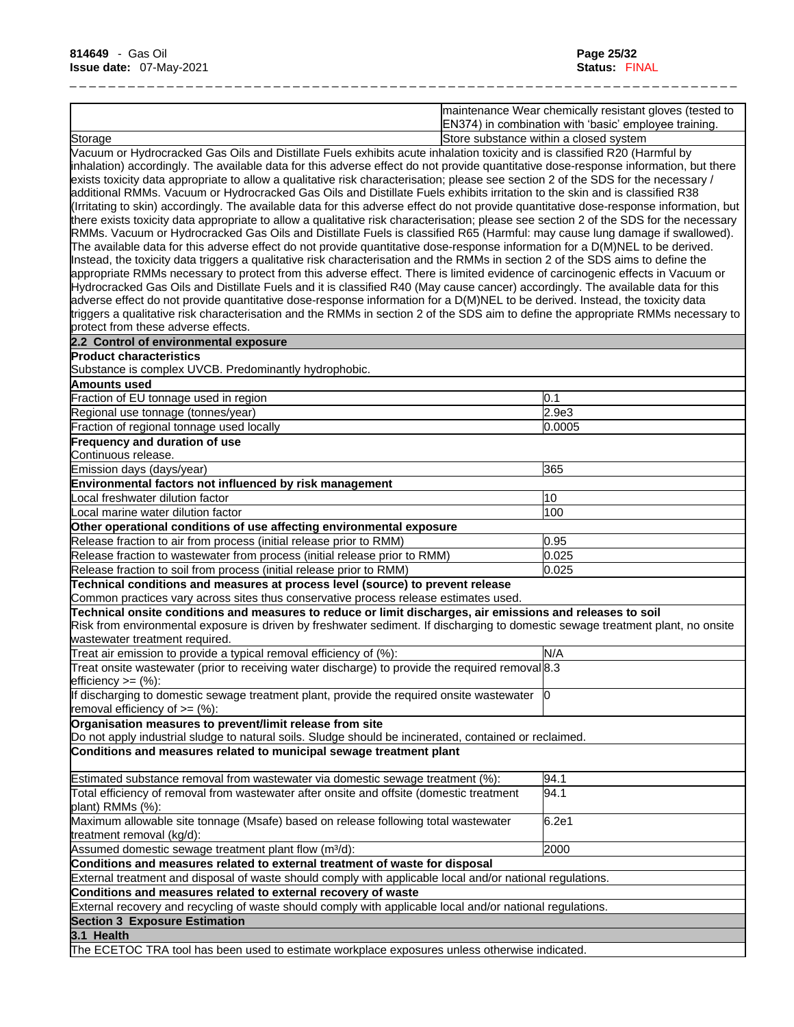| | |
|---|---|
| | maintenance Wear chemically resistant gloves (tested to EN374) in combination with 'basic' employee training. |
| Storage | Store substance within a closed system |

Vacuum or Hydrocracked Gas Oils and Distillate Fuels exhibits acute inhalation toxicity and is classified R20 (Harmful by inhalation) accordingly. The available data for this adverse effect do not provide quantitative dose-response information, but there exists toxicity data appropriate to allow a qualitative risk characterisation; please see section 2 of the SDS for the necessary / additional RMMs. Vacuum or Hydrocracked Gas Oils and Distillate Fuels exhibits irritation to the skin and is classified R38 (Irritating to skin) accordingly. The available data for this adverse effect do not provide quantitative dose-response information, but there exists toxicity data appropriate to allow a qualitative risk characterisation; please see section 2 of the SDS for the necessary RMMs. Vacuum or Hydrocracked Gas Oils and Distillate Fuels is classified R65 (Harmful: may cause lung damage if swallowed). The available data for this adverse effect do not provide quantitative dose-response information for a D(M)NEL to be derived. Instead, the toxicity data triggers a qualitative risk characterisation and the RMMs in section 2 of the SDS aims to define the appropriate RMMs necessary to protect from this adverse effect. There is limited evidence of carcinogenic effects in Vacuum or Hydrocracked Gas Oils and Distillate Fuels and it is classified R40 (May cause cancer) accordingly. The available data for this adverse effect do not provide quantitative dose-response information for a D(M)NEL to be derived. Instead, the toxicity data triggers a qualitative risk characterisation and the RMMs in section 2 of the SDS aim to define the appropriate RMMs necessary to protect from these adverse effects.

**2.2 Control of environmental exposure**

**Product characteristics**

Substance is complex UVCB. Predominantly hydrophobic.

| **Amounts used** | |
|---|---|
| Fraction of EU tonnage used in region | 0.1 |
| Regional use tonnage (tonnes/year) | 2.9e3 |
| Fraction of regional tonnage used locally | 0.0005 |

**Frequency and duration of use**

Continuous release.

| | |
|---|---|
| Emission days (days/year) | 365 |
| **Environmental factors not influenced by risk management** | |
| Local freshwater dilution factor | 10 |
| Local marine water dilution factor | 100 |
| **Other operational conditions of use affecting environmental exposure** | |
| Release fraction to air from process (initial release prior to RMM) | 0.95 |
| Release fraction to wastewater from process (initial release prior to RMM) | 0.025 |
| Release fraction to soil from process (initial release prior to RMM) | 0.025 |

**Technical conditions and measures at process level (source) to prevent release**

Common practices vary across sites thus conservative process release estimates used.

**Technical onsite conditions and measures to reduce or limit discharges, air emissions and releases to soil**

Risk from environmental exposure is driven by freshwater sediment. If discharging to domestic sewage treatment plant, no onsite wastewater treatment required.

| | |
|---|---|
| Treat air emission to provide a typical removal efficiency of (%): | N/A |
| Treat onsite wastewater (prior to receiving water discharge) to provide the required removal efficiency >= (%): | 8.3 |
| If discharging to domestic sewage treatment plant, provide the required onsite wastewater removal efficiency of >= (%): | 0 |

**Organisation measures to prevent/limit release from site**

Do not apply industrial sludge to natural soils. Sludge should be incinerated, contained or reclaimed.

**Conditions and measures related to municipal sewage treatment plant**

| | |
|---|---|
| Estimated substance removal from wastewater via domestic sewage treatment (%): | 94.1 |
| Total efficiency of removal from wastewater after onsite and offsite (domestic treatment plant) RMMs (%): | 94.1 |
| Maximum allowable site tonnage (Msafe) based on release following total wastewater treatment removal (kg/d): | 6.2e1 |
| Assumed domestic sewage treatment plant flow (m³/d): | 2000 |

**Conditions and measures related to external treatment of waste for disposal**

External treatment and disposal of waste should comply with applicable local and/or national regulations.

**Conditions and measures related to external recovery of waste**

External recovery and recycling of waste should comply with applicable local and/or national regulations.

**Section 3 Exposure Estimation**

**3.1 Health**

The ECETOC TRA tool has been used to estimate workplace exposures unless otherwise indicated.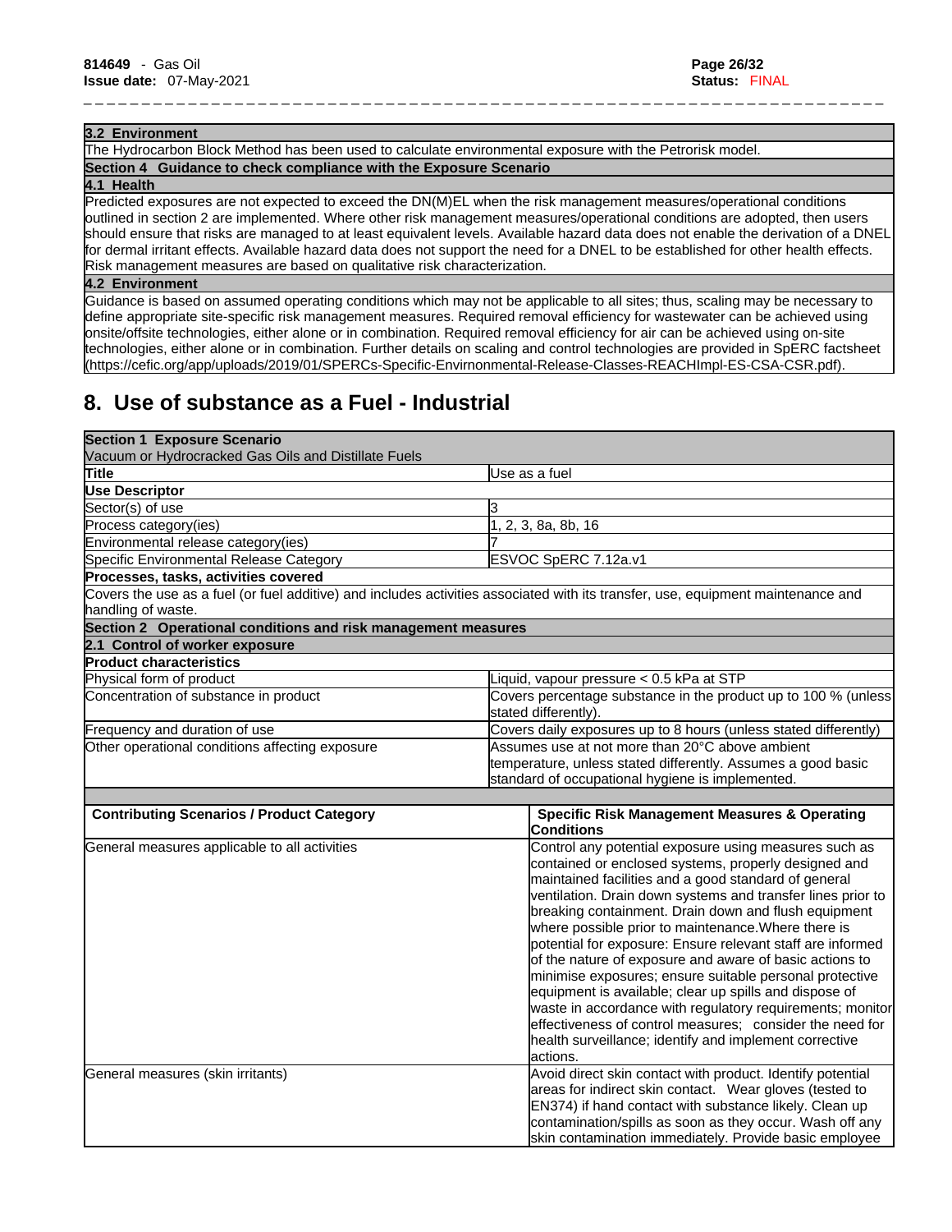| 3.2 Environment |
|---|
| The Hydrocarbon Block Method has been used to calculate environmental exposure with the Petrorisk model. |
| **Section 4 Guidance to check compliance with the Exposure Scenario** |
| **4.1 Health** |
| Predicted exposures are not expected to exceed the DN(M)EL when the risk management measures/operational conditions outlined in section 2 are implemented. Where other risk management measures/operational conditions are adopted, then users should ensure that risks are managed to at least equivalent levels. Available hazard data does not enable the derivation of a DNEL for dermal irritant effects. Available hazard data does not support the need for a DNEL to be established for other health effects. Risk management measures are based on qualitative risk characterization. |
| **4.2 Environment** |
| Guidance is based on assumed operating conditions which may not be applicable to all sites; thus, scaling may be necessary to define appropriate site-specific risk management measures. Required removal efficiency for wastewater can be achieved using onsite/offsite technologies, either alone or in combination. Required removal efficiency for air can be achieved using on-site technologies, either alone or in combination. Further details on scaling and control technologies are provided in SpERC factsheet (https://cefic.org/app/uploads/2019/01/SPERCs-Specific-Envirnonmental-Release-Classes-REACHImpl-ES-CSA-CSR.pdf). |

# 8. Use of substance as a Fuel - Industrial

| **Section 1 Exposure Scenario** Vacuum or Hydrocracked Gas Oils and Distillate Fuels | |
|---|---|
| **Title** | Use as a fuel |
| **Use Descriptor** | |
| Sector(s) of use | 3 |
| Process category(ies) | 1, 2, 3, 8a, 8b, 16 |
| Environmental release category(ies) | 7 |
| Specific Environmental Release Category | ESVOC SpERC 7.12a.v1 |
| **Processes, tasks, activities covered** | |
| Covers the use as a fuel (or fuel additive) and includes activities associated with its transfer, use, equipment maintenance and handling of waste. | |
| **Section 2 Operational conditions and risk management measures** | |
| **2.1 Control of worker exposure** | |
| **Product characteristics** | |
| Physical form of product | Liquid, vapour pressure < 0.5 kPa at STP |
| Concentration of substance in product | Covers percentage substance in the product up to 100 % (unless stated differently). |
| Frequency and duration of use | Covers daily exposures up to 8 hours (unless stated differently) |
| Other operational conditions affecting exposure | Assumes use at not more than 20°C above ambient temperature, unless stated differently. Assumes a good basic standard of occupational hygiene is implemented. |

| Contributing Scenarios / Product Category | Specific Risk Management Measures & Operating Conditions |
|---|---|
| General measures applicable to all activities | Control any potential exposure using measures such as contained or enclosed systems, properly designed and maintained facilities and a good standard of general ventilation. Drain down systems and transfer lines prior to breaking containment. Drain down and flush equipment where possible prior to maintenance.Where there is potential for exposure: Ensure relevant staff are informed of the nature of exposure and aware of basic actions to minimise exposures; ensure suitable personal protective equipment is available; clear up spills and dispose of waste in accordance with regulatory requirements; monitor effectiveness of control measures; consider the need for health surveillance; identify and implement corrective actions. |
| General measures (skin irritants) | Avoid direct skin contact with product. Identify potential areas for indirect skin contact. Wear gloves (tested to EN374) if hand contact with substance likely. Clean up contamination/spills as soon as they occur. Wash off any skin contamination immediately. Provide basic employee |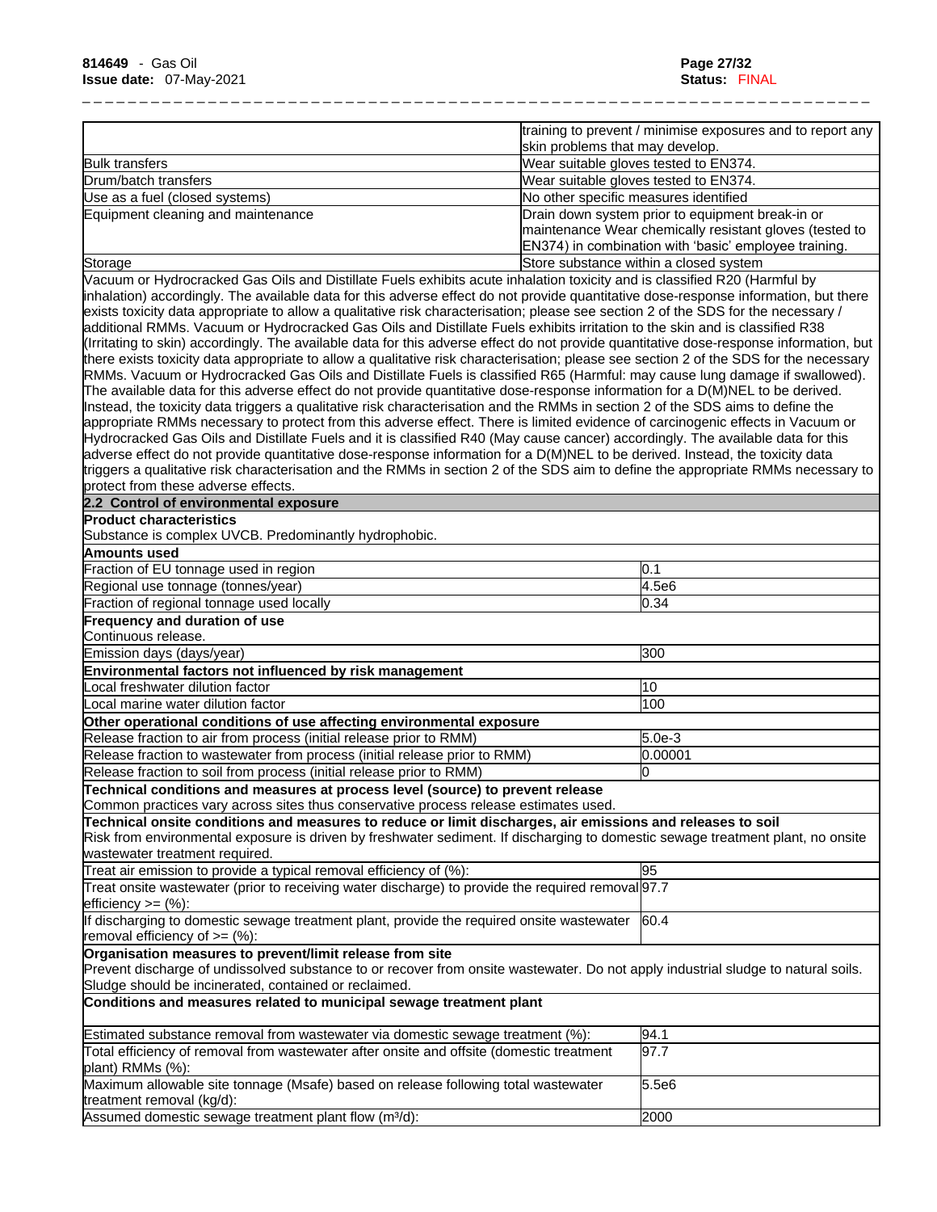| | |
|---|---|
| | training to prevent / minimise exposures and to report any skin problems that may develop. |
| Bulk transfers | Wear suitable gloves tested to EN374. |
| Drum/batch transfers | Wear suitable gloves tested to EN374. |
| Use as a fuel (closed systems) | No other specific measures identified |
| Equipment cleaning and maintenance | Drain down system prior to equipment break-in or maintenance Wear chemically resistant gloves (tested to EN374) in combination with 'basic' employee training. |
| Storage | Store substance within a closed system |

Vacuum or Hydrocracked Gas Oils and Distillate Fuels exhibits acute inhalation toxicity and is classified R20 (Harmful by inhalation) accordingly. The available data for this adverse effect do not provide quantitative dose-response information, but there exists toxicity data appropriate to allow a qualitative risk characterisation; please see section 2 of the SDS for the necessary / additional RMMs. Vacuum or Hydrocracked Gas Oils and Distillate Fuels exhibits irritation to the skin and is classified R38 (Irritating to skin) accordingly. The available data for this adverse effect do not provide quantitative dose-response information, but there exists toxicity data appropriate to allow a qualitative risk characterisation; please see section 2 of the SDS for the necessary RMMs. Vacuum or Hydrocracked Gas Oils and Distillate Fuels is classified R65 (Harmful: may cause lung damage if swallowed). The available data for this adverse effect do not provide quantitative dose-response information for a D(M)NEL to be derived. Instead, the toxicity data triggers a qualitative risk characterisation and the RMMs in section 2 of the SDS aims to define the appropriate RMMs necessary to protect from this adverse effect. There is limited evidence of carcinogenic effects in Vacuum or Hydrocracked Gas Oils and Distillate Fuels and it is classified R40 (May cause cancer) accordingly. The available data for this adverse effect do not provide quantitative dose-response information for a D(M)NEL to be derived. Instead, the toxicity data triggers a qualitative risk characterisation and the RMMs in section 2 of the SDS aim to define the appropriate RMMs necessary to protect from these adverse effects.

## 2.2 Control of environmental exposure

**Product characteristics**

Substance is complex UVCB. Predominantly hydrophobic.

| **Amounts used** | |
|---|---|
| Fraction of EU tonnage used in region | 0.1 |
| Regional use tonnage (tonnes/year) | 4.5e6 |
| Fraction of regional tonnage used locally | 0.34 |

**Frequency and duration of use**

Continuous release.

| | |
|---|---|
| Emission days (days/year) | 300 |

| **Environmental factors not influenced by risk management** | |
|---|---|
| Local freshwater dilution factor | 10 |
| Local marine water dilution factor | 100 |

| **Other operational conditions of use affecting environmental exposure** | |
|---|---|
| Release fraction to air from process (initial release prior to RMM) | 5.0e-3 |
| Release fraction to wastewater from process (initial release prior to RMM) | 0.00001 |
| Release fraction to soil from process (initial release prior to RMM) | 0 |

**Technical conditions and measures at process level (source) to prevent release**

Common practices vary across sites thus conservative process release estimates used.

**Technical onsite conditions and measures to reduce or limit discharges, air emissions and releases to soil**

Risk from environmental exposure is driven by freshwater sediment. If discharging to domestic sewage treatment plant, no onsite wastewater treatment required.

| | |
|---|---|
| Treat air emission to provide a typical removal efficiency of (%): | 95 |
| Treat onsite wastewater (prior to receiving water discharge) to provide the required removal efficiency >= (%): | 97.7 |
| If discharging to domestic sewage treatment plant, provide the required onsite wastewater removal efficiency of >= (%): | 60.4 |

**Organisation measures to prevent/limit release from site**

Prevent discharge of undissolved substance to or recover from onsite wastewater. Do not apply industrial sludge to natural soils. Sludge should be incinerated, contained or reclaimed.

**Conditions and measures related to municipal sewage treatment plant**

| | |
|---|---|
| Estimated substance removal from wastewater via domestic sewage treatment (%): | 94.1 |
| Total efficiency of removal from wastewater after onsite and offsite (domestic treatment plant) RMMs (%): | 97.7 |
| Maximum allowable site tonnage (Msafe) based on release following total wastewater treatment removal (kg/d): | 5.5e6 |
| Assumed domestic sewage treatment plant flow ($m^3/d$): | 2000 |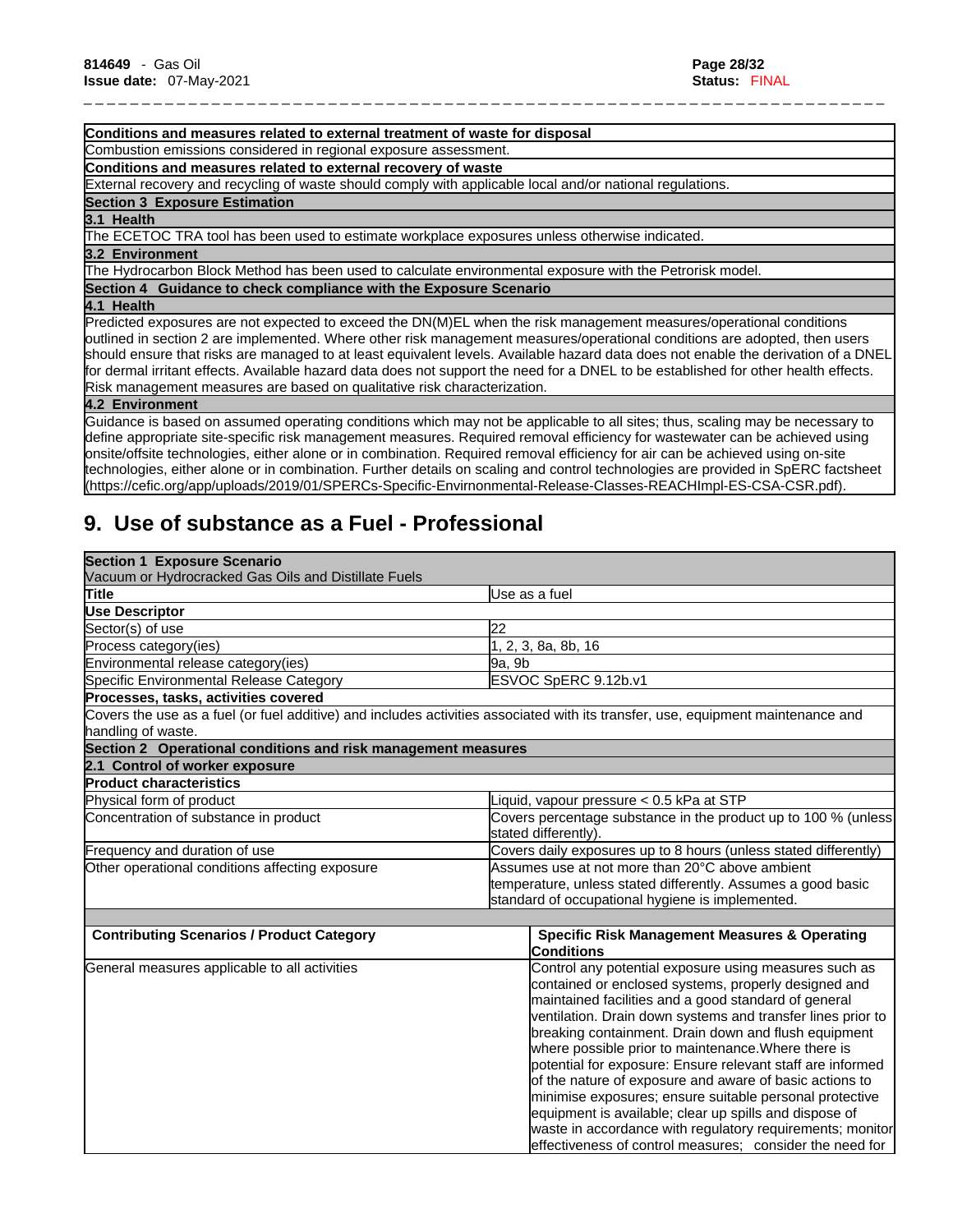| Conditions and measures related to external treatment of waste for disposal |
|---|
| Combustion emissions considered in regional exposure assessment. |
| **Conditions and measures related to external recovery of waste** |
| External recovery and recycling of waste should comply with applicable local and/or national regulations. |
| **Section 3 Exposure Estimation** |
| **3.1 Health** |
| The ECETOC TRA tool has been used to estimate workplace exposures unless otherwise indicated. |
| **3.2 Environment** |
| The Hydrocarbon Block Method has been used to calculate environmental exposure with the Petrorisk model. |
| **Section 4 Guidance to check compliance with the Exposure Scenario** |
| **4.1 Health** |
| Predicted exposures are not expected to exceed the DN(M)EL when the risk management measures/operational conditions outlined in section 2 are implemented. Where other risk management measures/operational conditions are adopted, then users should ensure that risks are managed to at least equivalent levels. Available hazard data does not enable the derivation of a DNEL for dermal irritant effects. Available hazard data does not support the need for a DNEL to be established for other health effects. Risk management measures are based on qualitative risk characterization. |
| **4.2 Environment** |
| Guidance is based on assumed operating conditions which may not be applicable to all sites; thus, scaling may be necessary to define appropriate site-specific risk management measures. Required removal efficiency for wastewater can be achieved using onsite/offsite technologies, either alone or in combination. Required removal efficiency for air can be achieved using on-site technologies, either alone or in combination. Further details on scaling and control technologies are provided in SpERC factsheet (https://cefic.org/app/uploads/2019/01/SPERCs-Specific-Envirnonmental-Release-Classes-REACHImpl-ES-CSA-CSR.pdf). |

## 9. Use of substance as a Fuel - Professional

| **Section 1 Exposure Scenario** Vacuum or Hydrocracked Gas Oils and Distillate Fuels | |
|---|---|
| **Title** | Use as a fuel |
| **Use Descriptor** | |
| Sector(s) of use | 22 |
| Process category(ies) | 1, 2, 3, 8a, 8b, 16 |
| Environmental release category(ies) | 9a, 9b |
| Specific Environmental Release Category | ESVOC SpERC 9.12b.v1 |
| **Processes, tasks, activities covered** | |
| Covers the use as a fuel (or fuel additive) and includes activities associated with its transfer, use, equipment maintenance and handling of waste. | |
| **Section 2 Operational conditions and risk management measures** | |
| **2.1 Control of worker exposure** | |
| **Product characteristics** | |
| Physical form of product | Liquid, vapour pressure < 0.5 kPa at STP |
| Concentration of substance in product | Covers percentage substance in the product up to 100 % (unless stated differently). |
| Frequency and duration of use | Covers daily exposures up to 8 hours (unless stated differently) |
| Other operational conditions affecting exposure | Assumes use at not more than 20°C above ambient temperature, unless stated differently. Assumes a good basic standard of occupational hygiene is implemented. |

| Contributing Scenarios / Product Category | Specific Risk Management Measures & Operating Conditions |
|---|---|
| General measures applicable to all activities | Control any potential exposure using measures such as contained or enclosed systems, properly designed and maintained facilities and a good standard of general ventilation. Drain down systems and transfer lines prior to breaking containment. Drain down and flush equipment where possible prior to maintenance.Where there is potential for exposure: Ensure relevant staff are informed of the nature of exposure and aware of basic actions to minimise exposures; ensure suitable personal protective equipment is available; clear up spills and dispose of waste in accordance with regulatory requirements; monitor effectiveness of control measures; consider the need for |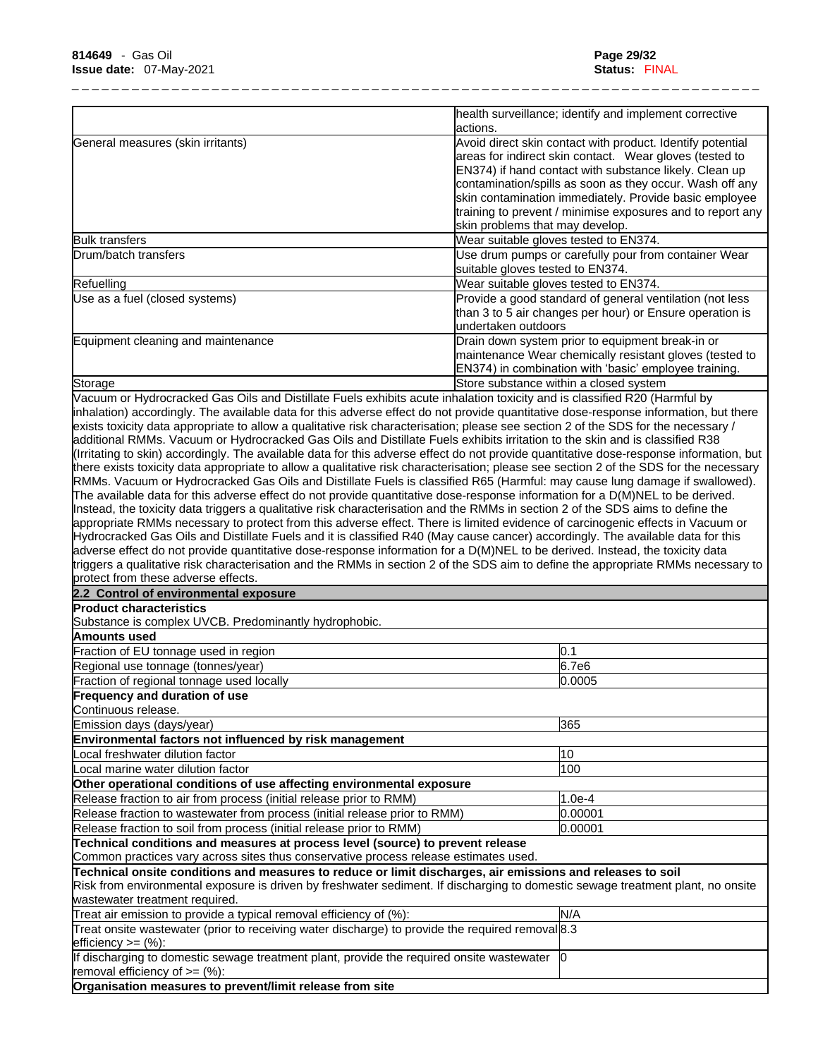| | |
|---|---|
| | health surveillance; identify and implement corrective actions. |
| General measures (skin irritants) | Avoid direct skin contact with product. Identify potential areas for indirect skin contact. Wear gloves (tested to EN374) if hand contact with substance likely. Clean up contamination/spills as soon as they occur. Wash off any skin contamination immediately. Provide basic employee training to prevent / minimise exposures and to report any skin problems that may develop. |
| Bulk transfers | Wear suitable gloves tested to EN374. |
| Drum/batch transfers | Use drum pumps or carefully pour from container Wear suitable gloves tested to EN374. |
| Refuelling | Wear suitable gloves tested to EN374. |
| Use as a fuel (closed systems) | Provide a good standard of general ventilation (not less than 3 to 5 air changes per hour) or Ensure operation is undertaken outdoors |
| Equipment cleaning and maintenance | Drain down system prior to equipment break-in or maintenance Wear chemically resistant gloves (tested to EN374) in combination with 'basic' employee training. |
| Storage | Store substance within a closed system |

Vacuum or Hydrocracked Gas Oils and Distillate Fuels exhibits acute inhalation toxicity and is classified R20 (Harmful by inhalation) accordingly. The available data for this adverse effect do not provide quantitative dose-response information, but there exists toxicity data appropriate to allow a qualitative risk characterisation; please see section 2 of the SDS for the necessary / additional RMMs. Vacuum or Hydrocracked Gas Oils and Distillate Fuels exhibits irritation to the skin and is classified R38 (Irritating to skin) accordingly. The available data for this adverse effect do not provide quantitative dose-response information, but there exists toxicity data appropriate to allow a qualitative risk characterisation; please see section 2 of the SDS for the necessary RMMs. Vacuum or Hydrocracked Gas Oils and Distillate Fuels is classified R65 (Harmful: may cause lung damage if swallowed). The available data for this adverse effect do not provide quantitative dose-response information for a D(M)NEL to be derived. Instead, the toxicity data triggers a qualitative risk characterisation and the RMMs in section 2 of the SDS aims to define the appropriate RMMs necessary to protect from this adverse effect. There is limited evidence of carcinogenic effects in Vacuum or Hydrocracked Gas Oils and Distillate Fuels and it is classified R40 (May cause cancer) accordingly. The available data for this adverse effect do not provide quantitative dose-response information for a D(M)NEL to be derived. Instead, the toxicity data triggers a qualitative risk characterisation and the RMMs in section 2 of the SDS aim to define the appropriate RMMs necessary to protect from these adverse effects.

**2.2 Control of environmental exposure**

**Product characteristics**

Substance is complex UVCB. Predominantly hydrophobic.

| **Amounts used** | |
|---|---|
| Fraction of EU tonnage used in region | 0.1 |
| Regional use tonnage (tonnes/year) | 6.7e6 |
| Fraction of regional tonnage used locally | 0.0005 |
| **Frequency and duration of use** | |
| Continuous release. | |
| Emission days (days/year) | 365 |
| **Environmental factors not influenced by risk management** | |
| Local freshwater dilution factor | 10 |
| Local marine water dilution factor | 100 |
| **Other operational conditions of use affecting environmental exposure** | |
| Release fraction to air from process (initial release prior to RMM) | 1.0e-4 |
| Release fraction to wastewater from process (initial release prior to RMM) | 0.00001 |
| Release fraction to soil from process (initial release prior to RMM) | 0.00001 |
| **Technical conditions and measures at process level (source) to prevent release** | |
| Common practices vary across sites thus conservative process release estimates used. | |
| **Technical onsite conditions and measures to reduce or limit discharges, air emissions and releases to soil** | |
| Risk from environmental exposure is driven by freshwater sediment. If discharging to domestic sewage treatment plant, no onsite wastewater treatment required. | |
| Treat air emission to provide a typical removal efficiency of (%): | N/A |
| Treat onsite wastewater (prior to receiving water discharge) to provide the required removal efficiency >= (%): | 8.3 |
| If discharging to domestic sewage treatment plant, provide the required onsite wastewater removal efficiency of >= (%): | 0 |
| **Organisation measures to prevent/limit release from site** | |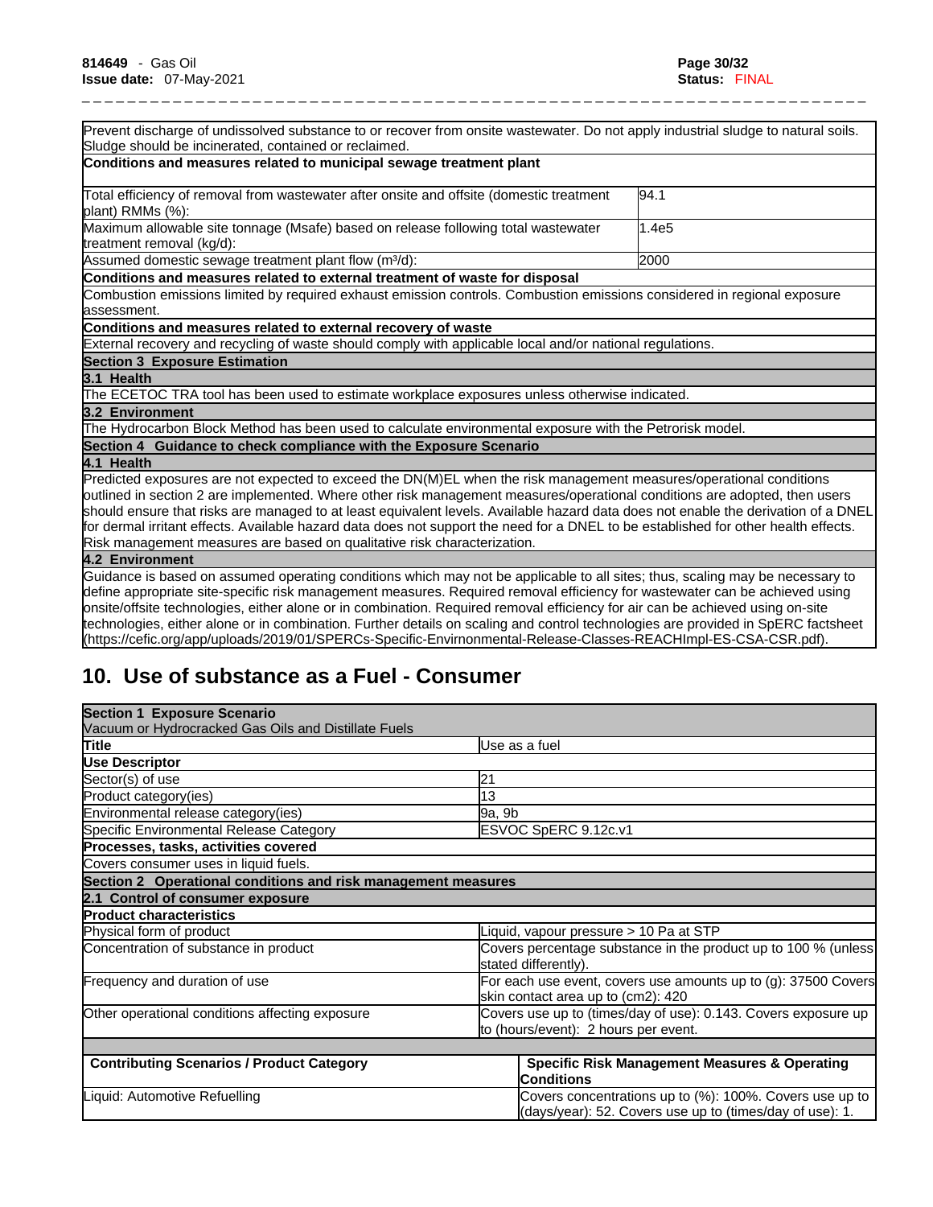| | |
|---|---|
| Prevent discharge of undissolved substance to or recover from onsite wastewater. Do not apply industrial sludge to natural soils. Sludge should be incinerated, contained or reclaimed. | |
| **Conditions and measures related to municipal sewage treatment plant** | |
| Total efficiency of removal from wastewater after onsite and offsite (domestic treatment plant) RMMs (%): | 94.1 |
| Maximum allowable site tonnage (Msafe) based on release following total wastewater treatment removal (kg/d): | 1.4e5 |
| Assumed domestic sewage treatment plant flow (m³/d): | 2000 |
| **Conditions and measures related to external treatment of waste for disposal** | |
| Combustion emissions limited by required exhaust emission controls. Combustion emissions considered in regional exposure assessment. | |
| **Conditions and measures related to external recovery of waste** | |
| External recovery and recycling of waste should comply with applicable local and/or national regulations. | |
| **Section 3 Exposure Estimation** | |
| **3.1 Health** | |
| The ECETOC TRA tool has been used to estimate workplace exposures unless otherwise indicated. | |
| **3.2 Environment** | |
| The Hydrocarbon Block Method has been used to calculate environmental exposure with the Petrorisk model. | |
| **Section 4 Guidance to check compliance with the Exposure Scenario** | |
| **4.1 Health** | |
| Predicted exposures are not expected to exceed the DN(M)EL when the risk management measures/operational conditions outlined in section 2 are implemented. Where other risk management measures/operational conditions are adopted, then users should ensure that risks are managed to at least equivalent levels. Available hazard data does not enable the derivation of a DNEL for dermal irritant effects. Available hazard data does not support the need for a DNEL to be established for other health effects. Risk management measures are based on qualitative risk characterization. | |
| **4.2 Environment** | |
| Guidance is based on assumed operating conditions which may not be applicable to all sites; thus, scaling may be necessary to define appropriate site-specific risk management measures. Required removal efficiency for wastewater can be achieved using onsite/offsite technologies, either alone or in combination. Required removal efficiency for air can be achieved using on-site technologies, either alone or in combination. Further details on scaling and control technologies are provided in SpERC factsheet (https://cefic.org/app/uploads/2019/01/SPERCs-Specific-Envirnonmental-Release-Classes-REACHImpl-ES-CSA-CSR.pdf). | |

## 10. Use of substance as a Fuel - Consumer

| **Section 1 Exposure Scenario**<br>Vacuum or Hydrocracked Gas Oils and Distillate Fuels | |
|---|---|
| **Title** | Use as a fuel |
| **Use Descriptor** | |
| Sector(s) of use | 21 |
| Product category(ies) | 13 |
| Environmental release category(ies) | 9a, 9b |
| Specific Environmental Release Category | ESVOC SpERC 9.12c.v1 |
| **Processes, tasks, activities covered** | |
| Covers consumer uses in liquid fuels. | |
| **Section 2 Operational conditions and risk management measures** | |
| **2.1 Control of consumer exposure** | |
| **Product characteristics** | |
| Physical form of product | Liquid, vapour pressure > 10 Pa at STP |
| Concentration of substance in product | Covers percentage substance in the product up to 100 % (unless stated differently). |
| Frequency and duration of use | For each use event, covers use amounts up to (g): 37500 Covers skin contact area up to (cm2): 420 |
| Other operational conditions affecting exposure | Covers use up to (times/day of use): 0.143. Covers exposure up to (hours/event): 2 hours per event. |
| | |
| **Contributing Scenarios / Product Category** | **Specific Risk Management Measures & Operating Conditions** |
| Liquid: Automotive Refuelling | Covers concentrations up to (%): 100%. Covers use up to (days/year): 52. Covers use up to (times/day of use): 1. |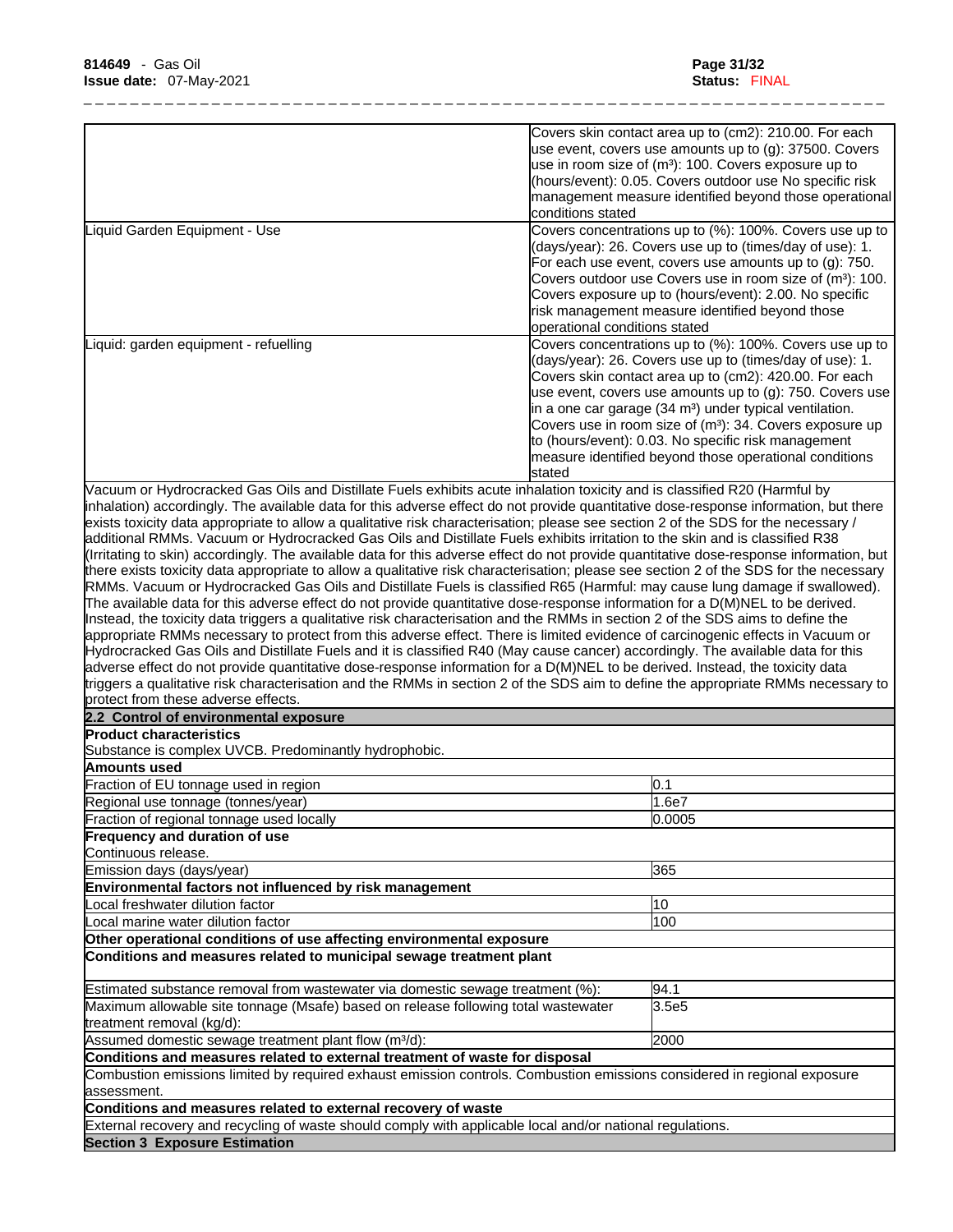| | |
|---|---|
| | Covers skin contact area up to (cm2): 210.00. For each use event, covers use amounts up to (g): 37500. Covers use in room size of ($m^3$): 100. Covers exposure up to (hours/event): 0.05. Covers outdoor use No specific risk management measure identified beyond those operational conditions stated |
| Liquid Garden Equipment - Use | Covers concentrations up to (%): 100%. Covers use up to (days/year): 26. Covers use up to (times/day of use): 1. For each use event, covers use amounts up to (g): 750. Covers outdoor use Covers use in room size of ($m^3$): 100. Covers exposure up to (hours/event): 2.00. No specific risk management measure identified beyond those operational conditions stated |
| Liquid: garden equipment - refuelling | Covers concentrations up to (%): 100%. Covers use up to (days/year): 26. Covers use up to (times/day of use): 1. Covers skin contact area up to (cm2): 420.00. For each use event, covers use amounts up to (g): 750. Covers use in a one car garage (34 $m^3$) under typical ventilation. Covers use in room size of ($m^3$): 34. Covers exposure up to (hours/event): 0.03. No specific risk management measure identified beyond those operational conditions stated |

Vacuum or Hydrocracked Gas Oils and Distillate Fuels exhibits acute inhalation toxicity and is classified R20 (Harmful by inhalation) accordingly. The available data for this adverse effect do not provide quantitative dose-response information, but there exists toxicity data appropriate to allow a qualitative risk characterisation; please see section 2 of the SDS for the necessary / additional RMMs. Vacuum or Hydrocracked Gas Oils and Distillate Fuels exhibits irritation to the skin and is classified R38 (Irritating to skin) accordingly. The available data for this adverse effect do not provide quantitative dose-response information, but there exists toxicity data appropriate to allow a qualitative risk characterisation; please see section 2 of the SDS for the necessary RMMs. Vacuum or Hydrocracked Gas Oils and Distillate Fuels is classified R65 (Harmful: may cause lung damage if swallowed). The available data for this adverse effect do not provide quantitative dose-response information for a D(M)NEL to be derived. Instead, the toxicity data triggers a qualitative risk characterisation and the RMMs in section 2 of the SDS aims to define the appropriate RMMs necessary to protect from this adverse effect. There is limited evidence of carcinogenic effects in Vacuum or Hydrocracked Gas Oils and Distillate Fuels and it is classified R40 (May cause cancer) accordingly. The available data for this adverse effect do not provide quantitative dose-response information for a D(M)NEL to be derived. Instead, the toxicity data triggers a qualitative risk characterisation and the RMMs in section 2 of the SDS aim to define the appropriate RMMs necessary to protect from these adverse effects.

**2.2 Control of environmental exposure**

**Product characteristics**

Substance is complex UVCB. Predominantly hydrophobic.

**Amounts used**

| | |
|---|---|
| Fraction of EU tonnage used in region | 0.1 |
| Regional use tonnage (tonnes/year) | 1.6e7 |
| Fraction of regional tonnage used locally | 0.0005 |

**Frequency and duration of use**

Continuous release.

| | |
|---|---|
| Emission days (days/year) | 365 |

**Environmental factors not influenced by risk management**

| | |
|---|---|
| Local freshwater dilution factor | 10 |
| Local marine water dilution factor | 100 |

**Other operational conditions of use affecting environmental exposure**

**Conditions and measures related to municipal sewage treatment plant**

| | |
|---|---|
| Estimated substance removal from wastewater via domestic sewage treatment (%): | 94.1 |
| Maximum allowable site tonnage (Msafe) based on release following total wastewater treatment removal (kg/d): | 3.5e5 |
| Assumed domestic sewage treatment plant flow ($m^3$/d): | 2000 |

**Conditions and measures related to external treatment of waste for disposal**

Combustion emissions limited by required exhaust emission controls. Combustion emissions considered in regional exposure assessment.

**Conditions and measures related to external recovery of waste**

External recovery and recycling of waste should comply with applicable local and/or national regulations.

**Section 3 Exposure Estimation**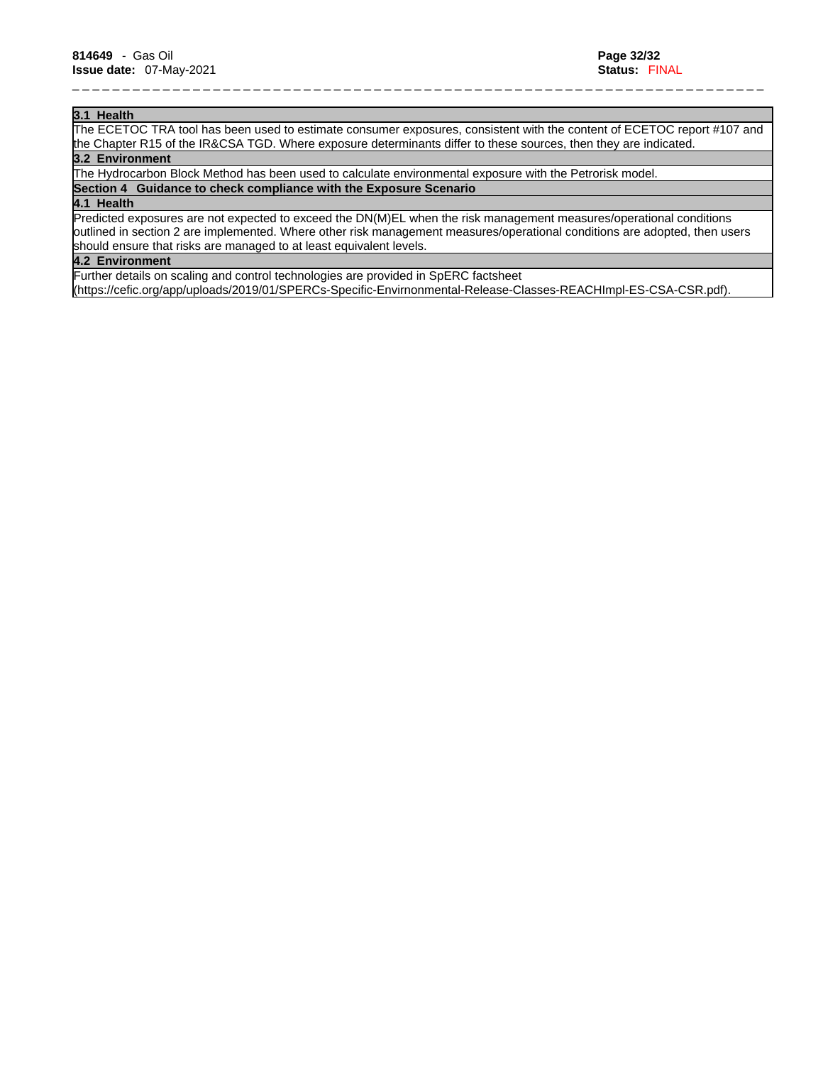### 3.1 Health

The ECETOC TRA tool has been used to estimate consumer exposures, consistent with the content of ECETOC report #107 and the Chapter R15 of the IR&CSA TGD. Where exposure determinants differ to these sources, then they are indicated.

### 3.2 Environment

The Hydrocarbon Block Method has been used to calculate environmental exposure with the Petrorisk model.

## Section 4 Guidance to check compliance with the Exposure Scenario

### 4.1 Health

Predicted exposures are not expected to exceed the DN(M)EL when the risk management measures/operational conditions outlined in section 2 are implemented. Where other risk management measures/operational conditions are adopted, then users should ensure that risks are managed to at least equivalent levels.

### 4.2 Environment

Further details on scaling and control technologies are provided in SpERC factsheet (https://cefic.org/app/uploads/2019/01/SPERCs-Specific-Envirnonmental-Release-Classes-REACHImpl-ES-CSA-CSR.pdf).